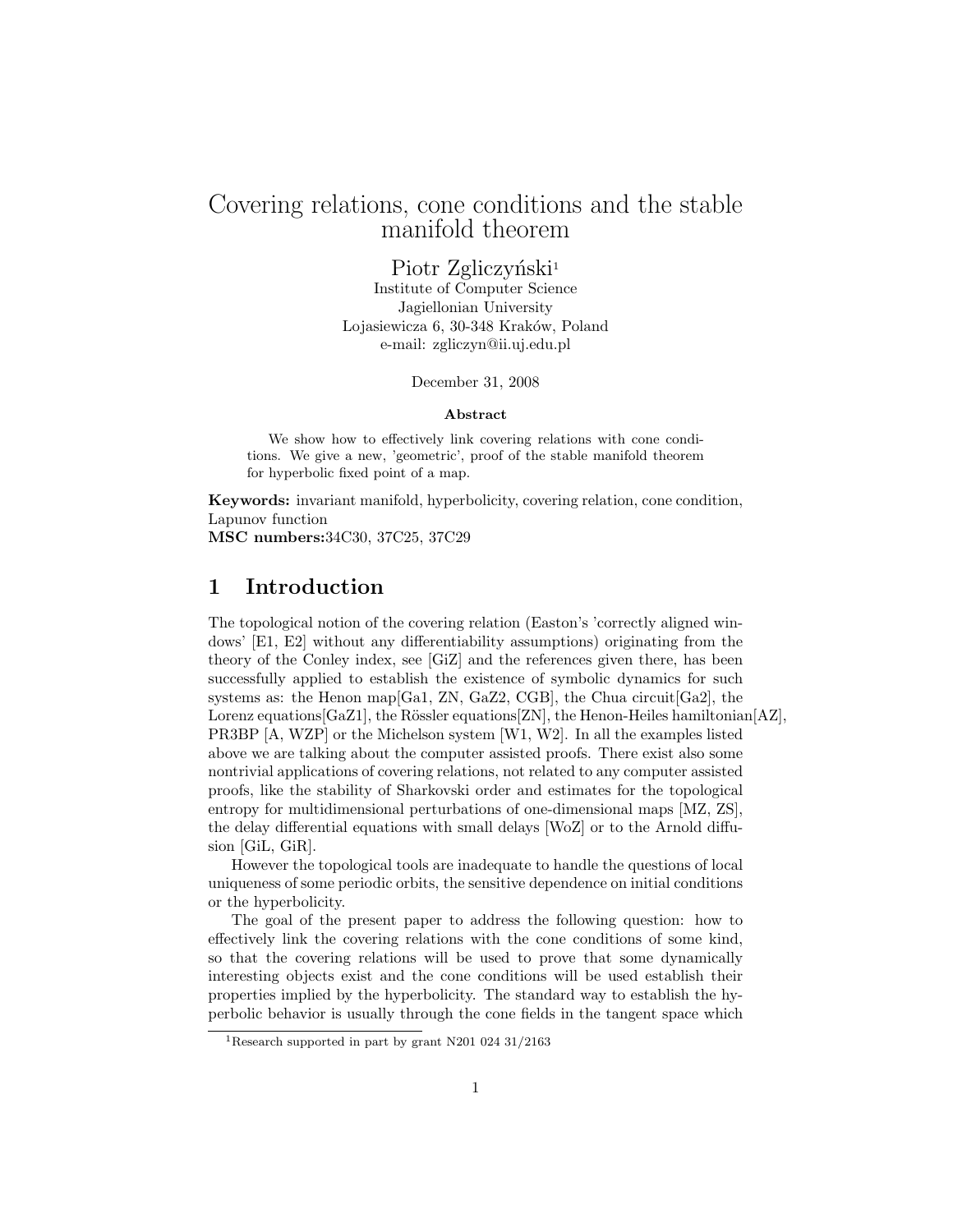# Covering relations, cone conditions and the stable manifold theorem

Piotr Zgliczyński[1]
Institute of Computer Science
Jagiellonian University
Lojasiewicza 6, 30-348 Kraków, Poland
e-mail: zgliczyn@ii.uj.edu.pl

December 31, 2008

**Abstract**

We show how to effectively link covering relations with cone conditions. We give a new, 'geometric', proof of the stable manifold theorem for hyperbolic fixed point of a map.

**Keywords:** invariant manifold, hyperbolicity, covering relation, cone condition, Lapunov function
**MSC numbers:** 34C30, 37C25, 37C29

## 1 Introduction

The topological notion of the covering relation (Easton's 'correctly aligned windows' [E1, E2] without any differentiability assumptions) originating from the theory of the Conley index, see [GiZ] and the references given there, has been successfully applied to establish the existence of symbolic dynamics for such systems as: the Henon map[Ga1, ZN, GaZ2, CGB], the Chua circuit[Ga2], the Lorenz equations[GaZ1], the Rössler equations[ZN], the Henon-Heiles hamiltonian[AZ], PR3BP [A, WZP] or the Michelson system [W1, W2]. In all the examples listed above we are talking about the computer assisted proofs. There exist also some nontrivial applications of covering relations, not related to any computer assisted proofs, like the stability of Sharkovski order and estimates for the topological entropy for multidimensional perturbations of one-dimensional maps [MZ, ZS], the delay differential equations with small delays [WoZ] or to the Arnold diffusion [GiL, GiR].

However the topological tools are inadequate to handle the questions of local uniqueness of some periodic orbits, the sensitive dependence on initial conditions or the hyperbolicity.

The goal of the present paper to address the following question: how to effectively link the covering relations with the cone conditions of some kind, so that the covering relations will be used to prove that some dynamically interesting objects exist and the cone conditions will be used establish their properties implied by the hyperbolicity. The standard way to establish the hyperbolic behavior is usually through the cone fields in the tangent space which

[1] Research supported in part by grant N201 024 31/2163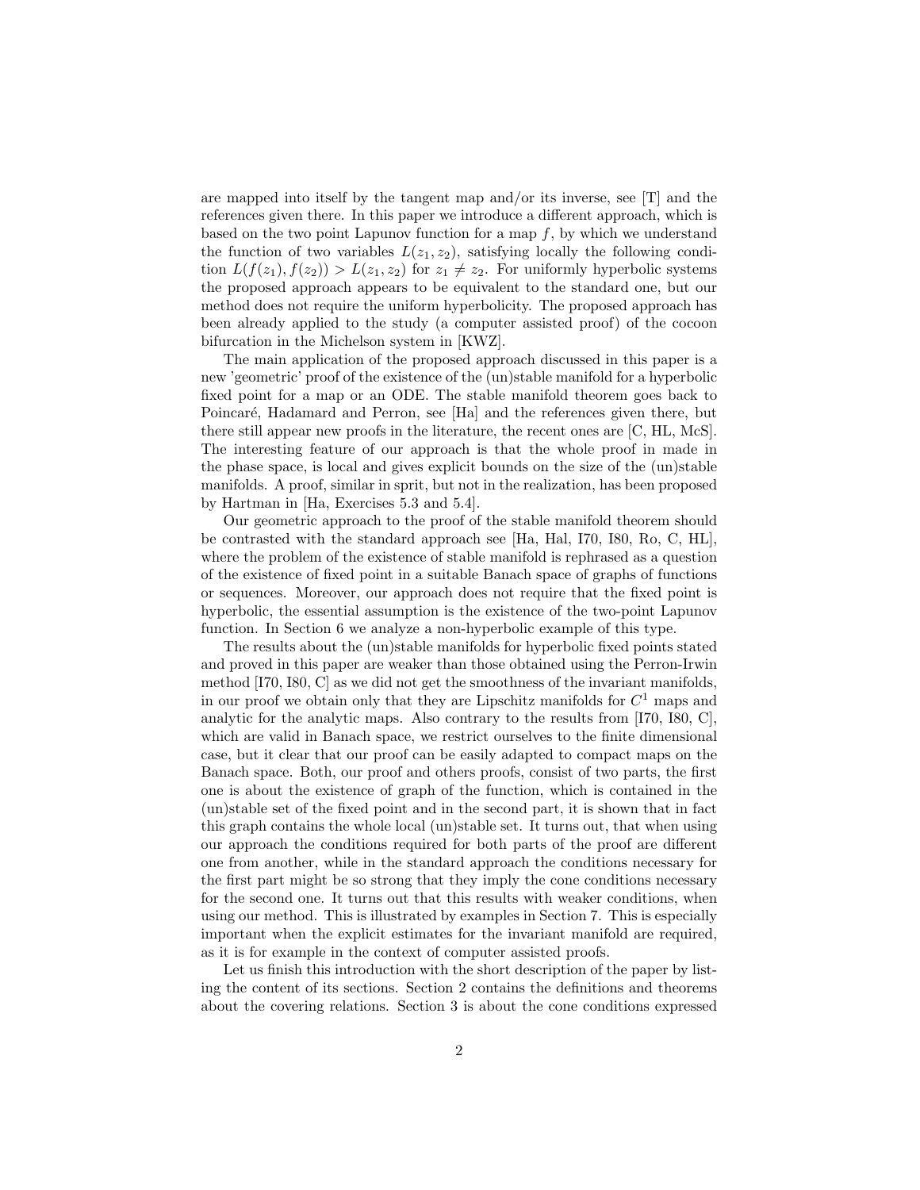are mapped into itself by the tangent map and/or its inverse, see [T] and the references given there. In this paper we introduce a different approach, which is based on the two point Lapunov function for a map $f$, by which we understand the function of two variables $L(z_1, z_2)$, satisfying locally the following condition $L(f(z_1), f(z_2)) > L(z_1, z_2)$ for $z_1 \neq z_2$. For uniformly hyperbolic systems the proposed approach appears to be equivalent to the standard one, but our method does not require the uniform hyperbolicity. The proposed approach has been already applied to the study (a computer assisted proof) of the cocoon bifurcation in the Michelson system in [KWZ].

The main application of the proposed approach discussed in this paper is a new 'geometric' proof of the existence of the (un)stable manifold for a hyperbolic fixed point for a map or an ODE. The stable manifold theorem goes back to Poincaré, Hadamard and Perron, see [Ha] and the references given there, but there still appear new proofs in the literature, the recent ones are [C, HL, McS]. The interesting feature of our approach is that the whole proof in made in the phase space, is local and gives explicit bounds on the size of the (un)stable manifolds. A proof, similar in sprit, but not in the realization, has been proposed by Hartman in [Ha, Exercises 5.3 and 5.4].

Our geometric approach to the proof of the stable manifold theorem should be contrasted with the standard approach see [Ha, Hal, I70, I80, Ro, C, HL], where the problem of the existence of stable manifold is rephrased as a question of the existence of fixed point in a suitable Banach space of graphs of functions or sequences. Moreover, our approach does not require that the fixed point is hyperbolic, the essential assumption is the existence of the two-point Lapunov function. In Section 6 we analyze a non-hyperbolic example of this type.

The results about the (un)stable manifolds for hyperbolic fixed points stated and proved in this paper are weaker than those obtained using the Perron-Irwin method [I70, I80, C] as we did not get the smoothness of the invariant manifolds, in our proof we obtain only that they are Lipschitz manifolds for $C^1$ maps and analytic for the analytic maps. Also contrary to the results from [I70, I80, C], which are valid in Banach space, we restrict ourselves to the finite dimensional case, but it clear that our proof can be easily adapted to compact maps on the Banach space. Both, our proof and others proofs, consist of two parts, the first one is about the existence of graph of the function, which is contained in the (un)stable set of the fixed point and in the second part, it is shown that in fact this graph contains the whole local (un)stable set. It turns out, that when using our approach the conditions required for both parts of the proof are different one from another, while in the standard approach the conditions necessary for the first part might be so strong that they imply the cone conditions necessary for the second one. It turns out that this results with weaker conditions, when using our method. This is illustrated by examples in Section 7. This is especially important when the explicit estimates for the invariant manifold are required, as it is for example in the context of computer assisted proofs.

Let us finish this introduction with the short description of the paper by listing the content of its sections. Section 2 contains the definitions and theorems about the covering relations. Section 3 is about the cone conditions expressed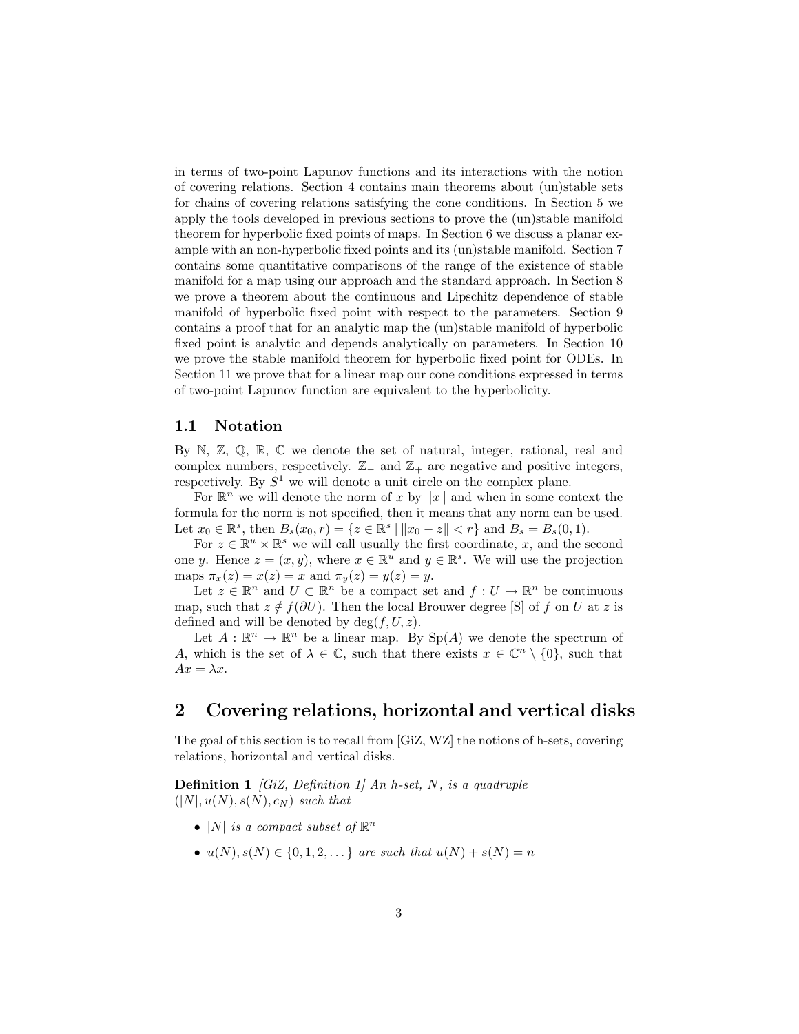in terms of two-point Lapunov functions and its interactions with the notion of covering relations. Section 4 contains main theorems about (un)stable sets for chains of covering relations satisfying the cone conditions. In Section 5 we apply the tools developed in previous sections to prove the (un)stable manifold theorem for hyperbolic fixed points of maps. In Section 6 we discuss a planar example with an non-hyperbolic fixed points and its (un)stable manifold. Section 7 contains some quantitative comparisons of the range of the existence of stable manifold for a map using our approach and the standard approach. In Section 8 we prove a theorem about the continuous and Lipschitz dependence of stable manifold of hyperbolic fixed point with respect to the parameters. Section 9 contains a proof that for an analytic map the (un)stable manifold of hyperbolic fixed point is analytic and depends analytically on parameters. In Section 10 we prove the stable manifold theorem for hyperbolic fixed point for ODEs. In Section 11 we prove that for a linear map our cone conditions expressed in terms of two-point Lapunov function are equivalent to the hyperbolicity.

### 1.1 Notation

By $\mathbb{N}$, $\mathbb{Z}$, $\mathbb{Q}$, $\mathbb{R}$, $\mathbb{C}$ we denote the set of natural, integer, rational, real and complex numbers, respectively. $\mathbb{Z}_-$ and $\mathbb{Z}_+$ are negative and positive integers, respectively. By $S^1$ we will denote a unit circle on the complex plane.

For $\mathbb{R}^n$ we will denote the norm of $x$ by $\|x\|$ and when in some context the formula for the norm is not specified, then it means that any norm can be used. Let $x_0 \in \mathbb{R}^s$, then $B_s(x_0, r) = \{z \in \mathbb{R}^s \mid \|x_0 - z\| < r\}$ and $B_s = B_s(0, 1)$.

For $z \in \mathbb{R}^u \times \mathbb{R}^s$ we will call usually the first coordinate, $x$, and the second one $y$. Hence $z = (x, y)$, where $x \in \mathbb{R}^u$ and $y \in \mathbb{R}^s$. We will use the projection maps $\pi_x(z) = x(z) = x$ and $\pi_y(z) = y(z) = y$.

Let $z \in \mathbb{R}^n$ and $U \subset \mathbb{R}^n$ be a compact set and $f : U \to \mathbb{R}^n$ be continuous map, such that $z \notin f(\partial U)$. Then the local Brouwer degree [S] of $f$ on $U$ at $z$ is defined and will be denoted by $\deg(f, U, z)$.

Let $A : \mathbb{R}^n \to \mathbb{R}^n$ be a linear map. By $\mathrm{Sp}(A)$ we denote the spectrum of $A$, which is the set of $\lambda \in \mathbb{C}$, such that there exists $x \in \mathbb{C}^n \setminus \{0\}$, such that $Ax = \lambda x$.

## 2 Covering relations, horizontal and vertical disks

The goal of this section is to recall from [GiZ, WZ] the notions of h-sets, covering relations, horizontal and vertical disks.

**Definition 1** *[GiZ, Definition 1] An h-set, $N$, is a quadruple $(|N|, u(N), s(N), c_N)$ such that*

- *$|N|$ is a compact subset of $\mathbb{R}^n$*
- *$u(N), s(N) \in \{0, 1, 2, \dots\}$ are such that $u(N) + s(N) = n$*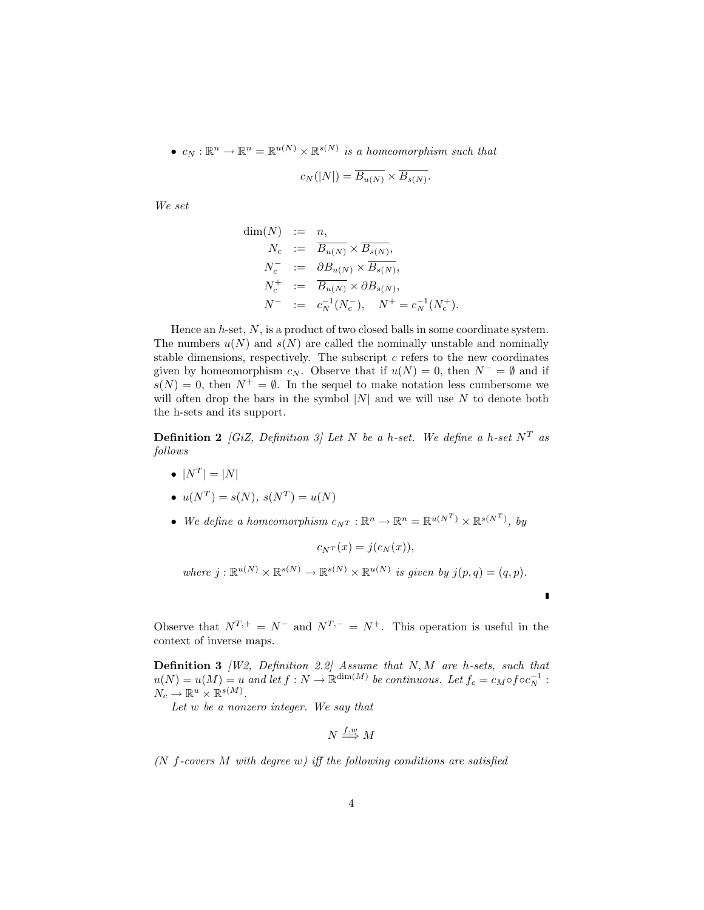- $c_N : \mathbb{R}^n \to \mathbb{R}^n = \mathbb{R}^{u(N)} \times \mathbb{R}^{s(N)}$ *is a homeomorphism such that*

$$c_N(|N|) = \overline{B_{u(N)}} \times \overline{B_{s(N)}}.$$

*We set*

$$
\begin{aligned}
\dim(N) &:= n, \\
N_c &:= \overline{B_{u(N)}} \times \overline{B_{s(N)}}, \\
N_c^- &:= \partial B_{u(N)} \times \overline{B_{s(N)}}, \\
N_c^+ &:= \overline{B_{u(N)}} \times \partial B_{s(N)}, \\
N^- &:= c_N^{-1}(N_c^-), \quad N^+ = c_N^{-1}(N_c^+).
\end{aligned}
$$

Hence an $h$-set, $N$, is a product of two closed balls in some coordinate system. The numbers $u(N)$ and $s(N)$ are called the nominally unstable and nominally stable dimensions, respectively. The subscript $c$ refers to the new coordinates given by homeomorphism $c_N$. Observe that if $u(N) = 0$, then $N^- = \emptyset$ and if $s(N) = 0$, then $N^+ = \emptyset$. In the sequel to make notation less cumbersome we will often drop the bars in the symbol $|N|$ and we will use $N$ to denote both the h-sets and its support.

**Definition 2** *[GiZ, Definition 3] Let $N$ be a h-set. We define a h-set $N^T$ as follows*

- $|N^T| = |N|$
- $u(N^T) = s(N)$, $s(N^T) = u(N)$
- *We define a homeomorphism $c_{N^T} : \mathbb{R}^n \to \mathbb{R}^n = \mathbb{R}^{u(N^T)} \times \mathbb{R}^{s(N^T)}$, by*

$$c_{N^T}(x) = j(c_N(x)),$$

*where $j : \mathbb{R}^{u(N)} \times \mathbb{R}^{s(N)} \to \mathbb{R}^{s(N)} \times \mathbb{R}^{u(N)}$ is given by $j(p, q) = (q, p)$.*

Observe that $N^{T,+} = N^-$ and $N^{T,-} = N^+$. This operation is useful in the context of inverse maps.

**Definition 3** *[W2, Definition 2.2] Assume that $N, M$ are h-sets, such that $u(N) = u(M) = u$ and let $f : N \to \mathbb{R}^{\dim(M)}$ be continuous. Let $f_c = c_M \circ f \circ c_N^{-1} : N_c \to \mathbb{R}^u \times \mathbb{R}^{s(M)}$.*

*Let $w$ be a nonzero integer. We say that*

$$N \overset{f,w}{\Longrightarrow} M$$

*($N$ $f$-covers $M$ with degree $w$) iff the following conditions are satisfied*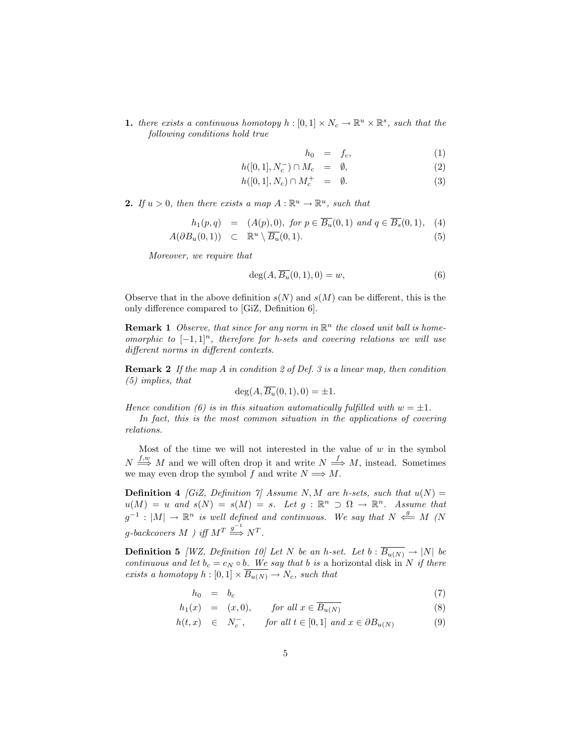**1.** *there exists a continuous homotopy $h : [0,1] \times N_c \to \mathbb{R}^u \times \mathbb{R}^s$, such that the following conditions hold true*

$$
\begin{aligned}
h_0 &= f_c, && (1)\\
h([0,1], N_c^-) \cap M_c &= \emptyset, && (2)\\
h([0,1], N_c) \cap M_c^+ &= \emptyset. && (3)
\end{aligned}
$$

**2.** *If $u > 0$, then there exists a map $A : \mathbb{R}^u \to \mathbb{R}^u$, such that*

$$
\begin{aligned}
h_1(p,q) &= (A(p), 0), \text{ for } p \in \overline{B_u}(0,1) \text{ and } q \in \overline{B_s}(0,1), && (4)\\
A(\partial B_u(0,1)) &\subset \mathbb{R}^u \setminus \overline{B_u}(0,1). && (5)
\end{aligned}
$$

*Moreover, we require that*

$$
\deg(A, \overline{B_u}(0,1), 0) = w, \tag{6}
$$

Observe that in the above definition $s(N)$ and $s(M)$ can be different, this is the only difference compared to [GiZ, Definition 6].

**Remark 1** *Observe, that since for any norm in $\mathbb{R}^n$ the closed unit ball is homeomorphic to $[-1,1]^n$, therefore for h-sets and covering relations we will use different norms in different contexts.*

**Remark 2** *If the map $A$ in condition 2 of Def. 3 is a linear map, then condition (5) implies, that*

$$
\deg(A, \overline{B_u}(0,1), 0) = \pm 1.
$$

*Hence condition (6) is in this situation automatically fulfilled with $w = \pm 1$.*

*In fact, this is the most common situation in the applications of covering relations.*

Most of the time we will not interested in the value of $w$ in the symbol $N \overset{f,w}{\Longrightarrow} M$ and we will often drop it and write $N \overset{f}{\Longrightarrow} M$, instead. Sometimes we may even drop the symbol $f$ and write $N \Longrightarrow M$.

**Definition 4** *[GiZ, Definition 7] Assume $N, M$ are h-sets, such that $u(N) = u(M) = u$ and $s(N) = s(M) = s$. Let $g : \mathbb{R}^n \supset \Omega \to \mathbb{R}^n$. Assume that $g^{-1} : |M| \to \mathbb{R}^n$ is well defined and continuous. We say that $N \overset{g}{\Longleftarrow} M$ ($N$ g-backcovers $M$ ) iff $M^T \overset{g^{-1}}{\Longrightarrow} N^T$.*

**Definition 5** *[WZ, Definition 10] Let $N$ be an h-set. Let $b : \overline{B_{u(N)}} \to |N|$ be continuous and let $b_c = c_N \circ b$. We say that $b$ is* a horizontal disk in $N$ *if there exists a homotopy $h : [0,1] \times \overline{B_{u(N)}} \to N_c$, such that*

$$
\begin{aligned}
h_0 &= b_c && (7)\\
h_1(x) &= (x, 0), \qquad \text{for all } x \in \overline{B_{u(N)}} && (8)\\
h(t,x) &\in N_c^-, \qquad \text{for all } t \in [0,1] \text{ and } x \in \partial B_{u(N)} && (9)
\end{aligned}
$$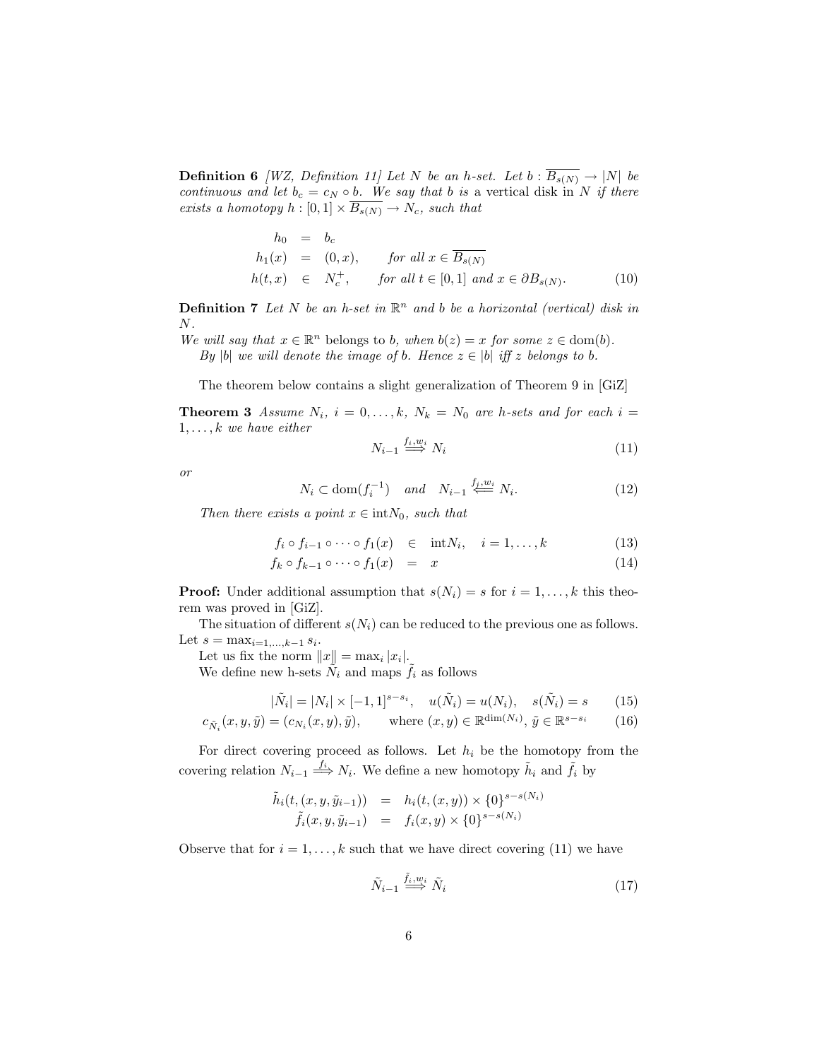**Definition 6** *[WZ, Definition 11] Let $N$ be an h-set. Let $b : \overline{B_{s(N)}} \to |N|$ be continuous and let $b_c = c_N \circ b$. We say that $b$ is* a vertical disk in $N$ *if there exists a homotopy $h : [0,1] \times \overline{B_{s(N)}} \to N_c$, such that*

$$
\begin{aligned}
h_0 &= b_c \\
h_1(x) &= (0,x), \qquad \text{for all } x \in \overline{B_{s(N)}} \\
h(t,x) &\in N_c^+, \qquad \text{for all } t \in [0,1] \text{ and } x \in \partial B_{s(N)}.
\end{aligned} \tag{10}
$$

**Definition 7** *Let $N$ be an h-set in $\mathbb{R}^n$ and $b$ be a horizontal (vertical) disk in $N$.*
*We will say that $x \in \mathbb{R}^n$* belongs to $b$, *when $b(z) = x$ for some $z \in \mathrm{dom}(b)$.*
*By $|b|$ we will denote the image of $b$. Hence $z \in |b|$ iff $z$ belongs to $b$.*

The theorem below contains a slight generalization of Theorem 9 in [GiZ]

**Theorem 3** *Assume $N_i$, $i = 0,\dots,k$, $N_k = N_0$ are h-sets and for each $i = 1,\dots,k$ we have either*

$$
N_{i-1} \overset{f_i,w_i}{\Longrightarrow} N_i \tag{11}
$$

*or*

$$
N_i \subset \mathrm{dom}(f_i^{-1}) \quad \text{and} \quad N_{i-1} \overset{f_j,w_i}{\Longleftarrow} N_i. \tag{12}
$$

*Then there exists a point $x \in \mathrm{int} N_0$, such that*

$$
\begin{aligned}
f_i \circ f_{i-1} \circ \dots \circ f_1(x) &\in \mathrm{int} N_i, \quad i = 1,\dots,k \qquad (13) \\
f_k \circ f_{k-1} \circ \dots \circ f_1(x) &= x \qquad (14)
\end{aligned}
$$

**Proof:** Under additional assumption that $s(N_i) = s$ for $i = 1,\dots,k$ this theorem was proved in [GiZ].

The situation of different $s(N_i)$ can be reduced to the previous one as follows. Let $s = \max_{i=1,\dots,k-1} s_i$.

Let us fix the norm $\|x\| = \max_i |x_i|$.

We define new h-sets $\tilde{N}_i$ and maps $\tilde{f}_i$ as follows

$$
|\tilde{N}_i| = |N_i| \times [-1,1]^{s-s_i}, \quad u(\tilde{N}_i) = u(N_i), \quad s(\tilde{N}_i) = s \tag{15}
$$

$$
c_{\tilde{N}_i}(x,y,\tilde{y}) = (c_{N_i}(x,y),\tilde{y}), \qquad \text{where } (x,y) \in \mathbb{R}^{\dim(N_i)},\ \tilde{y} \in \mathbb{R}^{s-s_i} \tag{16}
$$

For direct covering proceed as follows. Let $h_i$ be the homotopy from the covering relation $N_{i-1} \overset{f_i}{\Longrightarrow} N_i$. We define a new homotopy $\tilde{h}_i$ and $\tilde{f}_i$ by

$$
\begin{aligned}
\tilde{h}_i(t,(x,y,\tilde{y}_{i-1})) &= h_i(t,(x,y)) \times \{0\}^{s-s(N_i)} \\
\tilde{f}_i(x,y,\tilde{y}_{i-1}) &= f_i(x,y) \times \{0\}^{s-s(N_i)}
\end{aligned}
$$

Observe that for $i = 1,\dots,k$ such that we have direct covering (11) we have

$$
\tilde{N}_{i-1} \overset{\tilde{f}_i,w_i}{\Longrightarrow} \tilde{N}_i \tag{17}
$$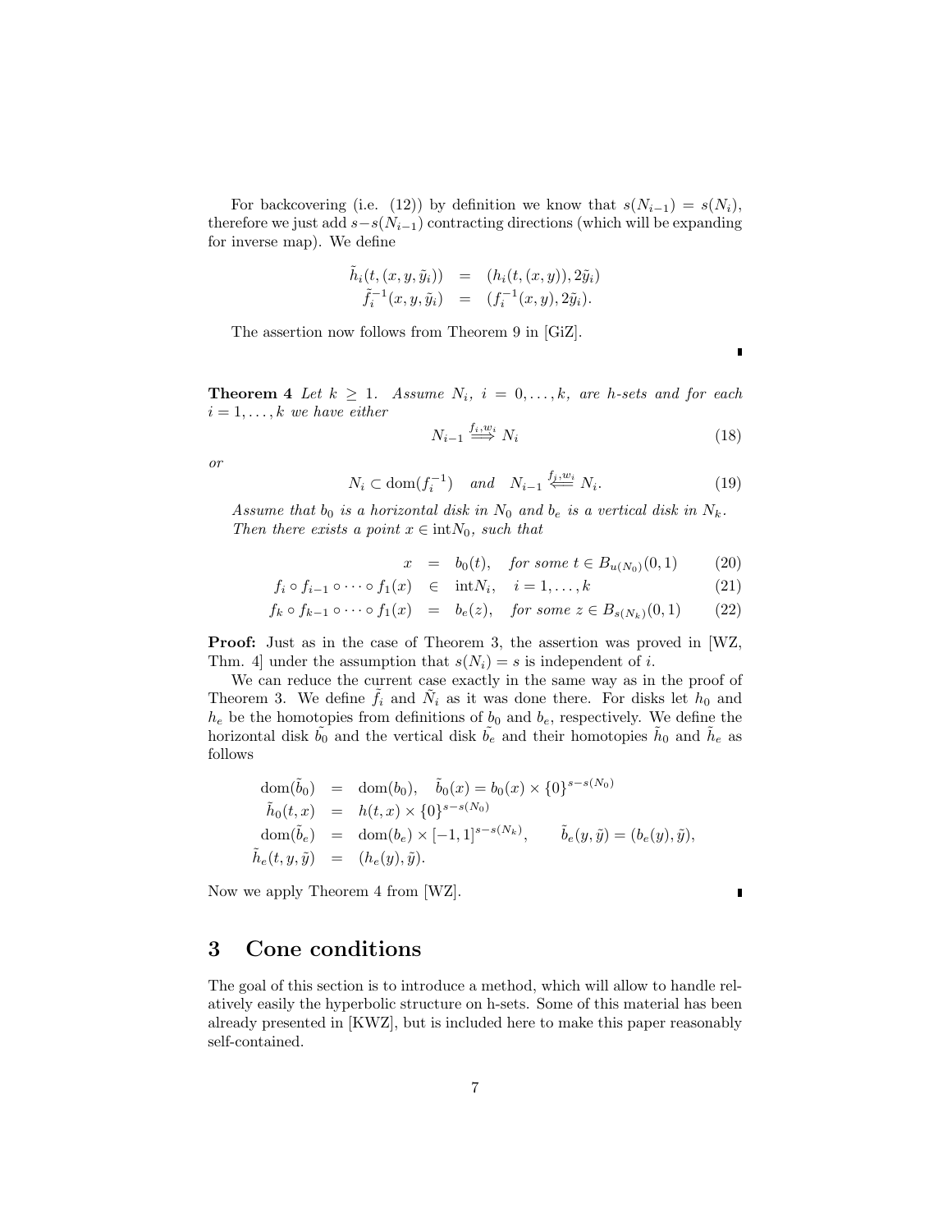For backcovering (i.e. (12)) by definition we know that $s(N_{i-1}) = s(N_i)$, therefore we just add $s - s(N_{i-1})$ contracting directions (which will be expanding for inverse map). We define

$$
\begin{aligned}
\tilde{h}_i(t,(x,y,\tilde{y}_i)) &= (h_i(t,(x,y)), 2\tilde{y}_i) \\
\tilde{f}_i^{-1}(x,y,\tilde{y}_i) &= (f_i^{-1}(x,y), 2\tilde{y}_i).
\end{aligned}
$$

The assertion now follows from Theorem 9 in [GiZ].

▮

**Theorem 4** *Let $k \geq 1$. Assume $N_i$, $i = 0,\dots,k$, are h-sets and for each $i = 1,\dots,k$ we have either*

$$
N_{i-1} \overset{f_i,w_i}{\Longrightarrow} N_i \tag{18}
$$

*or*

$$
N_i \subset \operatorname{dom}(f_i^{-1}) \quad \text{and} \quad N_{i-1} \overset{f_j,w_i}{\Longleftarrow} N_i. \tag{19}
$$

*Assume that $b_0$ is a horizontal disk in $N_0$ and $b_e$ is a vertical disk in $N_k$. Then there exists a point $x \in \operatorname{int} N_0$, such that*

$$
\begin{aligned}
x &= b_0(t), \quad \text{for some } t \in B_{u(N_0)}(0,1) && (20)\\
f_i \circ f_{i-1} \circ \dots \circ f_1(x) &\in \operatorname{int} N_i, \quad i = 1,\dots,k && (21)\\
f_k \circ f_{k-1} \circ \dots \circ f_1(x) &= b_e(z), \quad \text{for some } z \in B_{s(N_k)}(0,1) && (22)
\end{aligned}
$$

**Proof:** Just as in the case of Theorem 3, the assertion was proved in [WZ, Thm. 4] under the assumption that $s(N_i) = s$ is independent of $i$.

We can reduce the current case exactly in the same way as in the proof of Theorem 3. We define $\tilde{f}_i$ and $\tilde{N}_i$ as it was done there. For disks let $h_0$ and $h_e$ be the homotopies from definitions of $b_0$ and $b_e$, respectively. We define the horizontal disk $\tilde{b_0}$ and the vertical disk $\tilde{b_e}$ and their homotopies $\tilde{h}_0$ and $\tilde{h}_e$ as follows

$$
\begin{aligned}
\operatorname{dom}(\tilde{b}_0) &= \operatorname{dom}(b_0), \quad \tilde{b}_0(x) = b_0(x) \times \{0\}^{s-s(N_0)} \\
\tilde{h}_0(t,x) &= h(t,x) \times \{0\}^{s-s(N_0)} \\
\operatorname{dom}(\tilde{b}_e) &= \operatorname{dom}(b_e) \times [-1,1]^{s-s(N_k)}, \qquad \tilde{b}_e(y,\tilde{y}) = (b_e(y),\tilde{y}), \\
\tilde{h}_e(t,y,\tilde{y}) &= (h_e(y),\tilde{y}).
\end{aligned}
$$

Now we apply Theorem 4 from [WZ]. ▮

## 3 Cone conditions

The goal of this section is to introduce a method, which will allow to handle relatively easily the hyperbolic structure on h-sets. Some of this material has been already presented in [KWZ], but is included here to make this paper reasonably self-contained.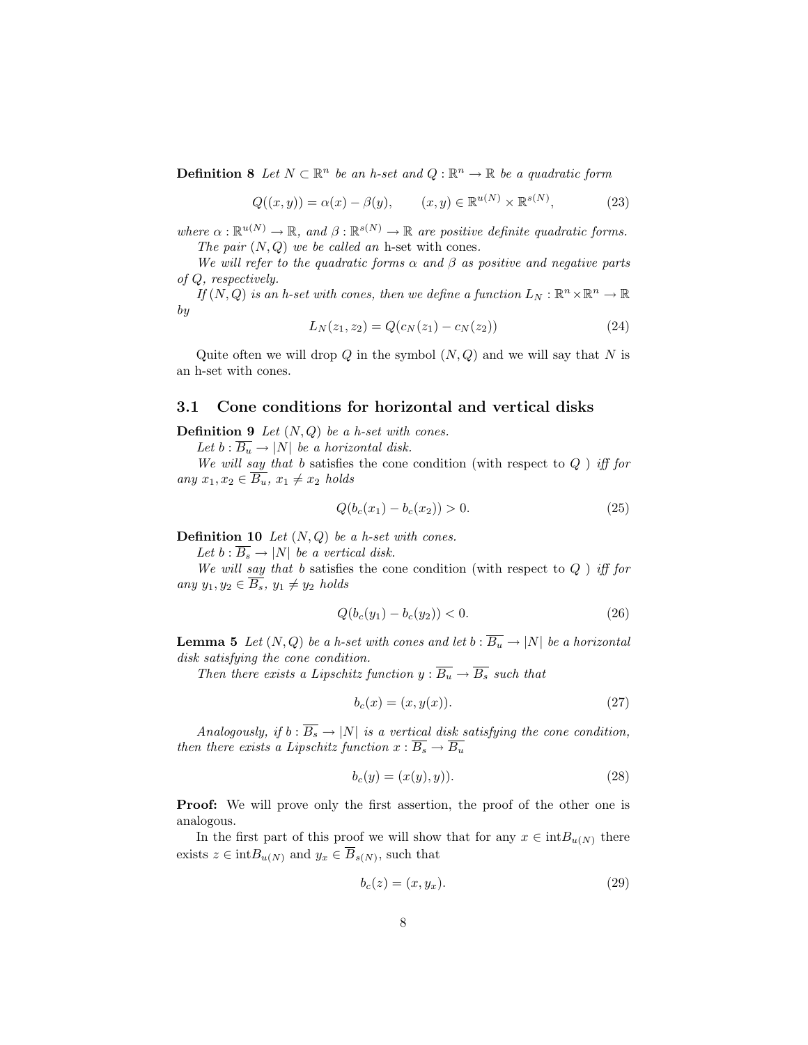**Definition 8** *Let $N \subset \mathbb{R}^n$ be an h-set and $Q : \mathbb{R}^n \to \mathbb{R}$ be a quadratic form*

$$Q((x,y)) = \alpha(x) - \beta(y), \qquad (x,y) \in \mathbb{R}^{u(N)} \times \mathbb{R}^{s(N)}, \tag{23}$$

*where $\alpha : \mathbb{R}^{u(N)} \to \mathbb{R}$, and $\beta : \mathbb{R}^{s(N)} \to \mathbb{R}$ are positive definite quadratic forms.*

*The pair $(N, Q)$ we be called an* h-set with cones*.*

*We will refer to the quadratic forms $\alpha$ and $\beta$ as positive and negative parts of $Q$, respectively.*

*If $(N, Q)$ is an h-set with cones, then we define a function $L_N : \mathbb{R}^n \times \mathbb{R}^n \to \mathbb{R}$ by*

$$L_N(z_1, z_2) = Q(c_N(z_1) - c_N(z_2)) \tag{24}$$

Quite often we will drop $Q$ in the symbol $(N, Q)$ and we will say that $N$ is an h-set with cones.

## 3.1 Cone conditions for horizontal and vertical disks

**Definition 9** *Let $(N, Q)$ be a h-set with cones.*

*Let $b : \overline{B_u} \to |N|$ be a horizontal disk.*

*We will say that $b$* satisfies the cone condition (with respect to $Q$ ) *iff for any $x_1, x_2 \in \overline{B_u}$, $x_1 \neq x_2$ holds*

$$Q(b_c(x_1) - b_c(x_2)) > 0. \tag{25}$$

**Definition 10** *Let $(N, Q)$ be a h-set with cones.*

*Let $b : \overline{B_s} \to |N|$ be a vertical disk.*

*We will say that $b$* satisfies the cone condition (with respect to $Q$ ) *iff for any $y_1, y_2 \in \overline{B_s}$, $y_1 \neq y_2$ holds*

$$Q(b_c(y_1) - b_c(y_2)) < 0. \tag{26}$$

**Lemma 5** *Let $(N, Q)$ be a h-set with cones and let $b : \overline{B_u} \to |N|$ be a horizontal disk satisfying the cone condition.*

*Then there exists a Lipschitz function $y : \overline{B_u} \to \overline{B_s}$ such that*

$$b_c(x) = (x, y(x)). \tag{27}$$

*Analogously, if $b : \overline{B_s} \to |N|$ is a vertical disk satisfying the cone condition, then there exists a Lipschitz function $x : \overline{B_s} \to \overline{B_u}$*

$$b_c(y) = (x(y), y)). \tag{28}$$

**Proof:** We will prove only the first assertion, the proof of the other one is analogous.

In the first part of this proof we will show that for any $x \in \mathrm{int} B_{u(N)}$ there exists $z \in \mathrm{int} B_{u(N)}$ and $y_x \in \overline{B}_{s(N)}$, such that

$$b_c(z) = (x, y_x). \tag{29}$$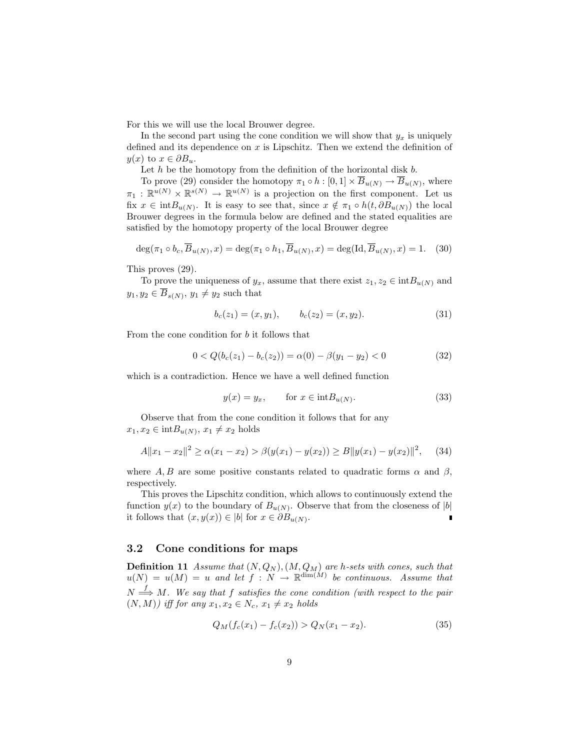For this we will use the local Brouwer degree.

In the second part using the cone condition we will show that $y_x$ is uniquely defined and its dependence on $x$ is Lipschitz. Then we extend the definition of $y(x)$ to $x \in \partial B_u$.

Let $h$ be the homotopy from the definition of the horizontal disk $b$.

To prove (29) consider the homotopy $\pi_1 \circ h : [0,1] \times \overline{B}_{u(N)} \to \overline{B}_{u(N)}$, where $\pi_1 : \mathbb{R}^{u(N)} \times \mathbb{R}^{s(N)} \to \mathbb{R}^{u(N)}$ is a projection on the first component. Let us fix $x \in \mathrm{int} B_{u(N)}$. It is easy to see that, since $x \notin \pi_1 \circ h(t, \partial B_{u(N)})$ the local Brouwer degrees in the formula below are defined and the stated equalities are satisfied by the homotopy property of the local Brouwer degree

$$\deg(\pi_1 \circ b_c, \overline{B}_{u(N)}, x) = \deg(\pi_1 \circ h_1, \overline{B}_{u(N)}, x) = \deg(\mathrm{Id}, \overline{B}_{u(N)}, x) = 1. \quad (30)$$

This proves (29).

To prove the uniqueness of $y_x$, assume that there exist $z_1, z_2 \in \mathrm{int} B_{u(N)}$ and $y_1, y_2 \in \overline{B}_{s(N)}$, $y_1 \neq y_2$ such that

$$b_c(z_1) = (x, y_1), \qquad b_c(z_2) = (x, y_2). \quad (31)$$

From the cone condition for $b$ it follows that

$$0 < Q(b_c(z_1) - b_c(z_2)) = \alpha(0) - \beta(y_1 - y_2) < 0 \quad (32)$$

which is a contradiction. Hence we have a well defined function

$$y(x) = y_x, \qquad \text{for } x \in \mathrm{int} B_{u(N)}. \quad (33)$$

Observe that from the cone condition it follows that for any $x_1, x_2 \in \mathrm{int} B_{u(N)}$, $x_1 \neq x_2$ holds

$$A\|x_1 - x_2\|^2 \geq \alpha(x_1 - x_2) > \beta(y(x_1) - y(x_2)) \geq B\|y(x_1) - y(x_2)\|^2, \quad (34)$$

where $A, B$ are some positive constants related to quadratic forms $\alpha$ and $\beta$, respectively.

This proves the Lipschitz condition, which allows to continuously extend the function $y(x)$ to the boundary of $B_{u(N)}$. Observe that from the closeness of $|b|$ it follows that $(x, y(x)) \in |b|$ for $x \in \partial B_{u(N)}$. ∎

### 3.2 Cone conditions for maps

**Definition 11** *Assume that $(N, Q_N), (M, Q_M)$ are h-sets with cones, such that $u(N) = u(M) = u$ and let $f : N \to \mathbb{R}^{\dim(M)}$ be continuous. Assume that $N \overset{f}{\Longrightarrow} M$. We say that $f$ satisfies the cone condition (with respect to the pair $(N, M)$) iff for any $x_1, x_2 \in N_c$, $x_1 \neq x_2$ holds*

$$Q_M(f_c(x_1) - f_c(x_2)) > Q_N(x_1 - x_2). \quad (35)$$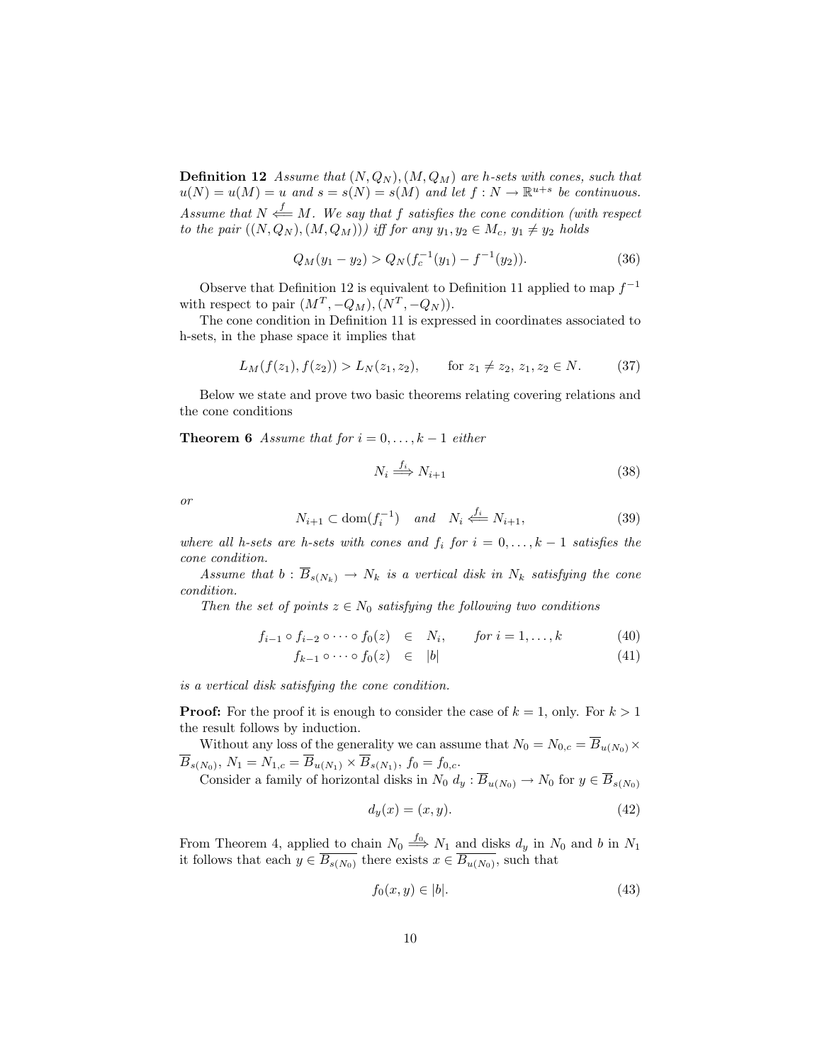**Definition 12** *Assume that $(N, Q_N), (M, Q_M)$ are h-sets with cones, such that $u(N) = u(M) = u$ and $s = s(N) = s(M)$ and let $f : N \to \mathbb{R}^{u+s}$ be continuous. Assume that $N \overset{f}{\Longleftarrow} M$. We say that $f$ satisfies the cone condition (with respect to the pair $((N, Q_N), (M, Q_M))$) iff for any $y_1, y_2 \in M_c$, $y_1 \neq y_2$ holds*

$$Q_M(y_1 - y_2) > Q_N(f_c^{-1}(y_1) - f^{-1}(y_2)). \tag{36}$$

Observe that Definition 12 is equivalent to Definition 11 applied to map $f^{-1}$ with respect to pair $(M^T, -Q_M), (N^T, -Q_N))$.

The cone condition in Definition 11 is expressed in coordinates associated to h-sets, in the phase space it implies that

$$L_M(f(z_1), f(z_2)) > L_N(z_1, z_2), \qquad \text{for } z_1 \neq z_2,\ z_1, z_2 \in N. \tag{37}$$

Below we state and prove two basic theorems relating covering relations and the cone conditions

**Theorem 6** *Assume that for $i = 0, \ldots, k-1$ either*

$$N_i \overset{f_i}{\Longrightarrow} N_{i+1} \tag{38}$$

*or*

$$N_{i+1} \subset \operatorname{dom}(f_i^{-1}) \quad \text{and} \quad N_i \overset{f_i}{\Longleftarrow} N_{i+1}, \tag{39}$$

*where all h-sets are h-sets with cones and $f_i$ for $i = 0, \ldots, k-1$ satisfies the cone condition.*

*Assume that $b : \overline{B}_{s(N_k)} \to N_k$ is a vertical disk in $N_k$ satisfying the cone condition.*

*Then the set of points $z \in N_0$ satisfying the following two conditions*

$$\begin{aligned} f_{i-1} \circ f_{i-2} \circ \cdots \circ f_0(z) &\in N_i, \qquad \text{for } i = 1, \ldots, k \\ f_{k-1} \circ \cdots \circ f_0(z) &\in |b| \end{aligned} \tag{40, 41}$$

*is a vertical disk satisfying the cone condition.*

**Proof:** For the proof it is enough to consider the case of $k = 1$, only. For $k > 1$ the result follows by induction.

Without any loss of the generality we can assume that $N_0 = N_{0,c} = \overline{B}_{u(N_0)} \times \overline{B}_{s(N_0)}$, $N_1 = N_{1,c} = \overline{B}_{u(N_1)} \times \overline{B}_{s(N_1)}$, $f_0 = f_{0,c}$.

Consider a family of horizontal disks in $N_0$ $d_y : \overline{B}_{u(N_0)} \to N_0$ for $y \in \overline{B}_{s(N_0)}$

$$d_y(x) = (x, y). \tag{42}$$

From Theorem 4, applied to chain $N_0 \overset{f_0}{\Longrightarrow} N_1$ and disks $d_y$ in $N_0$ and $b$ in $N_1$ it follows that each $y \in \overline{B_{s(N_0)}}$ there exists $x \in \overline{B_{u(N_0)}}$, such that

$$f_0(x, y) \in |b|. \tag{43}$$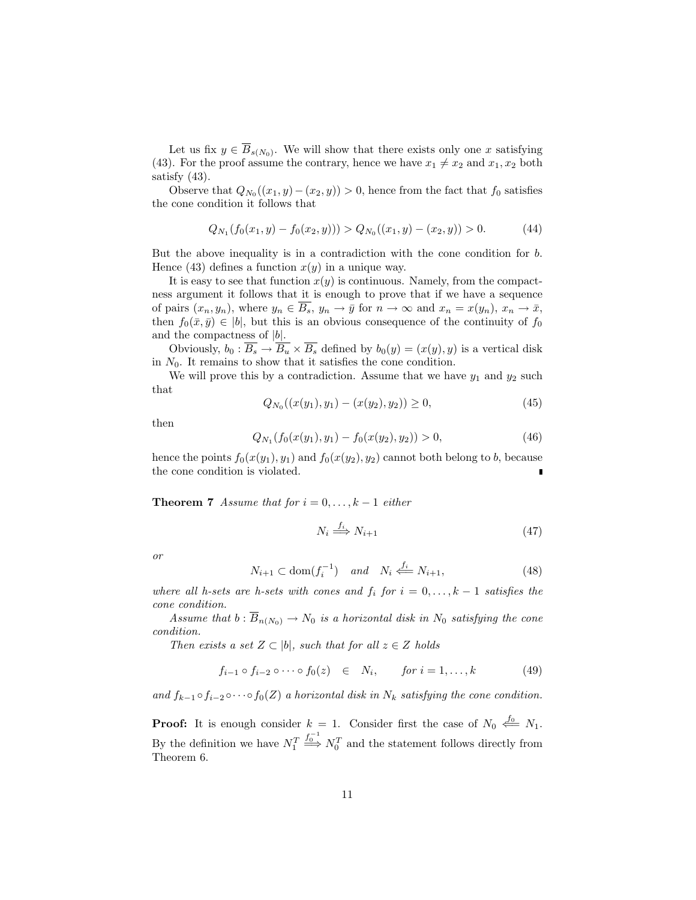Let us fix $y \in \overline{B}_{s(N_0)}$. We will show that there exists only one $x$ satisfying (43). For the proof assume the contrary, hence we have $x_1 \neq x_2$ and $x_1, x_2$ both satisfy (43).

Observe that $Q_{N_0}((x_1, y) - (x_2, y)) > 0$, hence from the fact that $f_0$ satisfies the cone condition it follows that

$$Q_{N_1}(f_0(x_1, y) - f_0(x_2, y))) > Q_{N_0}((x_1, y) - (x_2, y)) > 0. \tag{44}$$

But the above inequality is in a contradiction with the cone condition for $b$. Hence (43) defines a function $x(y)$ in a unique way.

It is easy to see that function $x(y)$ is continuous. Namely, from the compactness argument it follows that it is enough to prove that if we have a sequence of pairs $(x_n, y_n)$, where $y_n \in \overline{B_s}$, $y_n \to \bar{y}$ for $n \to \infty$ and $x_n = x(y_n)$, $x_n \to \bar{x}$, then $f_0(\bar{x}, \bar{y}) \in |b|$, but this is an obvious consequence of the continuity of $f_0$ and the compactness of $|b|$.

Obviously, $b_0 : \overline{B_s} \to \overline{B_u} \times \overline{B_s}$ defined by $b_0(y) = (x(y), y)$ is a vertical disk in $N_0$. It remains to show that it satisfies the cone condition.

We will prove this by a contradiction. Assume that we have $y_1$ and $y_2$ such that

$$Q_{N_0}((x(y_1), y_1) - (x(y_2), y_2)) \geq 0, \tag{45}$$

then

$$Q_{N_1}(f_0(x(y_1), y_1) - f_0(x(y_2), y_2)) > 0, \tag{46}$$

hence the points $f_0(x(y_1), y_1)$ and $f_0(x(y_2), y_2)$ cannot both belong to $b$, because the cone condition is violated. ∎

**Theorem 7** *Assume that for $i = 0, \ldots, k-1$ either*

$$N_i \overset{f_i}{\Longrightarrow} N_{i+1} \tag{47}$$

*or*

$$N_{i+1} \subset \mathrm{dom}(f_i^{-1}) \quad and \quad N_i \overset{f_i}{\Longleftarrow} N_{i+1}, \tag{48}$$

*where all h-sets are h-sets with cones and $f_i$ for $i = 0, \ldots, k-1$ satisfies the cone condition.*

*Assume that $b : \overline{B}_{n(N_0)} \to N_0$ is a horizontal disk in $N_0$ satisfying the cone condition.*

*Then exists a set $Z \subset |b|$, such that for all $z \in Z$ holds*

$$f_{i-1} \circ f_{i-2} \circ \cdots \circ f_0(z) \quad \in \quad N_i, \qquad for\ i = 1, \ldots, k \tag{49}$$

*and $f_{k-1} \circ f_{i-2} \circ \cdots \circ f_0(Z)$ a horizontal disk in $N_k$ satisfying the cone condition.*

**Proof:** It is enough consider $k = 1$. Consider first the case of $N_0 \overset{f_0}{\Longleftarrow} N_1$. By the definition we have $N_1^T \overset{f_0^{-1}}{\Longrightarrow} N_0^T$ and the statement follows directly from Theorem 6.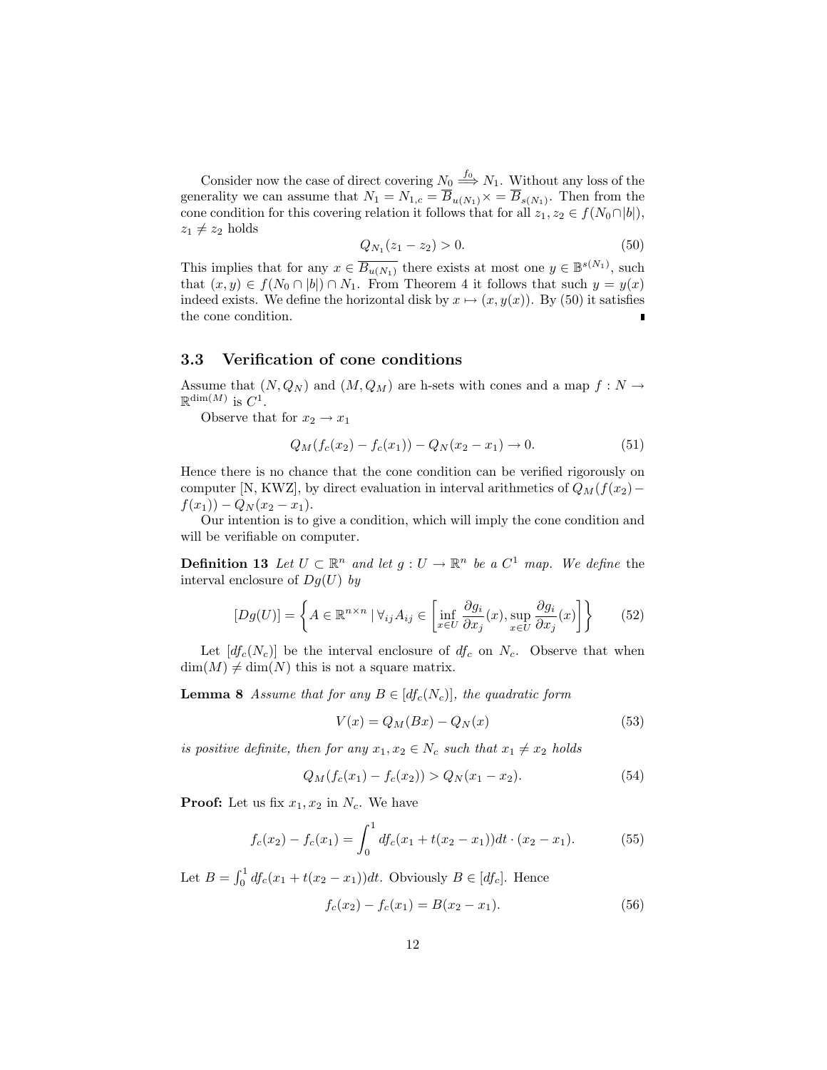Consider now the case of direct covering $N_0 \overset{f_0}{\Longrightarrow} N_1$. Without any loss of the generality we can assume that $N_1 = N_{1,c} = \overline{B}_{u(N_1)} \times = \overline{B}_{s(N_1)}$. Then from the cone condition for this covering relation it follows that for all $z_1, z_2 \in f(N_0 \cap |b|)$, $z_1 \neq z_2$ holds

$$Q_{N_1}(z_1 - z_2) > 0. \tag{50}$$

This implies that for any $x \in \overline{B_{u(N_1)}}$ there exists at most one $y \in \mathbb{B}^{s(N_1)}$, such that $(x, y) \in f(N_0 \cap |b|) \cap N_1$. From Theorem 4 it follows that such $y = y(x)$ indeed exists. We define the horizontal disk by $x \mapsto (x, y(x))$. By (50) it satisfies the cone condition. ∎

### 3.3 Verification of cone conditions

Assume that $(N, Q_N)$ and $(M, Q_M)$ are h-sets with cones and a map $f : N \to \mathbb{R}^{\dim(M)}$ is $C^1$.

Observe that for $x_2 \to x_1$

$$Q_M(f_c(x_2) - f_c(x_1)) - Q_N(x_2 - x_1) \to 0. \tag{51}$$

Hence there is no chance that the cone condition can be verified rigorously on computer [N, KWZ], by direct evaluation in interval arithmetics of $Q_M(f(x_2) - f(x_1)) - Q_N(x_2 - x_1)$.

Our intention is to give a condition, which will imply the cone condition and will be verifiable on computer.

**Definition 13** *Let $U \subset \mathbb{R}^n$ and let $g : U \to \mathbb{R}^n$ be a $C^1$ map. We define* the interval enclosure of $Dg(U)$ *by*

$$[Dg(U)] = \left\{ A \in \mathbb{R}^{n \times n} \mid \forall_{ij} A_{ij} \in \left[ \inf_{x \in U} \frac{\partial g_i}{\partial x_j}(x), \sup_{x \in U} \frac{\partial g_i}{\partial x_j}(x) \right] \right\} \tag{52}$$

Let $[df_c(N_c)]$ be the interval enclosure of $df_c$ on $N_c$. Observe that when $\dim(M) \neq \dim(N)$ this is not a square matrix.

**Lemma 8** *Assume that for any $B \in [df_c(N_c)]$, the quadratic form*

$$V(x) = Q_M(Bx) - Q_N(x) \tag{53}$$

*is positive definite, then for any $x_1, x_2 \in N_c$ such that $x_1 \neq x_2$ holds*

$$Q_M(f_c(x_1) - f_c(x_2)) > Q_N(x_1 - x_2). \tag{54}$$

**Proof:** Let us fix $x_1, x_2$ in $N_c$. We have

$$f_c(x_2) - f_c(x_1) = \int_0^1 df_c(x_1 + t(x_2 - x_1))dt \cdot (x_2 - x_1). \tag{55}$$

Let $B = \int_0^1 df_c(x_1 + t(x_2 - x_1))dt$. Obviously $B \in [df_c]$. Hence

$$f_c(x_2) - f_c(x_1) = B(x_2 - x_1). \tag{56}$$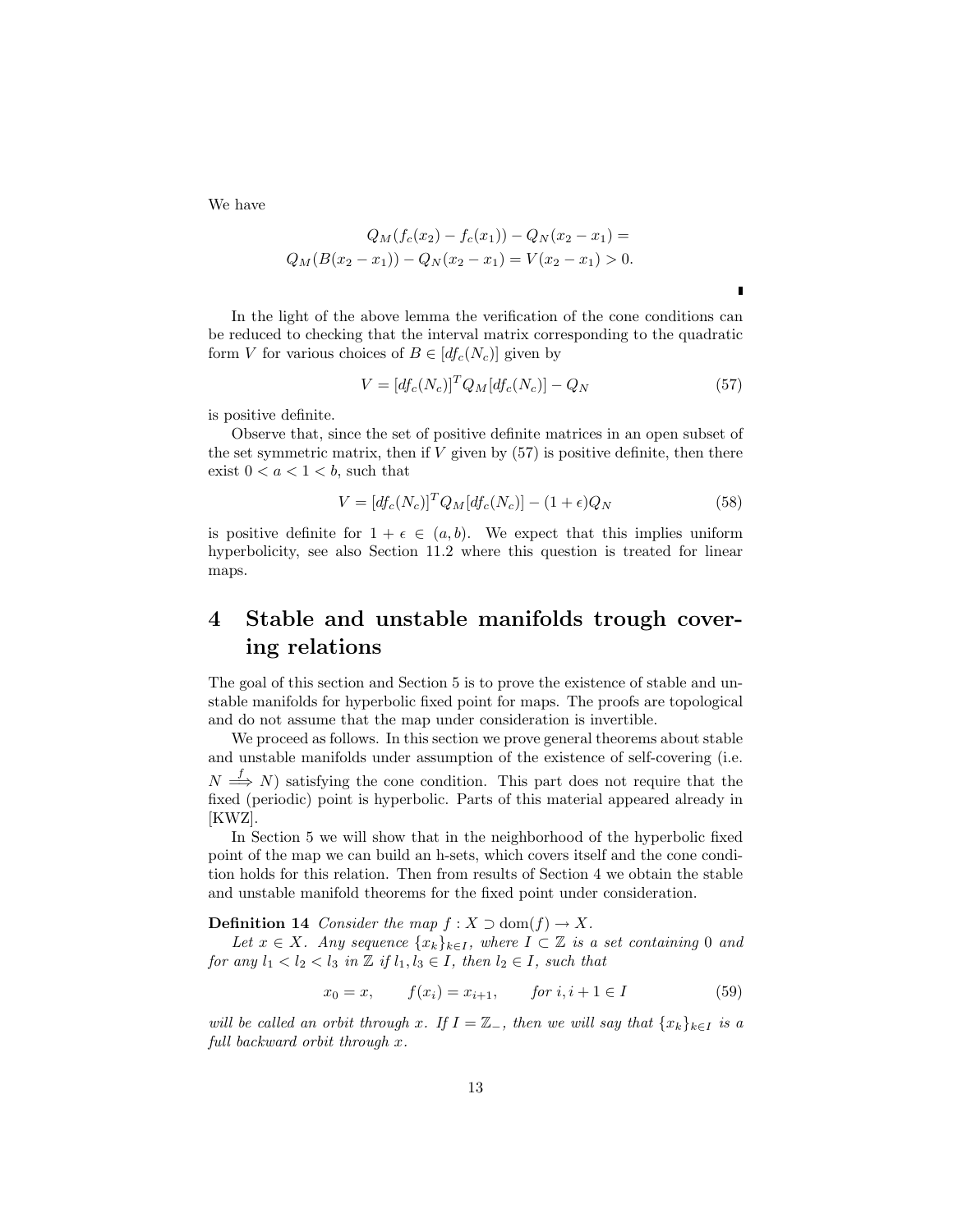We have

$$
\begin{gathered}
Q_M(f_c(x_2) - f_c(x_1)) - Q_N(x_2 - x_1) = \\
Q_M(B(x_2 - x_1)) - Q_N(x_2 - x_1) = V(x_2 - x_1) > 0.
\end{gathered}
$$

∎

In the light of the above lemma the verification of the cone conditions can be reduced to checking that the interval matrix corresponding to the quadratic form $V$ for various choices of $B \in [df_c(N_c)]$ given by

$$
V = [df_c(N_c)]^T Q_M [df_c(N_c)] - Q_N \tag{57}
$$

is positive definite.

Observe that, since the set of positive definite matrices in an open subset of the set symmetric matrix, then if $V$ given by (57) is positive definite, then there exist $0 < a < 1 < b$, such that

$$
V = [df_c(N_c)]^T Q_M [df_c(N_c)] - (1 + \epsilon) Q_N \tag{58}
$$

is positive definite for $1 + \epsilon \in (a, b)$. We expect that this implies uniform hyperbolicity, see also Section 11.2 where this question is treated for linear maps.

# 4 Stable and unstable manifolds trough covering relations

The goal of this section and Section 5 is to prove the existence of stable and unstable manifolds for hyperbolic fixed point for maps. The proofs are topological and do not assume that the map under consideration is invertible.

We proceed as follows. In this section we prove general theorems about stable and unstable manifolds under assumption of the existence of self-covering (i.e. $N \stackrel{f}{\Longrightarrow} N$) satisfying the cone condition. This part does not require that the fixed (periodic) point is hyperbolic. Parts of this material appeared already in [KWZ].

In Section 5 we will show that in the neighborhood of the hyperbolic fixed point of the map we can build an h-sets, which covers itself and the cone condition holds for this relation. Then from results of Section 4 we obtain the stable and unstable manifold theorems for the fixed point under consideration.

**Definition 14** *Consider the map $f : X \supset \mathrm{dom}(f) \to X$.*

*Let $x \in X$. Any sequence $\{x_k\}_{k \in I}$, where $I \subset \mathbb{Z}$ is a set containing $0$ and for any $l_1 < l_2 < l_3$ in $\mathbb{Z}$ if $l_1, l_3 \in I$, then $l_2 \in I$, such that*

$$
x_0 = x, \qquad f(x_i) = x_{i+1}, \qquad \text{for } i, i+1 \in I \tag{59}
$$

*will be called an orbit through $x$. If $I = \mathbb{Z}_-$, then we will say that $\{x_k\}_{k \in I}$ is a full backward orbit through $x$.*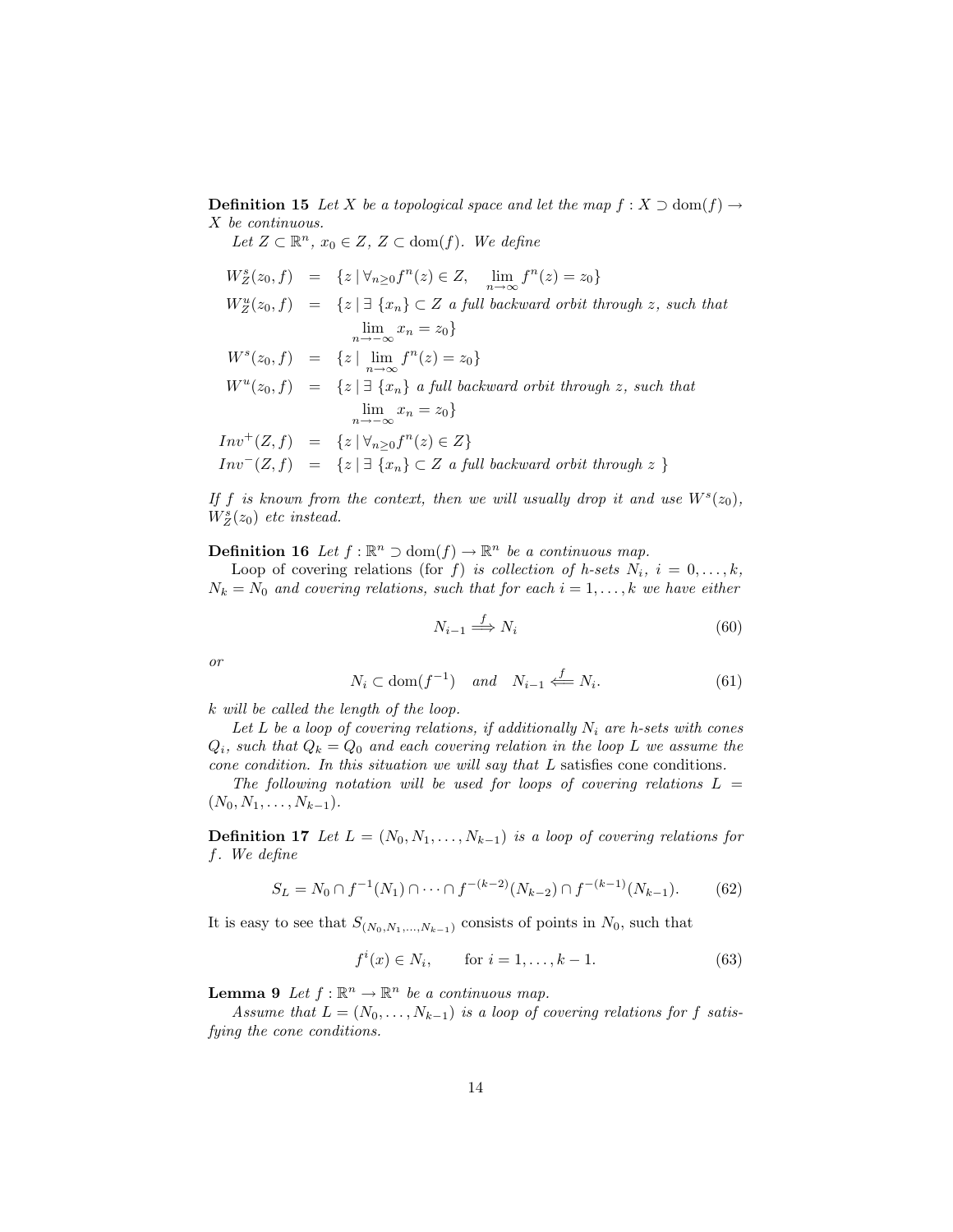**Definition 15** *Let $X$ be a topological space and let the map $f : X \supset \mathrm{dom}(f) \to X$ be continuous.*

*Let $Z \subset \mathbb{R}^n$, $x_0 \in Z$, $Z \subset \mathrm{dom}(f)$. We define*

$$
\begin{aligned}
W^s_Z(z_0, f) &= \{z \mid \forall_{n \geq 0} f^n(z) \in Z, \quad \lim_{n\to\infty} f^n(z) = z_0\} \\
W^u_Z(z_0, f) &= \{z \mid \exists \ \{x_n\} \subset Z \text{ a full backward orbit through } z, \text{ such that} \\
&\qquad \lim_{n\to-\infty} x_n = z_0\} \\
W^s(z_0, f) &= \{z \mid \lim_{n\to\infty} f^n(z) = z_0\} \\
W^u(z_0, f) &= \{z \mid \exists \ \{x_n\} \text{ a full backward orbit through } z, \text{ such that} \\
&\qquad \lim_{n\to-\infty} x_n = z_0\} \\
Inv^+(Z, f) &= \{z \mid \forall_{n\geq 0} f^n(z) \in Z\} \\
Inv^-(Z, f) &= \{z \mid \exists \ \{x_n\} \subset Z \text{ a full backward orbit through } z \ \}
\end{aligned}
$$

*If $f$ is known from the context, then we will usually drop it and use $W^s(z_0)$, $W^s_Z(z_0)$ etc instead.*

**Definition 16** *Let $f : \mathbb{R}^n \supset \mathrm{dom}(f) \to \mathbb{R}^n$ be a continuous map.*

Loop of covering relations (for $f$) *is collection of h-sets $N_i$, $i = 0, \ldots, k$, $N_k = N_0$ and covering relations, such that for each $i = 1, \ldots, k$ we have either*

$$N_{i-1} \overset{f}{\Longrightarrow} N_i \tag{60}$$

*or*

$$N_i \subset \mathrm{dom}(f^{-1}) \quad and \quad N_{i-1} \overset{f}{\Longleftarrow} N_i. \tag{61}$$

*$k$ will be called the length of the loop.*

*Let $L$ be a loop of covering relations, if additionally $N_i$ are h-sets with cones $Q_i$, such that $Q_k = Q_0$ and each covering relation in the loop $L$ we assume the cone condition. In this situation we will say that $L$* satisfies cone conditions.

*The following notation will be used for loops of covering relations $L = (N_0, N_1, \ldots, N_{k-1})$.*

**Definition 17** *Let $L = (N_0, N_1, \ldots, N_{k-1})$ is a loop of covering relations for $f$. We define*

$$S_L = N_0 \cap f^{-1}(N_1) \cap \cdots \cap f^{-(k-2)}(N_{k-2}) \cap f^{-(k-1)}(N_{k-1}). \tag{62}$$

It is easy to see that $S_{(N_0, N_1, \ldots, N_{k-1})}$ consists of points in $N_0$, such that

$$f^i(x) \in N_i, \qquad \text{for } i = 1, \ldots, k-1. \tag{63}$$

**Lemma 9** *Let $f : \mathbb{R}^n \to \mathbb{R}^n$ be a continuous map.*

*Assume that $L = (N_0, \ldots, N_{k-1})$ is a loop of covering relations for $f$ satisfying the cone conditions.*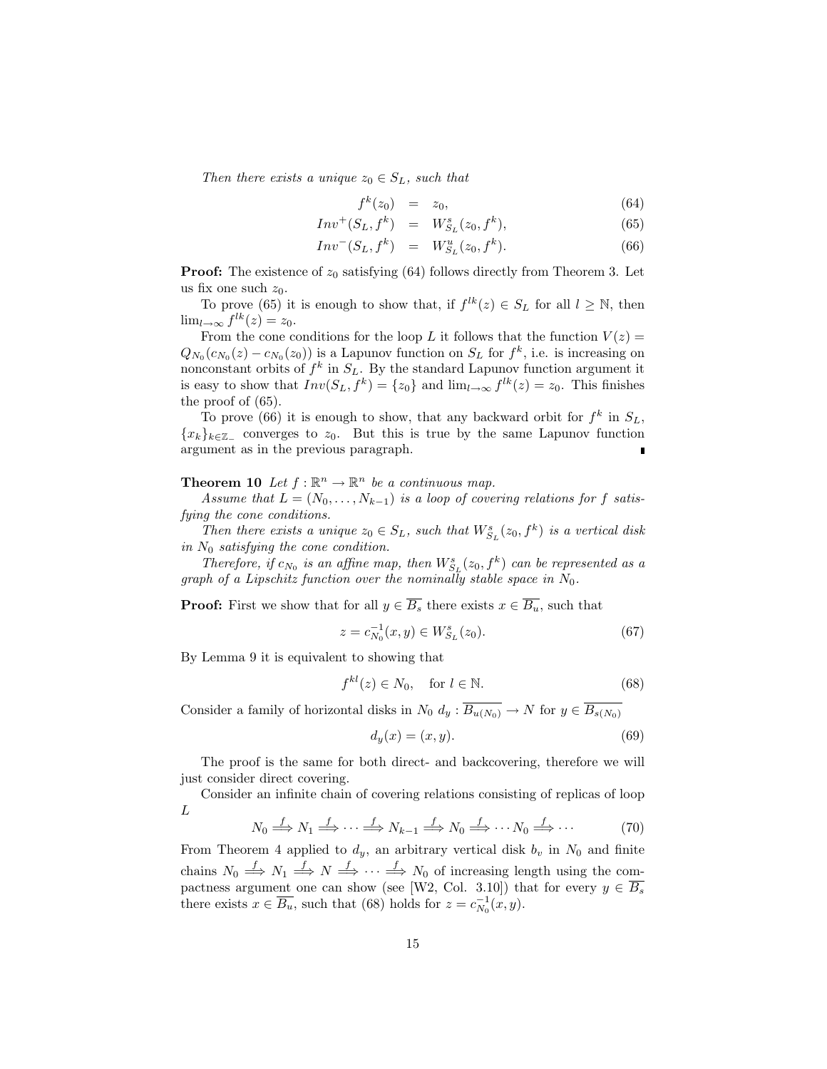*Then there exists a unique $z_0 \in S_L$, such that*

$$
\begin{aligned}
f^k(z_0) &= z_0, &(64)\\
Inv^+(S_L, f^k) &= W^s_{S_L}(z_0, f^k), &(65)\\
Inv^-(S_L, f^k) &= W^u_{S_L}(z_0, f^k). &(66)
\end{aligned}
$$

**Proof:** The existence of $z_0$ satisfying (64) follows directly from Theorem 3. Let us fix one such $z_0$.

To prove (65) it is enough to show that, if $f^{lk}(z) \in S_L$ for all $l \geq \mathbb{N}$, then $\lim_{l\to\infty} f^{lk}(z) = z_0$.

From the cone conditions for the loop $L$ it follows that the function $V(z) = Q_{N_0}(c_{N_0}(z) - c_{N_0}(z_0))$ is a Lapunov function on $S_L$ for $f^k$, i.e. is increasing on nonconstant orbits of $f^k$ in $S_L$. By the standard Lapunov function argument it is easy to show that $Inv(S_L, f^k) = \{z_0\}$ and $\lim_{l\to\infty} f^{lk}(z) = z_0$. This finishes the proof of (65).

To prove (66) it is enough to show, that any backward orbit for $f^k$ in $S_L$, $\{x_k\}_{k\in\mathbb{Z}_-}$ converges to $z_0$. But this is true by the same Lapunov function argument as in the previous paragraph. ∎

**Theorem 10** *Let $f : \mathbb{R}^n \to \mathbb{R}^n$ be a continuous map.*

*Assume that $L = (N_0, \ldots, N_{k-1})$ is a loop of covering relations for $f$ satisfying the cone conditions.*

*Then there exists a unique $z_0 \in S_L$, such that $W^s_{S_L}(z_0, f^k)$ is a vertical disk in $N_0$ satisfying the cone condition.*

*Therefore, if $c_{N_0}$ is an affine map, then $W^s_{S_L}(z_0, f^k)$ can be represented as a graph of a Lipschitz function over the nominally stable space in $N_0$.*

**Proof:** First we show that for all $y \in \overline{B_s}$ there exists $x \in \overline{B_u}$, such that

$$
z = c^{-1}_{N_0}(x, y) \in W^s_{S_L}(z_0). \tag{67}
$$

By Lemma 9 it is equivalent to showing that

$$
f^{kl}(z) \in N_0, \quad \text{for } l \in \mathbb{N}. \tag{68}
$$

Consider a family of horizontal disks in $N_0$ $d_y : \overline{B_{u(N_0)}} \to N$ for $y \in \overline{B_{s(N_0)}}$

$$
d_y(x) = (x, y). \tag{69}
$$

The proof is the same for both direct- and backcovering, therefore we will just consider direct covering.

Consider an infinite chain of covering relations consisting of replicas of loop $L$

$$
N_0 \overset{f}{\Longrightarrow} N_1 \overset{f}{\Longrightarrow} \cdots \overset{f}{\Longrightarrow} N_{k-1} \overset{f}{\Longrightarrow} N_0 \overset{f}{\Longrightarrow} \cdots N_0 \overset{f}{\Longrightarrow} \cdots \tag{70}
$$

From Theorem 4 applied to $d_y$, an arbitrary vertical disk $b_v$ in $N_0$ and finite chains $N_0 \overset{f}{\Longrightarrow} N_1 \overset{f}{\Longrightarrow} N \overset{f}{\Longrightarrow} \cdots \overset{f}{\Longrightarrow} N_0$ of increasing length using the compactness argument one can show (see [W2, Col. 3.10]) that for every $y \in \overline{B_s}$ there exists $x \in \overline{B_u}$, such that (68) holds for $z = c^{-1}_{N_0}(x, y)$.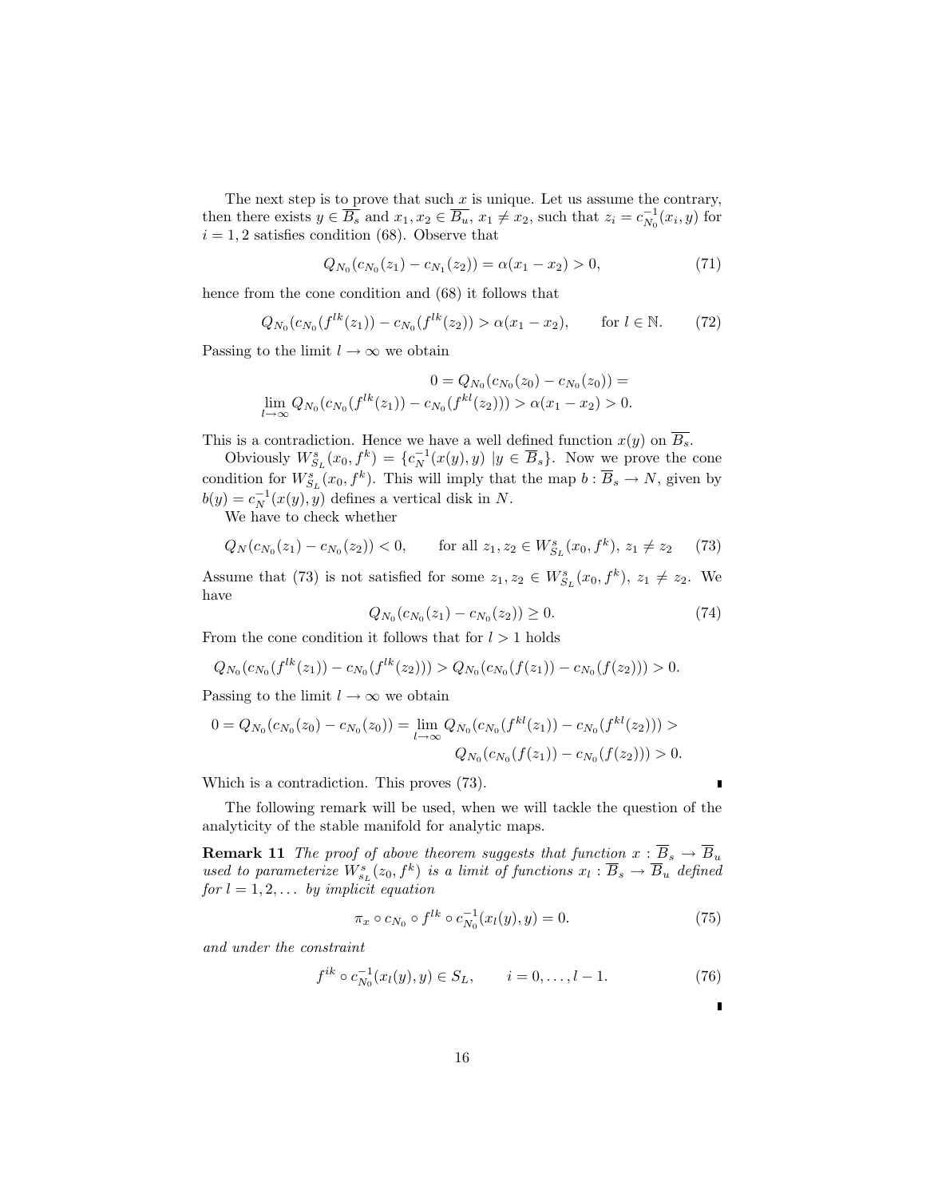The next step is to prove that such $x$ is unique. Let us assume the contrary, then there exists $y \in \overline{B_s}$ and $x_1, x_2 \in \overline{B_u}$, $x_1 \neq x_2$, such that $z_i = c_{N_0}^{-1}(x_i, y)$ for $i = 1, 2$ satisfies condition (68). Observe that

$$Q_{N_0}(c_{N_0}(z_1) - c_{N_1}(z_2)) = \alpha(x_1 - x_2) > 0, \tag{71}$$

hence from the cone condition and (68) it follows that

$$Q_{N_0}(c_{N_0}(f^{lk}(z_1)) - c_{N_0}(f^{lk}(z_2)) > \alpha(x_1 - x_2), \qquad \text{for } l \in \mathbb{N}. \tag{72}$$

Passing to the limit $l \to \infty$ we obtain

$$0 = Q_{N_0}(c_{N_0}(z_0) - c_{N_0}(z_0)) =$$
$$\lim_{l \to \infty} Q_{N_0}(c_{N_0}(f^{lk}(z_1)) - c_{N_0}(f^{kl}(z_2))) > \alpha(x_1 - x_2) > 0.$$

This is a contradiction. Hence we have a well defined function $x(y)$ on $\overline{B_s}$.

Obviously $W^s_{S_L}(x_0, f^k) = \{c_N^{-1}(x(y), y) \mid y \in \overline{B}_s\}$. Now we prove the cone condition for $W^s_{S_L}(x_0, f^k)$. This will imply that the map $b : \overline{B}_s \to N$, given by $b(y) = c_N^{-1}(x(y), y)$ defines a vertical disk in $N$.

We have to check whether

$$Q_N(c_{N_0}(z_1) - c_{N_0}(z_2)) < 0, \qquad \text{for all } z_1, z_2 \in W^s_{S_L}(x_0, f^k),\ z_1 \neq z_2 \tag{73}$$

Assume that (73) is not satisfied for some $z_1, z_2 \in W^s_{S_L}(x_0, f^k)$, $z_1 \neq z_2$. We have

$$Q_{N_0}(c_{N_0}(z_1) - c_{N_0}(z_2)) \geq 0. \tag{74}$$

From the cone condition it follows that for $l > 1$ holds

$$Q_{N_0}(c_{N_0}(f^{lk}(z_1)) - c_{N_0}(f^{lk}(z_2))) > Q_{N_0}(c_{N_0}(f(z_1)) - c_{N_0}(f(z_2))) > 0.$$

Passing to the limit $l \to \infty$ we obtain

$$0 = Q_{N_0}(c_{N_0}(z_0) - c_{N_0}(z_0)) = \lim_{l \to \infty} Q_{N_0}(c_{N_0}(f^{kl}(z_1)) - c_{N_0}(f^{kl}(z_2))) >$$
$$Q_{N_0}(c_{N_0}(f(z_1)) - c_{N_0}(f(z_2))) > 0.$$

Which is a contradiction. This proves (73). ∎

The following remark will be used, when we will tackle the question of the analyticity of the stable manifold for analytic maps.

**Remark 11** *The proof of above theorem suggests that function $x : \overline{B}_s \to \overline{B}_u$ used to parameterize $W^s_{s_L}(z_0, f^k)$ is a limit of functions $x_l : \overline{B}_s \to \overline{B}_u$ defined for $l = 1, 2, \ldots$ by implicit equation*

$$\pi_x \circ c_{N_0} \circ f^{lk} \circ c_{N_0}^{-1}(x_l(y), y) = 0. \tag{75}$$

*and under the constraint*

$$f^{ik} \circ c_{N_0}^{-1}(x_l(y), y) \in S_L, \qquad i = 0, \ldots, l-1. \tag{76}$$

∎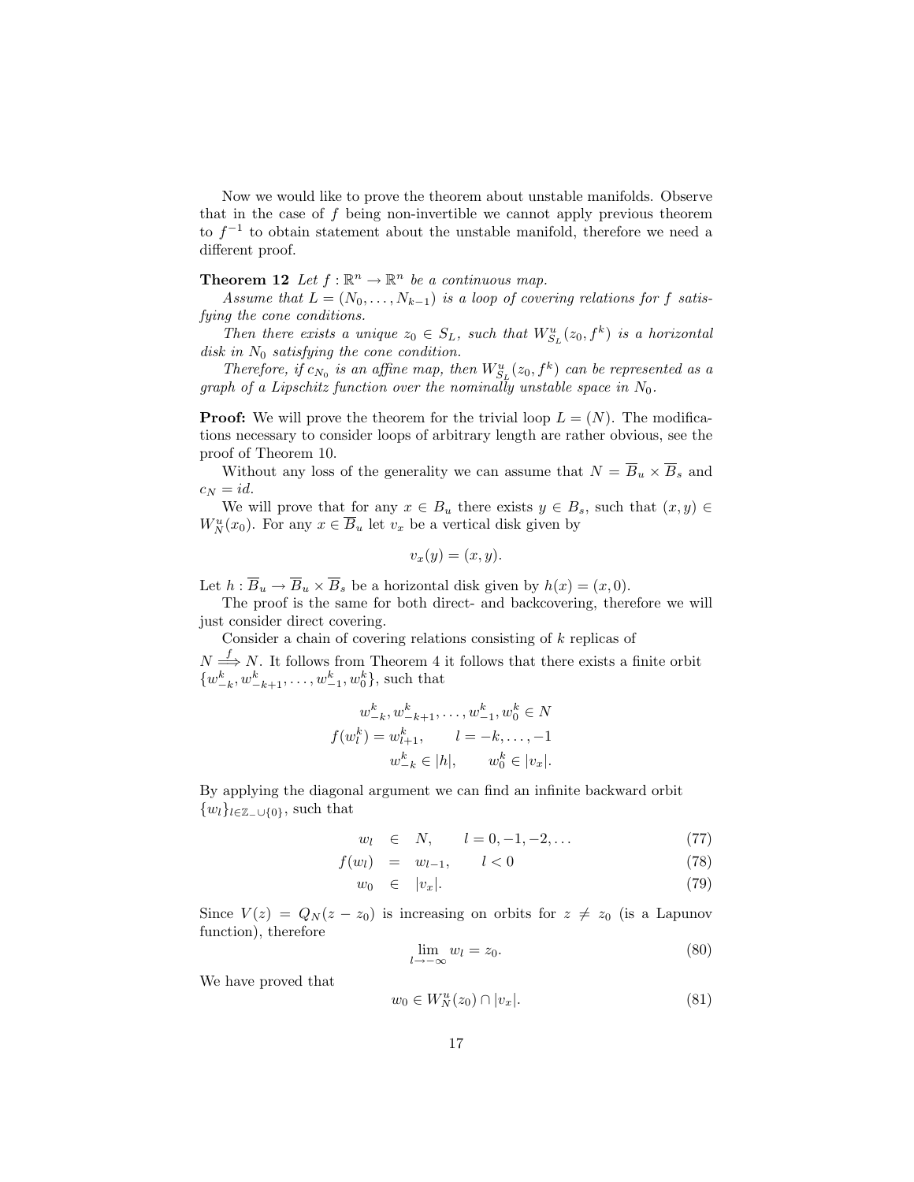Now we would like to prove the theorem about unstable manifolds. Observe that in the case of $f$ being non-invertible we cannot apply previous theorem to $f^{-1}$ to obtain statement about the unstable manifold, therefore we need a different proof.

**Theorem 12** *Let $f : \mathbb{R}^n \to \mathbb{R}^n$ be a continuous map.*

*Assume that $L = (N_0, \ldots, N_{k-1})$ is a loop of covering relations for $f$ satisfying the cone conditions.*

*Then there exists a unique $z_0 \in S_L$, such that $W^u_{S_L}(z_0, f^k)$ is a horizontal disk in $N_0$ satisfying the cone condition.*

*Therefore, if $c_{N_0}$ is an affine map, then $W^u_{S_L}(z_0, f^k)$ can be represented as a graph of a Lipschitz function over the nominally unstable space in $N_0$.*

**Proof:** We will prove the theorem for the trivial loop $L = (N)$. The modifications necessary to consider loops of arbitrary length are rather obvious, see the proof of Theorem 10.

Without any loss of the generality we can assume that $N = \overline{B}_u \times \overline{B}_s$ and $c_N = id$.

We will prove that for any $x \in B_u$ there exists $y \in B_s$, such that $(x, y) \in W^u_N(x_0)$. For any $x \in \overline{B}_u$ let $v_x$ be a vertical disk given by

$$v_x(y) = (x, y).$$

Let $h : \overline{B}_u \to \overline{B}_u \times \overline{B}_s$ be a horizontal disk given by $h(x) = (x, 0)$.

The proof is the same for both direct- and backcovering, therefore we will just consider direct covering.

Consider a chain of covering relations consisting of $k$ replicas of $N \overset{f}{\Longrightarrow} N$. It follows from Theorem 4 it follows that there exists a finite orbit $\{w^k_{-k}, w^k_{-k+1}, \ldots, w^k_{-1}, w^k_0\}$, such that

$$w^k_{-k}, w^k_{-k+1}, \ldots, w^k_{-1}, w^k_0 \in N$$
$$f(w^k_l) = w^k_{l+1}, \qquad l = -k, \ldots, -1$$
$$w^k_{-k} \in |h|, \qquad w^k_0 \in |v_x|.$$

By applying the diagonal argument we can find an infinite backward orbit $\{w_l\}_{l \in \mathbb{Z}_- \cup \{0\}}$, such that

$$w_l \in N, \qquad l = 0, -1, -2, \ldots \tag{77}$$
$$f(w_l) = w_{l-1}, \qquad l < 0 \tag{78}$$
$$w_0 \in |v_x|. \tag{79}$$

Since $V(z) = Q_N(z - z_0)$ is increasing on orbits for $z \neq z_0$ (is a Lapunov function), therefore

$$\lim_{l \to -\infty} w_l = z_0. \tag{80}$$

We have proved that

$$w_0 \in W^u_N(z_0) \cap |v_x|. \tag{81}$$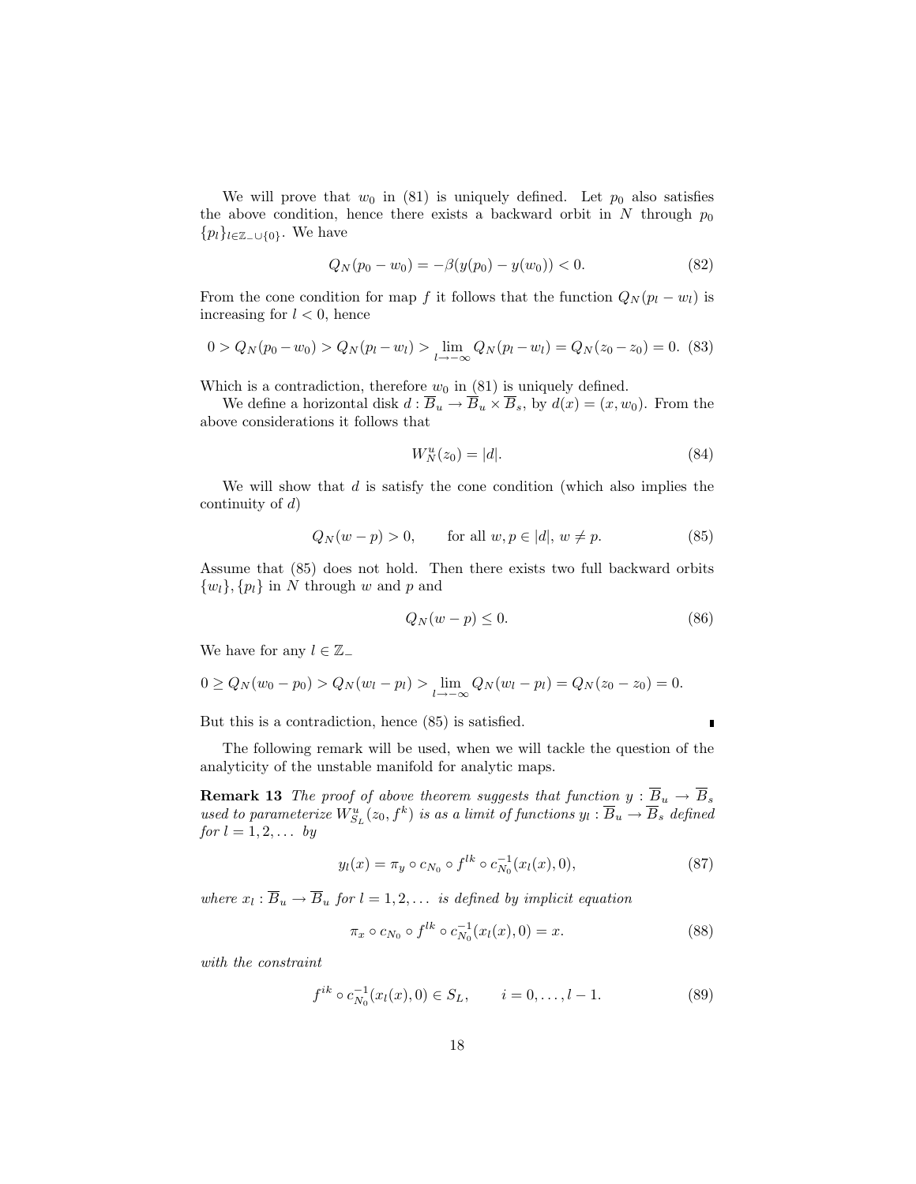We will prove that $w_0$ in (81) is uniquely defined. Let $p_0$ also satisfies the above condition, hence there exists a backward orbit in $N$ through $p_0$ $\{p_l\}_{l \in \mathbb{Z}_- \cup \{0\}}$. We have

$$Q_N(p_0 - w_0) = -\beta(y(p_0) - y(w_0)) < 0. \tag{82}$$

From the cone condition for map $f$ it follows that the function $Q_N(p_l - w_l)$ is increasing for $l < 0$, hence

$$0 > Q_N(p_0 - w_0) > Q_N(p_l - w_l) > \lim_{l \to -\infty} Q_N(p_l - w_l) = Q_N(z_0 - z_0) = 0. \tag{83}$$

Which is a contradiction, therefore $w_0$ in (81) is uniquely defined.

We define a horizontal disk $d : \overline{B}_u \to \overline{B}_u \times \overline{B}_s$, by $d(x) = (x, w_0)$. From the above considerations it follows that

$$W^u_N(z_0) = |d|. \tag{84}$$

We will show that $d$ is satisfy the cone condition (which also implies the continuity of $d$)

$$Q_N(w - p) > 0, \qquad \text{for all } w, p \in |d|,\ w \neq p. \tag{85}$$

Assume that (85) does not hold. Then there exists two full backward orbits $\{w_l\}, \{p_l\}$ in $N$ through $w$ and $p$ and

$$Q_N(w - p) \leq 0. \tag{86}$$

We have for any $l \in \mathbb{Z}_-$

$$0 \geq Q_N(w_0 - p_0) > Q_N(w_l - p_l) > \lim_{l \to -\infty} Q_N(w_l - p_l) = Q_N(z_0 - z_0) = 0.$$

But this is a contradiction, hence (85) is satisfied. ∎

The following remark will be used, when we will tackle the question of the analyticity of the unstable manifold for analytic maps.

**Remark 13** *The proof of above theorem suggests that function $y : \overline{B}_u \to \overline{B}_s$ used to parameterize $W^u_{S_L}(z_0, f^k)$ is as a limit of functions $y_l : \overline{B}_u \to \overline{B}_s$ defined for $l = 1, 2, \ldots$ by*

$$y_l(x) = \pi_y \circ c_{N_0} \circ f^{lk} \circ c^{-1}_{N_0}(x_l(x), 0), \tag{87}$$

*where $x_l : \overline{B}_u \to \overline{B}_u$ for $l = 1, 2, \ldots$ is defined by implicit equation*

$$\pi_x \circ c_{N_0} \circ f^{lk} \circ c^{-1}_{N_0}(x_l(x), 0) = x. \tag{88}$$

*with the constraint*

$$f^{ik} \circ c^{-1}_{N_0}(x_l(x), 0) \in S_L, \qquad i = 0, \ldots, l - 1. \tag{89}$$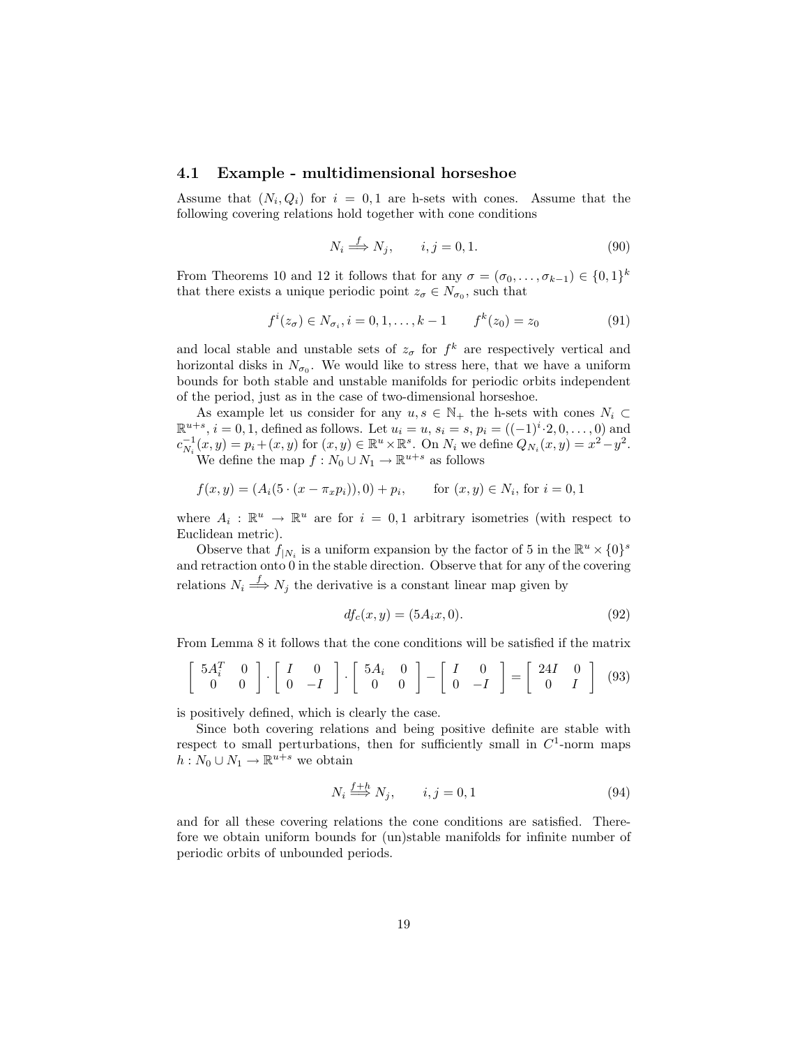### 4.1 Example - multidimensional horseshoe

Assume that $(N_i, Q_i)$ for $i = 0, 1$ are h-sets with cones. Assume that the following covering relations hold together with cone conditions

$$N_i \overset{f}{\Longrightarrow} N_j, \qquad i, j = 0, 1. \tag{90}$$

From Theorems 10 and 12 it follows that for any $\sigma = (\sigma_0, \ldots, \sigma_{k-1}) \in \{0, 1\}^k$ that there exists a unique periodic point $z_\sigma \in N_{\sigma_0}$, such that

$$f^i(z_\sigma) \in N_{\sigma_i}, i = 0, 1, \ldots, k-1 \qquad f^k(z_0) = z_0 \tag{91}$$

and local stable and unstable sets of $z_\sigma$ for $f^k$ are respectively vertical and horizontal disks in $N_{\sigma_0}$. We would like to stress here, that we have a uniform bounds for both stable and unstable manifolds for periodic orbits independent of the period, just as in the case of two-dimensional horseshoe.

As example let us consider for any $u, s \in \mathbb{N}_+$ the h-sets with cones $N_i \subset \mathbb{R}^{u+s}$, $i = 0, 1$, defined as follows. Let $u_i = u$, $s_i = s$, $p_i = ((-1)^i \cdot 2, 0, \ldots, 0)$ and $c_{N_i}^{-1}(x, y) = p_i + (x, y)$ for $(x, y) \in \mathbb{R}^u \times \mathbb{R}^s$. On $N_i$ we define $Q_{N_i}(x, y) = x^2 - y^2$.

We define the map $f : N_0 \cup N_1 \to \mathbb{R}^{u+s}$ as follows

$$f(x, y) = (A_i(5 \cdot (x - \pi_x p_i)), 0) + p_i, \qquad \text{for } (x, y) \in N_i, \text{ for } i = 0, 1$$

where $A_i : \mathbb{R}^u \to \mathbb{R}^u$ are for $i = 0, 1$ arbitrary isometries (with respect to Euclidean metric).

Observe that $f_{|N_i}$ is a uniform expansion by the factor of 5 in the $\mathbb{R}^u \times \{0\}^s$ and retraction onto 0 in the stable direction. Observe that for any of the covering relations $N_i \overset{f}{\Longrightarrow} N_j$ the derivative is a constant linear map given by

$$df_c(x, y) = (5A_i x, 0). \tag{92}$$

From Lemma 8 it follows that the cone conditions will be satisfied if the matrix

$$\begin{bmatrix} 5A_i^T & 0 \\ 0 & 0 \end{bmatrix} \cdot \begin{bmatrix} I & 0 \\ 0 & -I \end{bmatrix} \cdot \begin{bmatrix} 5A_i & 0 \\ 0 & 0 \end{bmatrix} - \begin{bmatrix} I & 0 \\ 0 & -I \end{bmatrix} = \begin{bmatrix} 24I & 0 \\ 0 & I \end{bmatrix} \tag{93}$$

is positively defined, which is clearly the case.

Since both covering relations and being positive definite are stable with respect to small perturbations, then for sufficiently small in $C^1$-norm maps $h : N_0 \cup N_1 \to \mathbb{R}^{u+s}$ we obtain

$$N_i \overset{f+h}{\Longrightarrow} N_j, \qquad i, j = 0, 1 \tag{94}$$

and for all these covering relations the cone conditions are satisfied. Therefore we obtain uniform bounds for (un)stable manifolds for infinite number of periodic orbits of unbounded periods.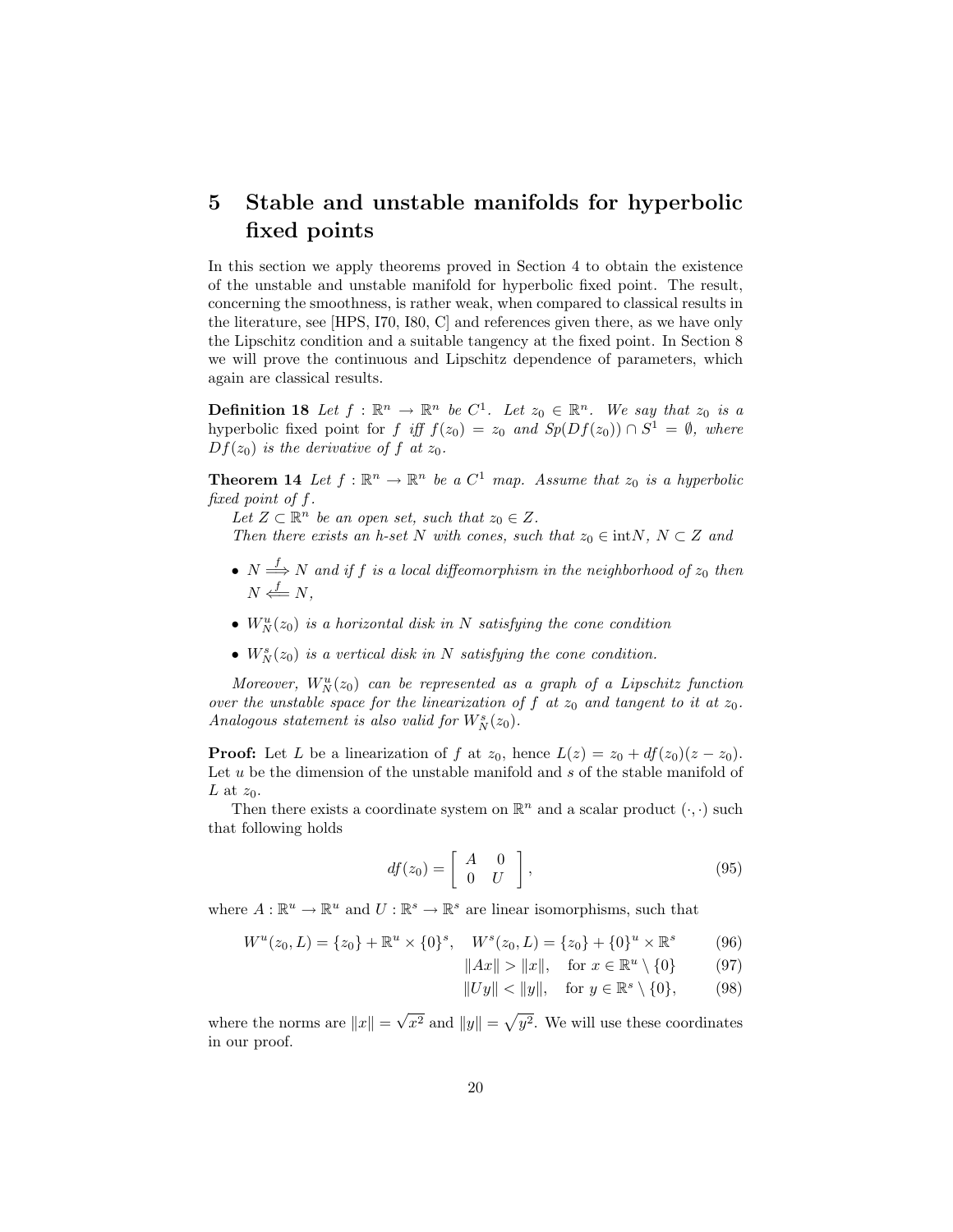# 5 Stable and unstable manifolds for hyperbolic fixed points

In this section we apply theorems proved in Section 4 to obtain the existence of the unstable and unstable manifold for hyperbolic fixed point. The result, concerning the smoothness, is rather weak, when compared to classical results in the literature, see [HPS, I70, I80, C] and references given there, as we have only the Lipschitz condition and a suitable tangency at the fixed point. In Section 8 we will prove the continuous and Lipschitz dependence of parameters, which again are classical results.

**Definition 18** *Let $f : \mathbb{R}^n \to \mathbb{R}^n$ be $C^1$. Let $z_0 \in \mathbb{R}^n$. We say that $z_0$ is a* hyperbolic fixed point *for $f$ iff $f(z_0) = z_0$ and $Sp(Df(z_0)) \cap S^1 = \emptyset$, where $Df(z_0)$ is the derivative of $f$ at $z_0$.*

**Theorem 14** *Let $f : \mathbb{R}^n \to \mathbb{R}^n$ be a $C^1$ map. Assume that $z_0$ is a hyperbolic fixed point of $f$.*

*Let $Z \subset \mathbb{R}^n$ be an open set, such that $z_0 \in Z$.*

*Then there exists an h-set $N$ with cones, such that $z_0 \in \text{int} N$, $N \subset Z$ and*

- *$N \overset{f}{\Longrightarrow} N$ and if $f$ is a local diffeomorphism in the neighborhood of $z_0$ then $N \overset{f}{\Longleftarrow} N$,*
- *$W^u_N(z_0)$ is a horizontal disk in $N$ satisfying the cone condition*
- *$W^s_N(z_0)$ is a vertical disk in $N$ satisfying the cone condition.*

*Moreover, $W^u_N(z_0)$ can be represented as a graph of a Lipschitz function over the unstable space for the linearization of $f$ at $z_0$ and tangent to it at $z_0$. Analogous statement is also valid for $W^s_N(z_0)$.*

**Proof:** Let $L$ be a linearization of $f$ at $z_0$, hence $L(z) = z_0 + df(z_0)(z - z_0)$. Let $u$ be the dimension of the unstable manifold and $s$ of the stable manifold of $L$ at $z_0$.

Then there exists a coordinate system on $\mathbb{R}^n$ and a scalar product $(\cdot, \cdot)$ such that following holds

$$df(z_0) = \begin{bmatrix} A & 0 \\ 0 & U \end{bmatrix}, \tag{95}$$

where $A : \mathbb{R}^u \to \mathbb{R}^u$ and $U : \mathbb{R}^s \to \mathbb{R}^s$ are linear isomorphisms, such that

$$W^u(z_0, L) = \{z_0\} + \mathbb{R}^u \times \{0\}^s, \quad W^s(z_0, L) = \{z_0\} + \{0\}^u \times \mathbb{R}^s \tag{96}$$

$$\|Ax\| > \|x\|, \quad \text{for } x \in \mathbb{R}^u \setminus \{0\} \tag{97}$$

$$\|Uy\| < \|y\|, \quad \text{for } y \in \mathbb{R}^s \setminus \{0\}, \tag{98}$$

where the norms are $\|x\| = \sqrt{x^2}$ and $\|y\| = \sqrt{y^2}$. We will use these coordinates in our proof.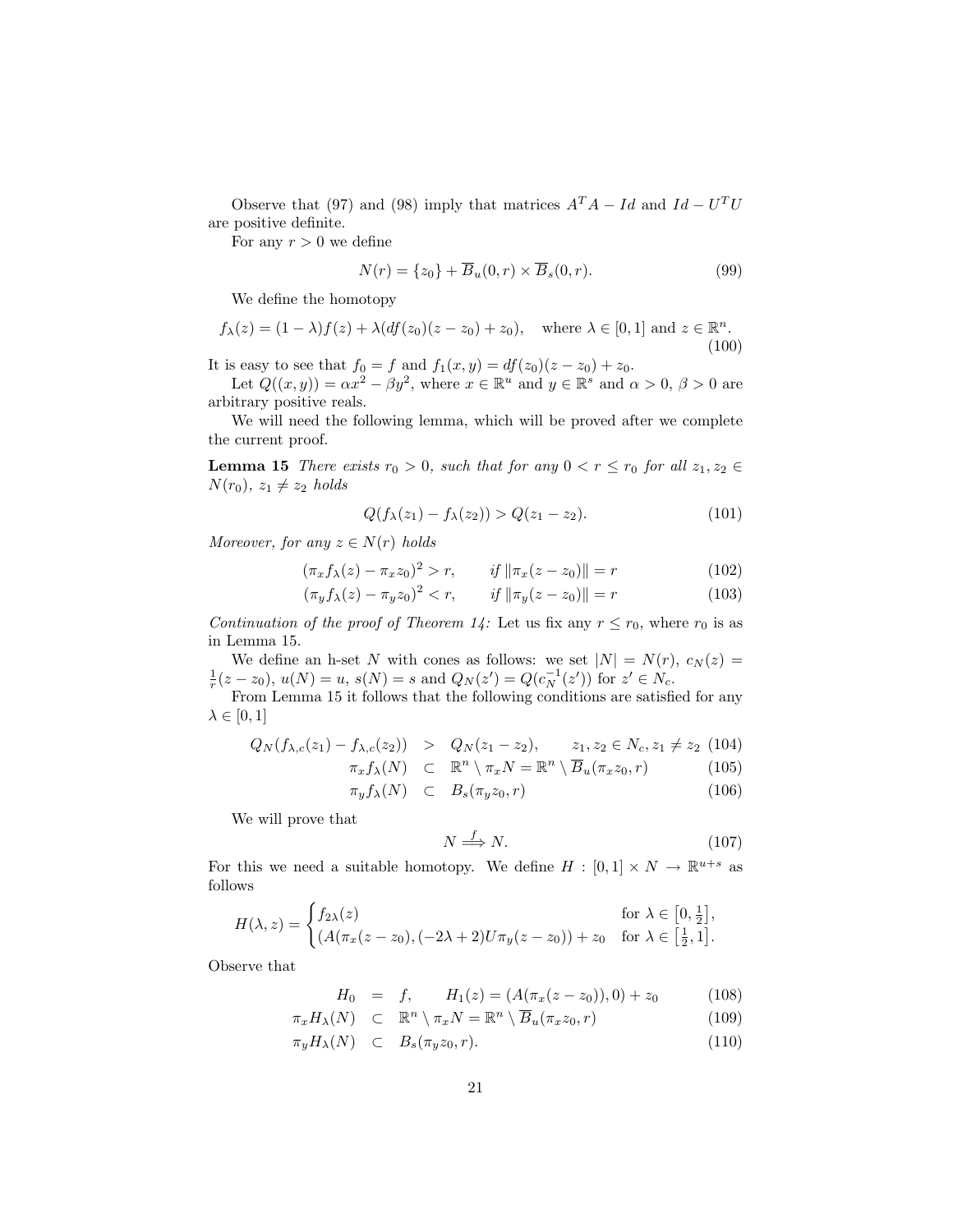Observe that (97) and (98) imply that matrices $A^T A - Id$ and $Id - U^T U$ are positive definite.

For any $r > 0$ we define

$$N(r) = \{z_0\} + \overline{B}_u(0,r) \times \overline{B}_s(0,r). \tag{99}$$

We define the homotopy

$$f_\lambda(z) = (1-\lambda) f(z) + \lambda (df(z_0)(z - z_0) + z_0), \quad \text{where } \lambda \in [0,1] \text{ and } z \in \mathbb{R}^n. \tag{100}$$

It is easy to see that $f_0 = f$ and $f_1(x,y) = df(z_0)(z-z_0) + z_0$.

Let $Q((x,y)) = \alpha x^2 - \beta y^2$, where $x \in \mathbb{R}^u$ and $y \in \mathbb{R}^s$ and $\alpha > 0$, $\beta > 0$ are arbitrary positive reals.

We will need the following lemma, which will be proved after we complete the current proof.

**Lemma 15** *There exists $r_0 > 0$, such that for any $0 < r \leq r_0$ for all $z_1, z_2 \in N(r_0)$, $z_1 \neq z_2$ holds*

$$Q(f_\lambda(z_1) - f_\lambda(z_2)) > Q(z_1 - z_2). \tag{101}$$

*Moreover, for any $z \in N(r)$ holds*

$$(\pi_x f_\lambda(z) - \pi_x z_0)^2 > r, \qquad \text{if } \|\pi_x(z - z_0)\| = r \tag{102}$$

$$(\pi_y f_\lambda(z) - \pi_y z_0)^2 < r, \qquad \text{if } \|\pi_y(z - z_0)\| = r \tag{103}$$

*Continuation of the proof of Theorem 14:* Let us fix any $r \leq r_0$, where $r_0$ is as in Lemma 15.

We define an h-set $N$ with cones as follows: we set $|N| = N(r)$, $c_N(z) = \frac{1}{r}(z - z_0)$, $u(N) = u$, $s(N) = s$ and $Q_N(z') = Q(c_N^{-1}(z'))$ for $z' \in N_c$.

From Lemma 15 it follows that the following conditions are satisfied for any $\lambda \in [0,1]$

$$Q_N(f_{\lambda,c}(z_1) - f_{\lambda,c}(z_2)) > Q_N(z_1 - z_2), \qquad z_1, z_2 \in N_c, z_1 \neq z_2 \tag{104}$$

$$\pi_x f_\lambda(N) \subset \mathbb{R}^n \setminus \pi_x N = \mathbb{R}^n \setminus \overline{B}_u(\pi_x z_0, r) \tag{105}$$

$$\pi_y f_\lambda(N) \subset B_s(\pi_y z_0, r) \tag{106}$$

We will prove that

$$N \overset{f}{\Longrightarrow} N. \tag{107}$$

For this we need a suitable homotopy. We define $H : [0,1] \times N \to \mathbb{R}^{u+s}$ as follows

$$H(\lambda, z) = \begin{cases} f_{2\lambda}(z) & \text{for } \lambda \in \left[0, \frac{1}{2}\right], \\ (A(\pi_x(z - z_0), (-2\lambda + 2)U\pi_y(z - z_0)) + z_0 & \text{for } \lambda \in \left[\frac{1}{2}, 1\right]. \end{cases}$$

Observe that

$$H_0 = f, \qquad H_1(z) = (A(\pi_x(z - z_0)), 0) + z_0 \tag{108}$$

$$\pi_x H_\lambda(N) \subset \mathbb{R}^n \setminus \pi_x N = \mathbb{R}^n \setminus \overline{B}_u(\pi_x z_0, r) \tag{109}$$

$$\pi_y H_\lambda(N) \subset B_s(\pi_y z_0, r). \tag{110}$$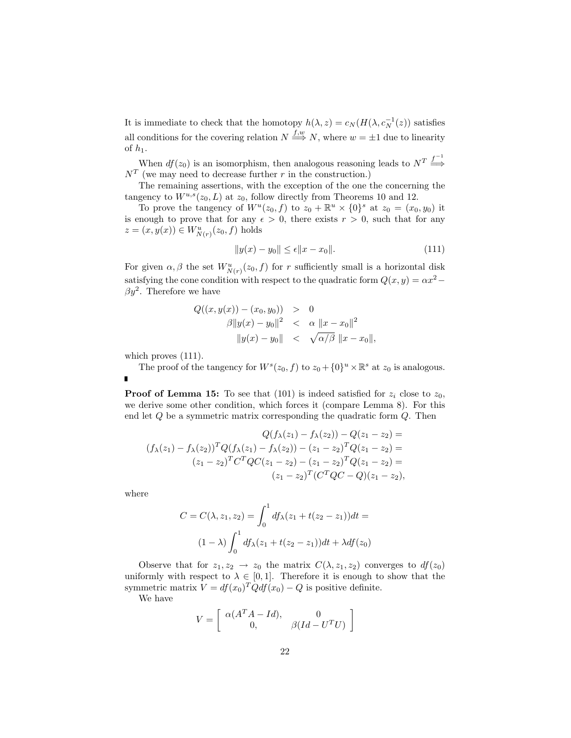It is immediate to check that the homotopy $h(\lambda, z) = c_N(H(\lambda, c_N^{-1}(z))$ satisfies all conditions for the covering relation $N \overset{f,w}{\Longrightarrow} N$, where $w = \pm 1$ due to linearity of $h_1$.

When $df(z_0)$ is an isomorphism, then analogous reasoning leads to $N^T \overset{f^{-1}}{\Longrightarrow} N^T$ (we may need to decrease further $r$ in the construction.)

The remaining assertions, with the exception of the one the concerning the tangency to $W^{u,s}(z_0, L)$ at $z_0$, follow directly from Theorems 10 and 12.

To prove the tangency of $W^u(z_0, f)$ to $z_0 + \mathbb{R}^u \times \{0\}^s$ at $z_0 = (x_0, y_0)$ it is enough to prove that for any $\epsilon > 0$, there exists $r > 0$, such that for any $z = (x, y(x)) \in W^u_{N(r)}(z_0, f)$ holds

$$\|y(x) - y_0\| \leq \epsilon \|x - x_0\|. \tag{111}$$

For given $\alpha, \beta$ the set $W^u_{N(r)}(z_0, f)$ for $r$ sufficiently small is a horizontal disk satisfying the cone condition with respect to the quadratic form $Q(x, y) = \alpha x^2 - \beta y^2$. Therefore we have

$$\begin{aligned}
Q((x, y(x)) - (x_0, y_0)) &> 0 \\
\beta \|y(x) - y_0\|^2 &< \alpha \ \|x - x_0\|^2 \\
\|y(x) - y_0\| &< \sqrt{\alpha/\beta} \ \|x - x_0\|,
\end{aligned}$$

which proves (111).

The proof of the tangency for $W^s(z_0, f)$ to $z_0 + \{0\}^u \times \mathbb{R}^s$ at $z_0$ is analogous. ∎

**Proof of Lemma 15:** To see that (101) is indeed satisfied for $z_i$ close to $z_0$, we derive some other condition, which forces it (compare Lemma 8). For this end let $Q$ be a symmetric matrix corresponding the quadratic form $Q$. Then

$$\begin{aligned}
Q(f_\lambda(z_1) - f_\lambda(z_2)) - Q(z_1 - z_2) = \\
(f_\lambda(z_1) - f_\lambda(z_2))^T Q(f_\lambda(z_1) - f_\lambda(z_2)) - (z_1 - z_2)^T Q(z_1 - z_2) = \\
(z_1 - z_2)^T C^T Q C(z_1 - z_2) - (z_1 - z_2)^T Q(z_1 - z_2) = \\
(z_1 - z_2)^T (C^T Q C - Q)(z_1 - z_2),
\end{aligned}$$

where

$$\begin{aligned}
C = C(\lambda, z_1, z_2) = \int_0^1 df_\lambda(z_1 + t(z_2 - z_1)) dt = \\
(1 - \lambda) \int_0^1 df_\lambda(z_1 + t(z_2 - z_1)) dt + \lambda df(z_0)
\end{aligned}$$

Observe that for $z_1, z_2 \to z_0$ the matrix $C(\lambda, z_1, z_2)$ converges to $df(z_0)$ uniformly with respect to $\lambda \in [0, 1]$. Therefore it is enough to show that the symmetric matrix $V = df(x_0)^T Q df(x_0) - Q$ is positive definite.

We have

$$V = \left[ \begin{array}{cc} \alpha(A^T A - Id), & 0 \\ 0, & \beta(Id - U^T U) \end{array} \right]$$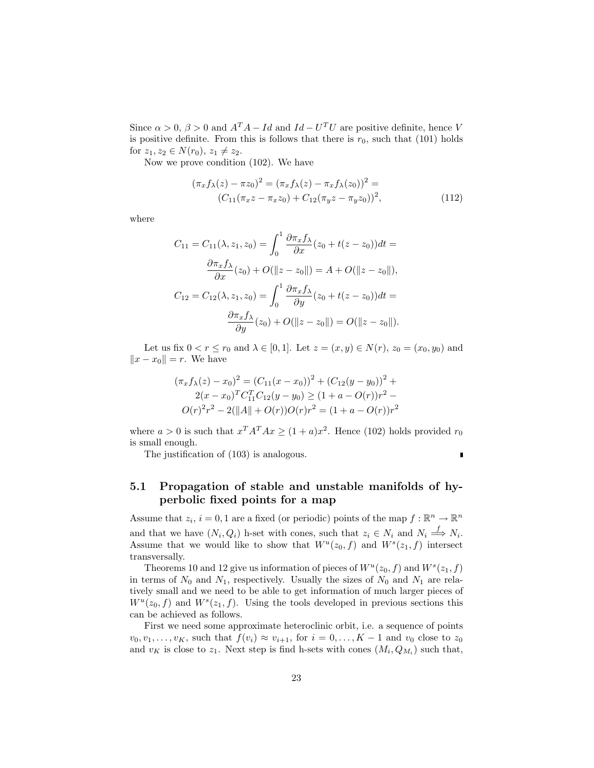Since $\alpha > 0$, $\beta > 0$ and $A^T A - Id$ and $Id - U^T U$ are positive definite, hence $V$ is positive definite. From this is follows that there is $r_0$, such that (101) holds for $z_1, z_2 \in N(r_0)$, $z_1 \neq z_2$.

Now we prove condition (102). We have

$$
\begin{aligned}
(\pi_x f_\lambda(z) - \pi z_0)^2 = (\pi_x f_\lambda(z) - \pi_x f_\lambda(z_0))^2 = \\
(C_{11}(\pi_x z - \pi_x z_0) + C_{12}(\pi_y z - \pi_y z_0))^2,
\end{aligned}
\tag{112}
$$

where

$$
\begin{aligned}
C_{11} = C_{11}(\lambda, z_1, z_0) = \int_0^1 \frac{\partial \pi_x f_\lambda}{\partial x}(z_0 + t(z - z_0))dt = \\
\frac{\partial \pi_x f_\lambda}{\partial x}(z_0) + O(\|z - z_0\|) = A + O(\|z - z_0\|), \\
C_{12} = C_{12}(\lambda, z_1, z_0) = \int_0^1 \frac{\partial \pi_x f_\lambda}{\partial y}(z_0 + t(z - z_0))dt = \\
\frac{\partial \pi_x f_\lambda}{\partial y}(z_0) + O(\|z - z_0\|) = O(\|z - z_0\|).
\end{aligned}
$$

Let us fix $0 < r \leq r_0$ and $\lambda \in [0,1]$. Let $z = (x, y) \in N(r)$, $z_0 = (x_0, y_0)$ and $\|x - x_0\| = r$. We have

$$
\begin{aligned}
(\pi_x f_\lambda(z) - x_0)^2 = (C_{11}(x - x_0))^2 + (C_{12}(y - y_0))^2 + \\
2(x - x_0)^T C_{11}^T C_{12}(y - y_0) \geq (1 + a - O(r))r^2 - \\
O(r)^2 r^2 - 2(\|A\| + O(r))O(r)r^2 = (1 + a - O(r))r^2
\end{aligned}
$$

where $a > 0$ is such that $x^T A^T A x \geq (1 + a)x^2$. Hence (102) holds provided $r_0$ is small enough.

The justification of (103) is analogous. ∎

## 5.1 Propagation of stable and unstable manifolds of hyperbolic fixed points for a map

Assume that $z_i$, $i = 0, 1$ are a fixed (or periodic) points of the map $f : \mathbb{R}^n \to \mathbb{R}^n$ and that we have $(N_i, Q_i)$ h-set with cones, such that $z_i \in N_i$ and $N_i \overset{f}{\Longrightarrow} N_i$. Assume that we would like to show that $W^u(z_0, f)$ and $W^s(z_1, f)$ intersect transversally.

Theorems 10 and 12 give us information of pieces of $W^u(z_0, f)$ and $W^s(z_1, f)$ in terms of $N_0$ and $N_1$, respectively. Usually the sizes of $N_0$ and $N_1$ are relatively small and we need to be able to get information of much larger pieces of $W^u(z_0, f)$ and $W^s(z_1, f)$. Using the tools developed in previous sections this can be achieved as follows.

First we need some approximate heteroclinic orbit, i.e. a sequence of points $v_0, v_1, \ldots, v_K$, such that $f(v_i) \approx v_{i+1}$, for $i = 0, \ldots, K - 1$ and $v_0$ close to $z_0$ and $v_K$ is close to $z_1$. Next step is find h-sets with cones $(M_i, Q_{M_i})$ such that,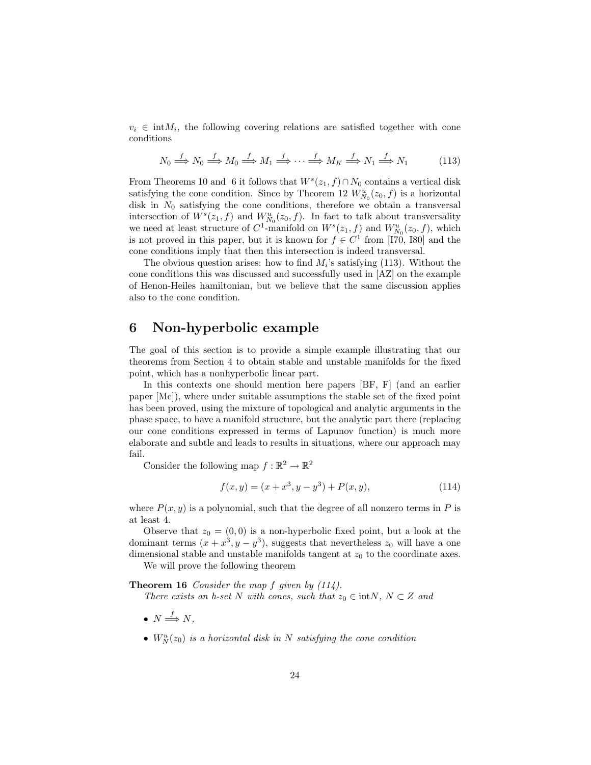$v_i \in \text{int} M_i$, the following covering relations are satisfied together with cone conditions

$$N_0 \overset{f}{\Longrightarrow} N_0 \overset{f}{\Longrightarrow} M_0 \overset{f}{\Longrightarrow} M_1 \overset{f}{\Longrightarrow} \cdots \overset{f}{\Longrightarrow} M_K \overset{f}{\Longrightarrow} N_1 \overset{f}{\Longrightarrow} N_1 \tag{113}$$

From Theorems 10 and 6 it follows that $W^s(z_1, f) \cap N_0$ contains a vertical disk satisfying the cone condition. Since by Theorem 12 $W^u_{N_0}(z_0, f)$ is a horizontal disk in $N_0$ satisfying the cone conditions, therefore we obtain a transversal intersection of $W^s(z_1, f)$ and $W^u_{N_0}(z_0, f)$. In fact to talk about transversality we need at least structure of $C^1$-manifold on $W^s(z_1, f)$ and $W^u_{N_0}(z_0, f)$, which is not proved in this paper, but it is known for $f \in C^1$ from [I70, I80] and the cone conditions imply that then this intersection is indeed transversal.

The obvious question arises: how to find $M_i$'s satisfying (113). Without the cone conditions this was discussed and successfully used in [AZ] on the example of Henon-Heiles hamiltonian, but we believe that the same discussion applies also to the cone condition.

# 6 Non-hyperbolic example

The goal of this section is to provide a simple example illustrating that our theorems from Section 4 to obtain stable and unstable manifolds for the fixed point, which has a nonhyperbolic linear part.

In this contexts one should mention here papers [BF, F] (and an earlier paper [Mc]), where under suitable assumptions the stable set of the fixed point has been proved, using the mixture of topological and analytic arguments in the phase space, to have a manifold structure, but the analytic part there (replacing our cone conditions expressed in terms of Lapunov function) is much more elaborate and subtle and leads to results in situations, where our approach may fail.

Consider the following map $f : \mathbb{R}^2 \to \mathbb{R}^2$

$$f(x, y) = (x + x^3, y - y^3) + P(x, y), \tag{114}$$

where $P(x, y)$ is a polynomial, such that the degree of all nonzero terms in $P$ is at least 4.

Observe that $z_0 = (0, 0)$ is a non-hyperbolic fixed point, but a look at the dominant terms $(x + x^3, y - y^3)$, suggests that nevertheless $z_0$ will have a one dimensional stable and unstable manifolds tangent at $z_0$ to the coordinate axes.

We will prove the following theorem

**Theorem 16** *Consider the map $f$ given by (114).*

*There exists an h-set $N$ with cones, such that $z_0 \in \text{int} N$, $N \subset Z$ and*

- $N \overset{f}{\Longrightarrow} N$,
- *$W^u_N(z_0)$ is a horizontal disk in $N$ satisfying the cone condition*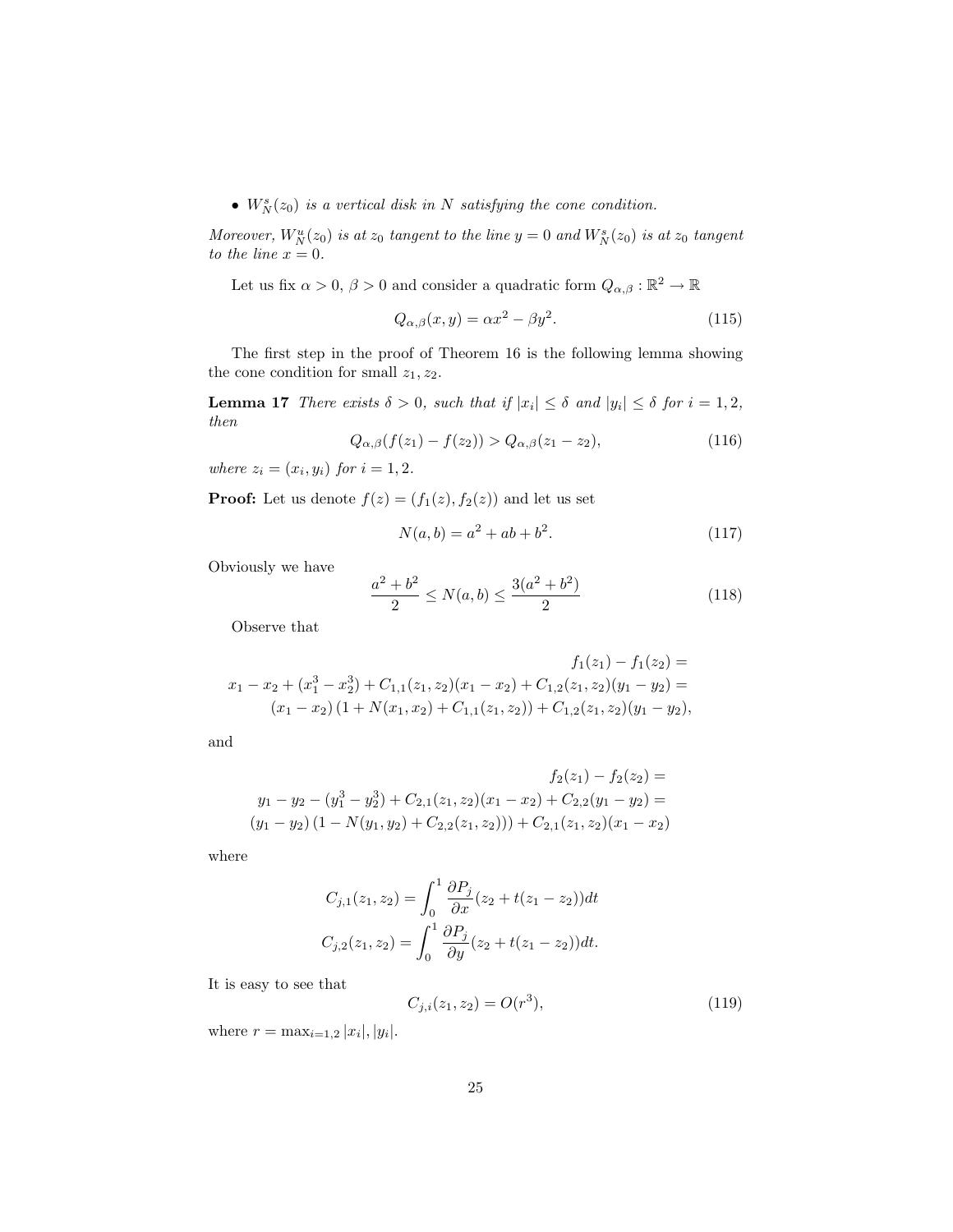- *$W^s_N(z_0)$ is a vertical disk in $N$ satisfying the cone condition.*

*Moreover, $W^u_N(z_0)$ is at $z_0$ tangent to the line $y=0$ and $W^s_N(z_0)$ is at $z_0$ tangent to the line $x=0$.*

Let us fix $\alpha > 0$, $\beta > 0$ and consider a quadratic form $Q_{\alpha,\beta} : \mathbb{R}^2 \to \mathbb{R}$

$$Q_{\alpha,\beta}(x,y) = \alpha x^2 - \beta y^2. \tag{115}$$

The first step in the proof of Theorem 16 is the following lemma showing the cone condition for small $z_1, z_2$.

**Lemma 17** *There exists $\delta > 0$, such that if $|x_i| \leq \delta$ and $|y_i| \leq \delta$ for $i = 1, 2$, then*

$$Q_{\alpha,\beta}(f(z_1) - f(z_2)) > Q_{\alpha,\beta}(z_1 - z_2), \tag{116}$$

*where $z_i = (x_i, y_i)$ for $i = 1, 2$.*

**Proof:** Let us denote $f(z) = (f_1(z), f_2(z))$ and let us set

$$N(a,b) = a^2 + ab + b^2. \tag{117}$$

Obviously we have

$$\frac{a^2+b^2}{2} \leq N(a,b) \leq \frac{3(a^2+b^2)}{2} \tag{118}$$

Observe that

$$\begin{aligned}
f_1(z_1) - f_1(z_2) = \\
x_1 - x_2 + (x_1^3 - x_2^3) + C_{1,1}(z_1,z_2)(x_1 - x_2) + C_{1,2}(z_1,z_2)(y_1 - y_2) = \\
(x_1 - x_2)\left(1 + N(x_1,x_2) + C_{1,1}(z_1,z_2)\right) + C_{1,2}(z_1,z_2)(y_1 - y_2),
\end{aligned}$$

and

$$\begin{aligned}
f_2(z_1) - f_2(z_2) = \\
y_1 - y_2 - (y_1^3 - y_2^3) + C_{2,1}(z_1,z_2)(x_1 - x_2) + C_{2,2}(y_1 - y_2) = \\
(y_1 - y_2)\left(1 - N(y_1,y_2) + C_{2,2}(z_1,z_2))\right) + C_{2,1}(z_1,z_2)(x_1 - x_2)
\end{aligned}$$

where

$$\begin{aligned}
C_{j,1}(z_1,z_2) = \int_0^1 \frac{\partial P_j}{\partial x}(z_2 + t(z_1 - z_2))dt \\
C_{j,2}(z_1,z_2) = \int_0^1 \frac{\partial P_j}{\partial y}(z_2 + t(z_1 - z_2))dt.
\end{aligned}$$

It is easy to see that

$$C_{j,i}(z_1,z_2) = O(r^3), \tag{119}$$

where $r = \max_{i=1,2} |x_i|, |y_i|$.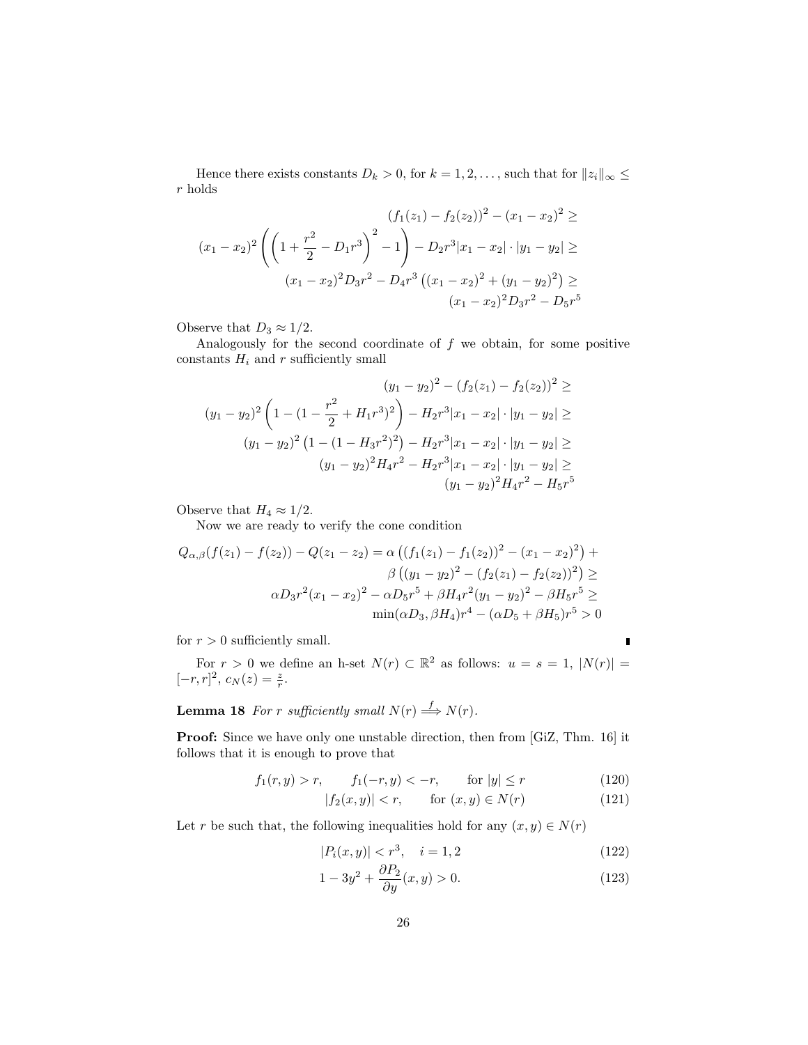Hence there exists constants $D_k > 0$, for $k = 1, 2, \ldots$, such that for $\|z_i\|_\infty \leq r$ holds

$$
\begin{aligned}
&(f_1(z_1) - f_2(z_2))^2 - (x_1 - x_2)^2 \geq \\
&(x_1 - x_2)^2 \left( \left(1 + \frac{r^2}{2} - D_1 r^3\right)^2 - 1 \right) - D_2 r^3 |x_1 - x_2| \cdot |y_1 - y_2| \geq \\
&(x_1 - x_2)^2 D_3 r^2 - D_4 r^3 \left((x_1 - x_2)^2 + (y_1 - y_2)^2\right) \geq \\
&(x_1 - x_2)^2 D_3 r^2 - D_5 r^5
\end{aligned}
$$

Observe that $D_3 \approx 1/2$.

Analogously for the second coordinate of $f$ we obtain, for some positive constants $H_i$ and $r$ sufficiently small

$$
\begin{aligned}
&(y_1 - y_2)^2 - (f_2(z_1) - f_2(z_2))^2 \geq \\
&(y_1 - y_2)^2 \left(1 - (1 - \frac{r^2}{2} + H_1 r^3)^2\right) - H_2 r^3 |x_1 - x_2| \cdot |y_1 - y_2| \geq \\
&(y_1 - y_2)^2 \left(1 - (1 - H_3 r^2)^2\right) - H_2 r^3 |x_1 - x_2| \cdot |y_1 - y_2| \geq \\
&(y_1 - y_2)^2 H_4 r^2 - H_2 r^3 |x_1 - x_2| \cdot |y_1 - y_2| \geq \\
&(y_1 - y_2)^2 H_4 r^2 - H_5 r^5
\end{aligned}
$$

Observe that $H_4 \approx 1/2$.

Now we are ready to verify the cone condition

$$
\begin{aligned}
Q_{\alpha,\beta}(f(z_1) - f(z_2)) - Q(z_1 - z_2) &= \alpha \left((f_1(z_1) - f_1(z_2))^2 - (x_1 - x_2)^2\right) + \\
&\quad \beta \left((y_1 - y_2)^2 - (f_2(z_1) - f_2(z_2))^2\right) \geq \\
&\alpha D_3 r^2 (x_1 - x_2)^2 - \alpha D_5 r^5 + \beta H_4 r^2 (y_1 - y_2)^2 - \beta H_5 r^5 \geq \\
&\min(\alpha D_3, \beta H_4) r^4 - (\alpha D_5 + \beta H_5) r^5 > 0
\end{aligned}
$$

for $r > 0$ sufficiently small. ∎

For $r > 0$ we define an h-set $N(r) \subset \mathbb{R}^2$ as follows: $u = s = 1$, $|N(r)| = [-r, r]^2$, $c_N(z) = \frac{z}{r}$.

**Lemma 18** *For $r$ sufficiently small $N(r) \overset{f}{\Longrightarrow} N(r)$.*

**Proof:** Since we have only one unstable direction, then from [GiZ, Thm. 16] it follows that it is enough to prove that

$$
f_1(r, y) > r, \qquad f_1(-r, y) < -r, \qquad \text{for } |y| \leq r \tag{120}
$$

$$
|f_2(x, y)| < r, \qquad \text{for } (x, y) \in N(r) \tag{121}
$$

Let $r$ be such that, the following inequalities hold for any $(x, y) \in N(r)$

$$
|P_i(x, y)| < r^3, \quad i = 1, 2 \tag{122}
$$

$$
1 - 3y^2 + \frac{\partial P_2}{\partial y}(x, y) > 0. \tag{123}
$$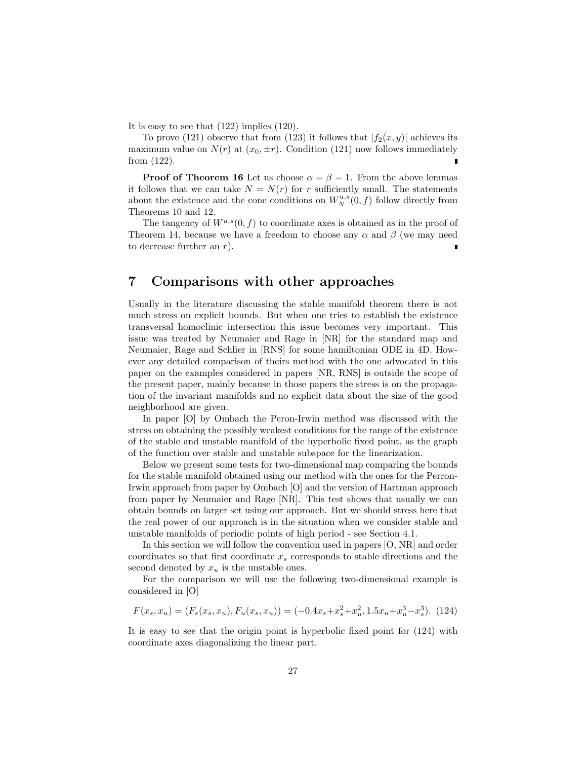It is easy to see that (122) implies (120).

To prove (121) observe that from (123) it follows that $|f_2(x,y)|$ achieves its maximum value on $N(r)$ at $(x_0, \pm r)$. Condition (121) now follows immediately from (122). ∎

**Proof of Theorem 16** Let us choose $\alpha = \beta = 1$. From the above lemmas it follows that we can take $N = N(r)$ for $r$ sufficiently small. The statements about the existence and the cone conditions on $W_N^{u,s}(0,f)$ follow directly from Theorems 10 and 12.

The tangency of $W^{u,s}(0,f)$ to coordinate axes is obtained as in the proof of Theorem 14, because we have a freedom to choose any $\alpha$ and $\beta$ (we may need to decrease further an $r$). ∎

# 7 Comparisons with other approaches

Usually in the literature discussing the stable manifold theorem there is not much stress on explicit bounds. But when one tries to establish the existence transversal homoclinic intersection this issue becomes very important. This issue was treated by Neumaier and Rage in [NR] for the standard map and Neumaier, Rage and Schlier in [RNS] for some hamiltonian ODE in 4D. However any detailed comparison of theirs method with the one advocated in this paper on the examples considered in papers [NR, RNS] is outside the scope of the present paper, mainly because in those papers the stress is on the propagation of the invariant manifolds and no explicit data about the size of the good neighborhood are given.

In paper [O] by Ombach the Peron-Irwin method was discussed with the stress on obtaining the possibly weakest conditions for the range of the existence of the stable and unstable manifold of the hyperbolic fixed point, as the graph of the function over stable and unstable subspace for the linearization.

Below we present some tests for two-dimensional map comparing the bounds for the stable manifold obtained using our method with the ones for the Perron-Irwin approach from paper by Ombach [O] and the version of Hartman approach from paper by Neumaier and Rage [NR]. This test shows that usually we can obtain bounds on larger set using our approach. But we should stress here that the real power of our approach is in the situation when we consider stable and unstable manifolds of periodic points of high period - see Section 4.1.

In this section we will follow the convention used in papers [O, NR] and order coordinates so that first coordinate $x_s$ corresponds to stable directions and the second denoted by $x_u$ is the unstable ones.

For the comparison we will use the following two-dimensional example is considered in [O]

$$F(x_s, x_u) = (F_s(x_s, x_u), F_u(x_s, x_u)) = (-0.4x_s + x_s^2 + x_u^2, 1.5x_u + x_u^3 - x_s^3). \quad (124)$$

It is easy to see that the origin point is hyperbolic fixed point for (124) with coordinate axes diagonalizing the linear part.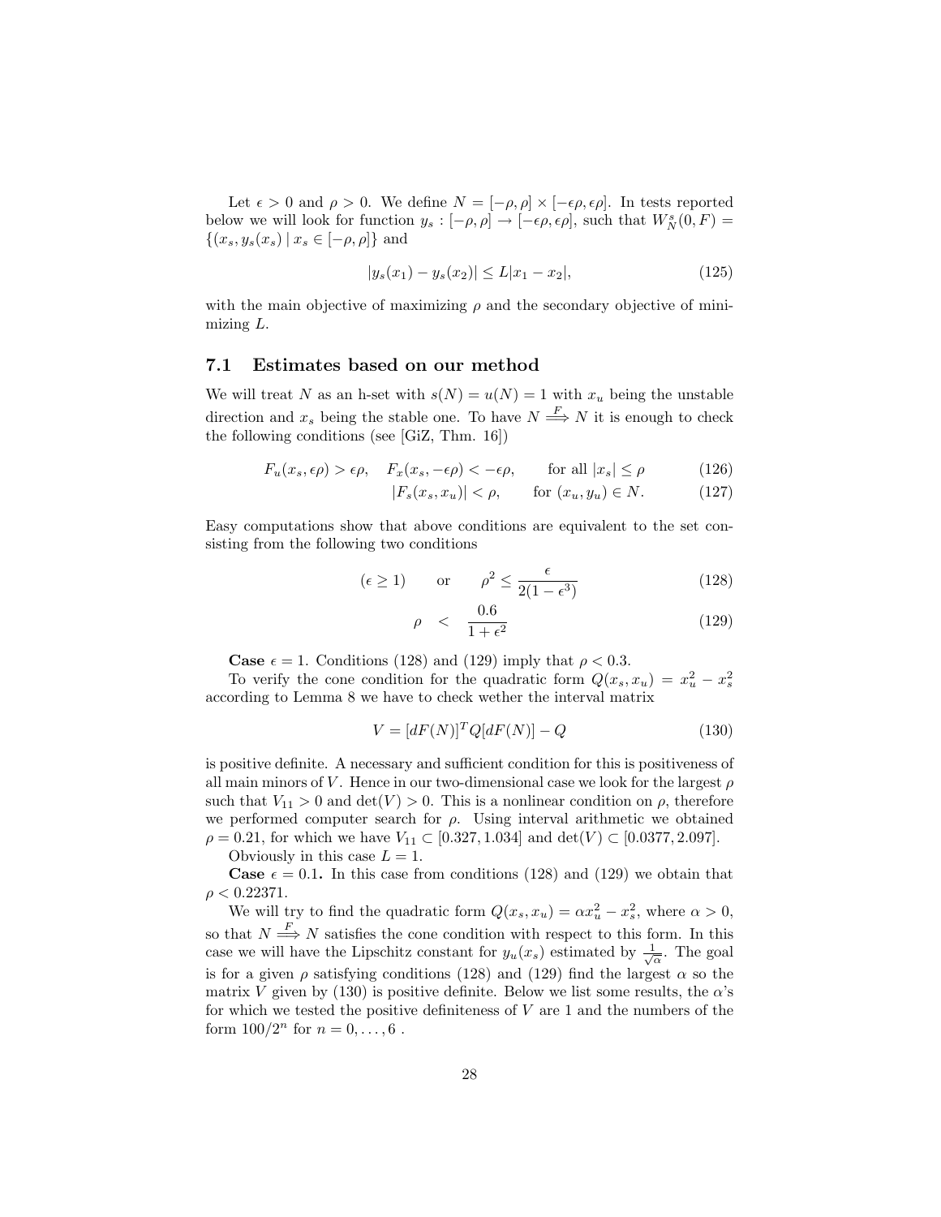Let $\epsilon > 0$ and $\rho > 0$. We define $N = [-\rho, \rho] \times [-\epsilon\rho, \epsilon\rho]$. In tests reported below we will look for function $y_s : [-\rho, \rho] \to [-\epsilon\rho, \epsilon\rho]$, such that $W^s_N(0, F) = \{(x_s, y_s(x_s) \mid x_s \in [-\rho, \rho]\}$ and

$$|y_s(x_1) - y_s(x_2)| \leq L|x_1 - x_2|, \tag{125}$$

with the main objective of maximizing $\rho$ and the secondary objective of minimizing $L$.

## 7.1 Estimates based on our method

We will treat $N$ as an h-set with $s(N) = u(N) = 1$ with $x_u$ being the unstable direction and $x_s$ being the stable one. To have $N \overset{F}{\Longrightarrow} N$ it is enough to check the following conditions (see [GiZ, Thm. 16])

$$F_u(x_s, \epsilon\rho) > \epsilon\rho, \quad F_x(x_s, -\epsilon\rho) < -\epsilon\rho, \qquad \text{for all } |x_s| \leq \rho \tag{126}$$

$$|F_s(x_s, x_u)| < \rho, \qquad \text{for } (x_u, y_u) \in N. \tag{127}$$

Easy computations show that above conditions are equivalent to the set consisting from the following two conditions

$$(\epsilon \geq 1) \qquad \text{or} \qquad \rho^2 \leq \frac{\epsilon}{2(1 - \epsilon^3)} \tag{128}$$

$$\rho \quad < \quad \frac{0.6}{1 + \epsilon^2} \tag{129}$$

**Case** $\epsilon = 1$. Conditions (128) and (129) imply that $\rho < 0.3$.

To verify the cone condition for the quadratic form $Q(x_s, x_u) = x_u^2 - x_s^2$ according to Lemma 8 we have to check wether the interval matrix

$$V = [dF(N)]^T Q [dF(N)] - Q \tag{130}$$

is positive definite. A necessary and sufficient condition for this is positiveness of all main minors of $V$. Hence in our two-dimensional case we look for the largest $\rho$ such that $V_{11} > 0$ and $\det(V) > 0$. This is a nonlinear condition on $\rho$, therefore we performed computer search for $\rho$. Using interval arithmetic we obtained $\rho = 0.21$, for which we have $V_{11} \subset [0.327, 1.034]$ and $\det(V) \subset [0.0377, 2.097]$.

Obviously in this case $L = 1$.

**Case** $\epsilon = 0.1$**.** In this case from conditions (128) and (129) we obtain that $\rho < 0.22371$.

We will try to find the quadratic form $Q(x_s, x_u) = \alpha x_u^2 - x_s^2$, where $\alpha > 0$, so that $N \overset{F}{\Longrightarrow} N$ satisfies the cone condition with respect to this form. In this case we will have the Lipschitz constant for $y_u(x_s)$ estimated by $\frac{1}{\sqrt{\alpha}}$. The goal is for a given $\rho$ satisfying conditions (128) and (129) find the largest $\alpha$ so the matrix $V$ given by (130) is positive definite. Below we list some results, the $\alpha$'s for which we tested the positive definiteness of $V$ are 1 and the numbers of the form $100/2^n$ for $n = 0, \ldots, 6$ .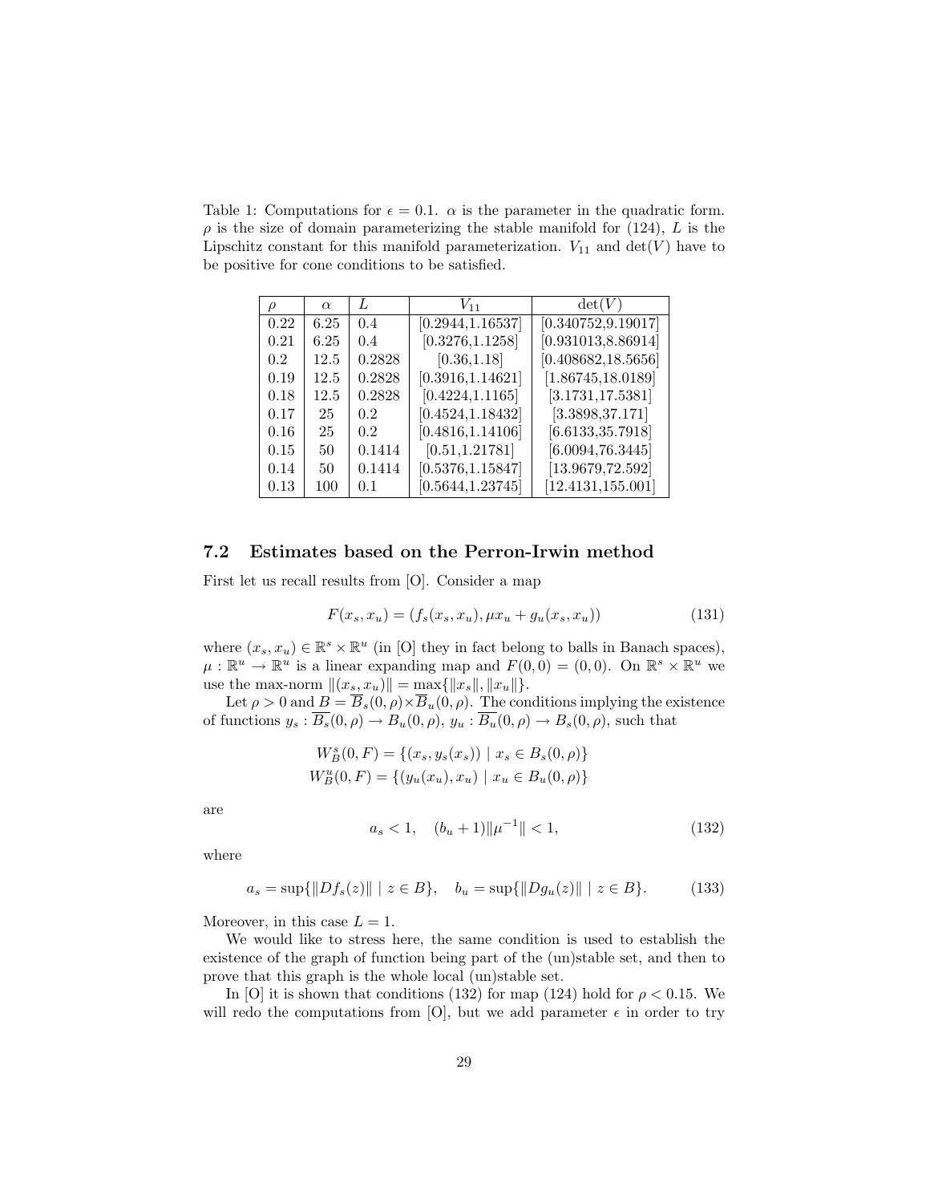Table 1: Computations for $\epsilon = 0.1$. $\alpha$ is the parameter in the quadratic form. $\rho$ is the size of domain parameterizing the stable manifold for (124), $L$ is the Lipschitz constant for this manifold parameterization. $V_{11}$ and $\det(V)$ have to be positive for cone conditions to be satisfied.

| $\rho$ | $\alpha$ | $L$ | $V_{11}$ | $\det(V)$ |
|---|---|---|---|---|
| 0.22 | 6.25 | 0.4 | [0.2944,1.16537] | [0.340752,9.19017] |
| 0.21 | 6.25 | 0.4 | [0.3276,1.1258] | [0.931013,8.86914] |
| 0.2 | 12.5 | 0.2828 | [0.36,1.18] | [0.408682,18.5656] |
| 0.19 | 12.5 | 0.2828 | [0.3916,1.14621] | [1.86745,18.0189] |
| 0.18 | 12.5 | 0.2828 | [0.4224,1.1165] | [3.1731,17.5381] |
| 0.17 | 25 | 0.2 | [0.4524,1.18432] | [3.3898,37.171] |
| 0.16 | 25 | 0.2 | [0.4816,1.14106] | [6.6133,35.7918] |
| 0.15 | 50 | 0.1414 | [0.51,1.21781] | [6.0094,76.3445] |
| 0.14 | 50 | 0.1414 | [0.5376,1.15847] | [13.9679,72.592] |
| 0.13 | 100 | 0.1 | [0.5644,1.23745] | [12.4131,155.001] |

### 7.2 Estimates based on the Perron-Irwin method

First let us recall results from [O]. Consider a map

$$F(x_s, x_u) = (f_s(x_s, x_u), \mu x_u + g_u(x_s, x_u)) \tag{131}$$

where $(x_s, x_u) \in \mathbb{R}^s \times \mathbb{R}^u$ (in [O] they in fact belong to balls in Banach spaces), $\mu : \mathbb{R}^u \to \mathbb{R}^u$ is a linear expanding map and $F(0,0) = (0,0)$. On $\mathbb{R}^s \times \mathbb{R}^u$ we use the max-norm $\|(x_s, x_u)\| = \max\{\|x_s\|, \|x_u\|\}$.

Let $\rho > 0$ and $B = \overline{B}_s(0,\rho) \times \overline{B}_u(0,\rho)$. The conditions implying the existence of functions $y_s : \overline{B_s}(0,\rho) \to B_u(0,\rho)$, $y_u : \overline{B_u}(0,\rho) \to B_s(0,\rho)$, such that

$$W^s_B(0, F) = \{(x_s, y_s(x_s)) \mid x_s \in B_s(0,\rho)\}$$
$$W^u_B(0, F) = \{(y_u(x_u), x_u) \mid x_u \in B_u(0,\rho)\}$$

are

$$a_s < 1, \quad (b_u + 1)\|\mu^{-1}\| < 1, \tag{132}$$

where

$$a_s = \sup\{\|Df_s(z)\| \mid z \in B\}, \quad b_u = \sup\{\|Dg_u(z)\| \mid z \in B\}. \tag{133}$$

Moreover, in this case $L = 1$.

We would like to stress here, the same condition is used to establish the existence of the graph of function being part of the (un)stable set, and then to prove that this graph is the whole local (un)stable set.

In [O] it is shown that conditions (132) for map (124) hold for $\rho < 0.15$. We will redo the computations from [O], but we add parameter $\epsilon$ in order to try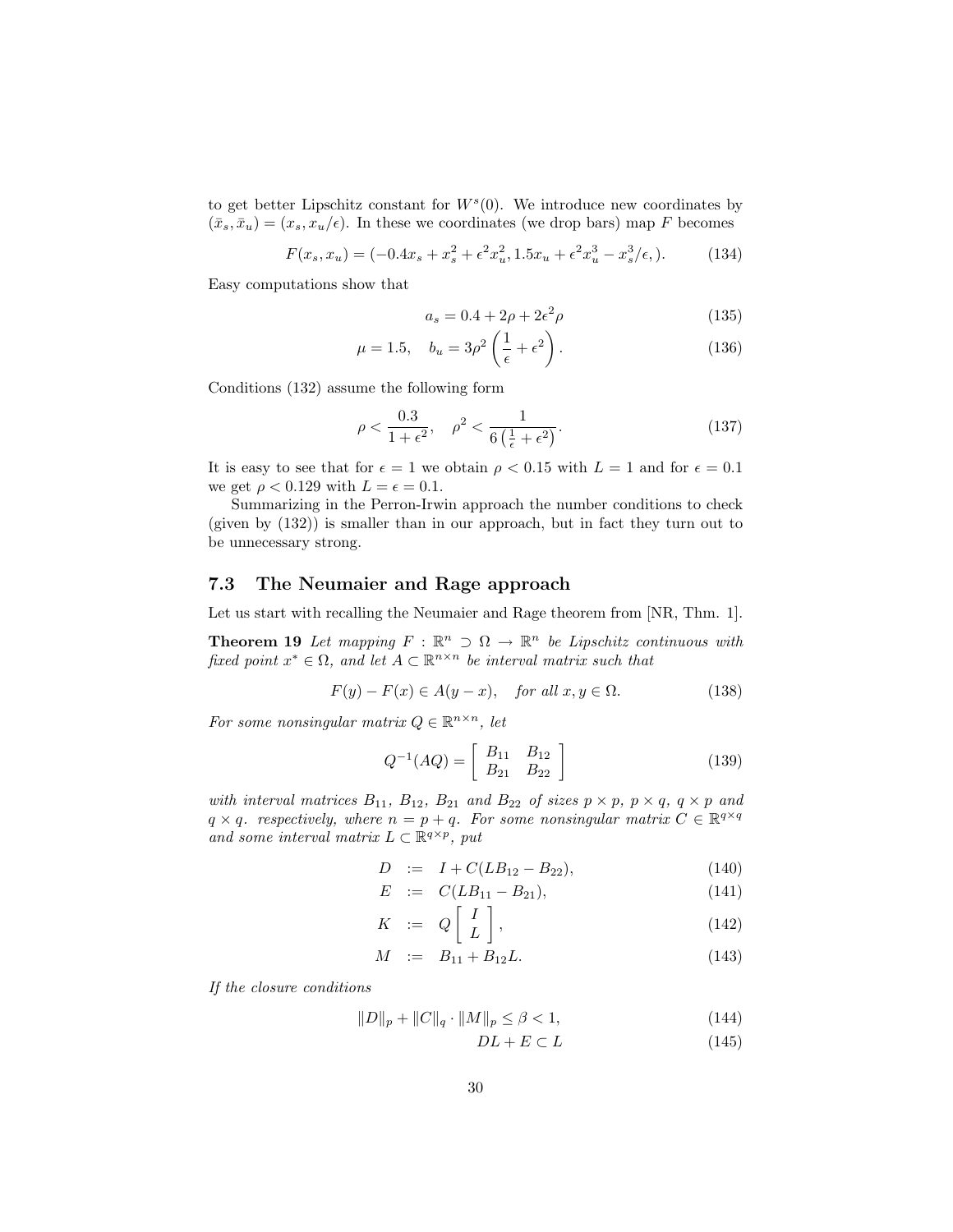to get better Lipschitz constant for $W^s(0)$. We introduce new coordinates by $(\bar{x}_s, \bar{x}_u) = (x_s, x_u/\epsilon)$. In these we coordinates (we drop bars) map $F$ becomes

$$F(x_s, x_u) = (-0.4x_s + x_s^2 + \epsilon^2 x_u^2, 1.5x_u + \epsilon^2 x_u^3 - x_s^3/\epsilon, ). \tag{134}$$

Easy computations show that

$$a_s = 0.4 + 2\rho + 2\epsilon^2\rho \tag{135}$$

$$\mu = 1.5, \quad b_u = 3\rho^2 \left( \frac{1}{\epsilon} + \epsilon^2 \right). \tag{136}$$

Conditions (132) assume the following form

$$\rho < \frac{0.3}{1+\epsilon^2}, \quad \rho^2 < \frac{1}{6\left(\frac{1}{\epsilon} + \epsilon^2\right)}. \tag{137}$$

It is easy to see that for $\epsilon = 1$ we obtain $\rho < 0.15$ with $L = 1$ and for $\epsilon = 0.1$ we get $\rho < 0.129$ with $L = \epsilon = 0.1$.

Summarizing in the Perron-Irwin approach the number conditions to check (given by (132)) is smaller than in our approach, but in fact they turn out to be unnecessary strong.

## 7.3 The Neumaier and Rage approach

Let us start with recalling the Neumaier and Rage theorem from [NR, Thm. 1].

**Theorem 19** *Let mapping $F : \mathbb{R}^n \supset \Omega \to \mathbb{R}^n$ be Lipschitz continuous with fixed point $x^* \in \Omega$, and let $A \subset \mathbb{R}^{n\times n}$ be interval matrix such that*

$$F(y) - F(x) \in A(y - x), \quad \text{for all } x, y \in \Omega. \tag{138}$$

*For some nonsingular matrix $Q \in \mathbb{R}^{n\times n}$, let*

$$Q^{-1}(AQ) = \begin{bmatrix} B_{11} & B_{12} \\ B_{21} & B_{22} \end{bmatrix} \tag{139}$$

*with interval matrices $B_{11}$, $B_{12}$, $B_{21}$ and $B_{22}$ of sizes $p\times p$, $p\times q$, $q\times p$ and $q\times q$. respectively, where $n = p + q$. For some nonsingular matrix $C \in \mathbb{R}^{q\times q}$ and some interval matrix $L \subset \mathbb{R}^{q\times p}$, put*

$$D := I + C(LB_{12} - B_{22}), \tag{140}$$

$$E := C(LB_{11} - B_{21}), \tag{141}$$

$$K := Q\begin{bmatrix} I \\ L \end{bmatrix}, \tag{142}$$

$$M := B_{11} + B_{12}L. \tag{143}$$

*If the closure conditions*

$$\|D\|_p + \|C\|_q \cdot \|M\|_p \leq \beta < 1, \tag{144}$$

$$DL + E \subset L \tag{145}$$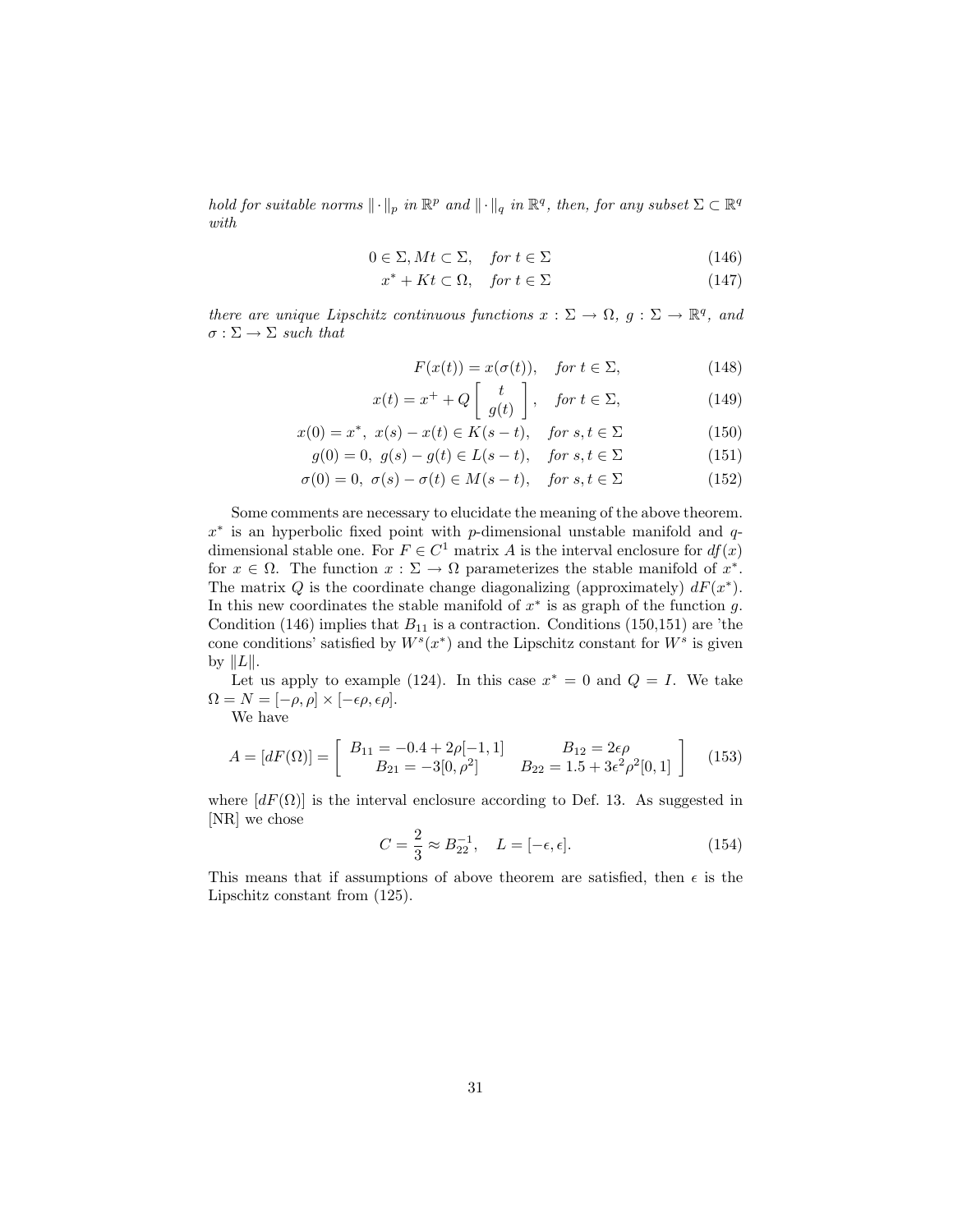*hold for suitable norms $\|\cdot\|_p$ in $\mathbb{R}^p$ and $\|\cdot\|_q$ in $\mathbb{R}^q$, then, for any subset $\Sigma \subset \mathbb{R}^q$ with*

$$0 \in \Sigma, Mt \subset \Sigma, \quad \textit{for } t \in \Sigma \tag{146}$$

$$x^* + Kt \subset \Omega, \quad \textit{for } t \in \Sigma \tag{147}$$

*there are unique Lipschitz continuous functions $x : \Sigma \to \Omega$, $g : \Sigma \to \mathbb{R}^q$, and $\sigma : \Sigma \to \Sigma$ such that*

$$F(x(t)) = x(\sigma(t)), \quad \textit{for } t \in \Sigma, \tag{148}$$

$$x(t) = x^+ + Q \begin{bmatrix} t \\ g(t) \end{bmatrix}, \quad \textit{for } t \in \Sigma, \tag{149}$$

$$x(0) = x^*, \ x(s) - x(t) \in K(s-t), \quad \textit{for } s,t \in \Sigma \tag{150}$$

$$g(0) = 0, \ g(s) - g(t) \in L(s-t), \quad \textit{for } s,t \in \Sigma \tag{151}$$

$$\sigma(0) = 0, \ \sigma(s) - \sigma(t) \in M(s-t), \quad \textit{for } s,t \in \Sigma \tag{152}$$

Some comments are necessary to elucidate the meaning of the above theorem. $x^*$ is an hyperbolic fixed point with $p$-dimensional unstable manifold and $q$-dimensional stable one. For $F \in C^1$ matrix $A$ is the interval enclosure for $df(x)$ for $x \in \Omega$. The function $x : \Sigma \to \Omega$ parameterizes the stable manifold of $x^*$. The matrix $Q$ is the coordinate change diagonalizing (approximately) $dF(x^*)$. In this new coordinates the stable manifold of $x^*$ is as graph of the function $g$. Condition (146) implies that $B_{11}$ is a contraction. Conditions (150,151) are 'the cone conditions' satisfied by $W^s(x^*)$ and the Lipschitz constant for $W^s$ is given by $\|L\|$.

Let us apply to example (124). In this case $x^* = 0$ and $Q = I$. We take $\Omega = N = [-\rho, \rho] \times [-\epsilon\rho, \epsilon\rho]$.

We have

$$A = [dF(\Omega)] = \begin{bmatrix} B_{11} = -0.4 + 2\rho[-1,1] & B_{12} = 2\epsilon\rho \\ B_{21} = -3[0,\rho^2] & B_{22} = 1.5 + 3\epsilon^2\rho^2[0,1] \end{bmatrix} \tag{153}$$

where $[dF(\Omega)]$ is the interval enclosure according to Def. 13. As suggested in [NR] we chose

$$C = \frac{2}{3} \approx B_{22}^{-1}, \quad L = [-\epsilon, \epsilon]. \tag{154}$$

This means that if assumptions of above theorem are satisfied, then $\epsilon$ is the Lipschitz constant from (125).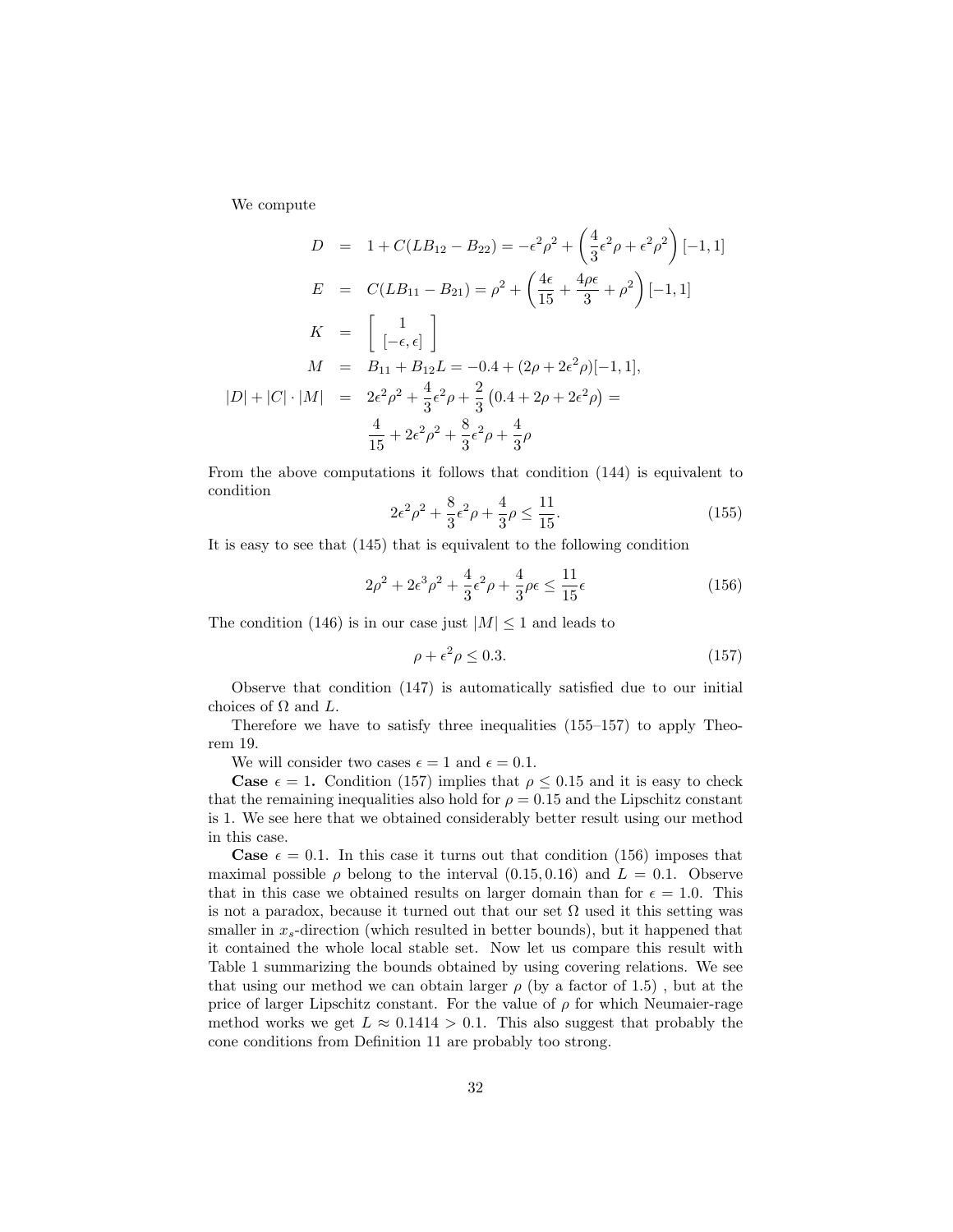We compute

$$
\begin{aligned}
D &= 1 + C(LB_{12} - B_{22}) = -\epsilon^2\rho^2 + \left(\frac{4}{3}\epsilon^2\rho + \epsilon^2\rho^2\right)[-1,1] \\
E &= C(LB_{11} - B_{21}) = \rho^2 + \left(\frac{4\epsilon}{15} + \frac{4\rho\epsilon}{3} + \rho^2\right)[-1,1] \\
K &= \begin{bmatrix} 1 \\ [-\epsilon,\epsilon] \end{bmatrix} \\
M &= B_{11} + B_{12}L = -0.4 + (2\rho + 2\epsilon^2\rho)[-1,1], \\
|D| + |C|\cdot|M| &= 2\epsilon^2\rho^2 + \frac{4}{3}\epsilon^2\rho + \frac{2}{3}\left(0.4 + 2\rho + 2\epsilon^2\rho\right) = \\
&\phantom{=} \frac{4}{15} + 2\epsilon^2\rho^2 + \frac{8}{3}\epsilon^2\rho + \frac{4}{3}\rho
\end{aligned}
$$

From the above computations it follows that condition (144) is equivalent to condition

$$
2\epsilon^2\rho^2 + \frac{8}{3}\epsilon^2\rho + \frac{4}{3}\rho \leq \frac{11}{15}. \tag{155}
$$

It is easy to see that (145) that is equivalent to the following condition

$$
2\rho^2 + 2\epsilon^3\rho^2 + \frac{4}{3}\epsilon^2\rho + \frac{4}{3}\rho\epsilon \leq \frac{11}{15}\epsilon \tag{156}
$$

The condition (146) is in our case just $|M| \leq 1$ and leads to

$$
\rho + \epsilon^2\rho \leq 0.3. \tag{157}
$$

Observe that condition (147) is automatically satisfied due to our initial choices of $\Omega$ and $L$.

Therefore we have to satisfy three inequalities (155–157) to apply Theorem 19.

We will consider two cases $\epsilon = 1$ and $\epsilon = 0.1$.

**Case** $\epsilon = 1$**.** Condition (157) implies that $\rho \leq 0.15$ and it is easy to check that the remaining inequalities also hold for $\rho = 0.15$ and the Lipschitz constant is 1. We see here that we obtained considerably better result using our method in this case.

**Case** $\epsilon = 0.1$. In this case it turns out that condition (156) imposes that maximal possible $\rho$ belong to the interval $(0.15, 0.16)$ and $L = 0.1$. Observe that in this case we obtained results on larger domain than for $\epsilon = 1.0$. This is not a paradox, because it turned out that our set $\Omega$ used it this setting was smaller in $x_s$-direction (which resulted in better bounds), but it happened that it contained the whole local stable set. Now let us compare this result with Table 1 summarizing the bounds obtained by using covering relations. We see that using our method we can obtain larger $\rho$ (by a factor of 1.5) , but at the price of larger Lipschitz constant. For the value of $\rho$ for which Neumaier-rage method works we get $L \approx 0.1414 > 0.1$. This also suggest that probably the cone conditions from Definition 11 are probably too strong.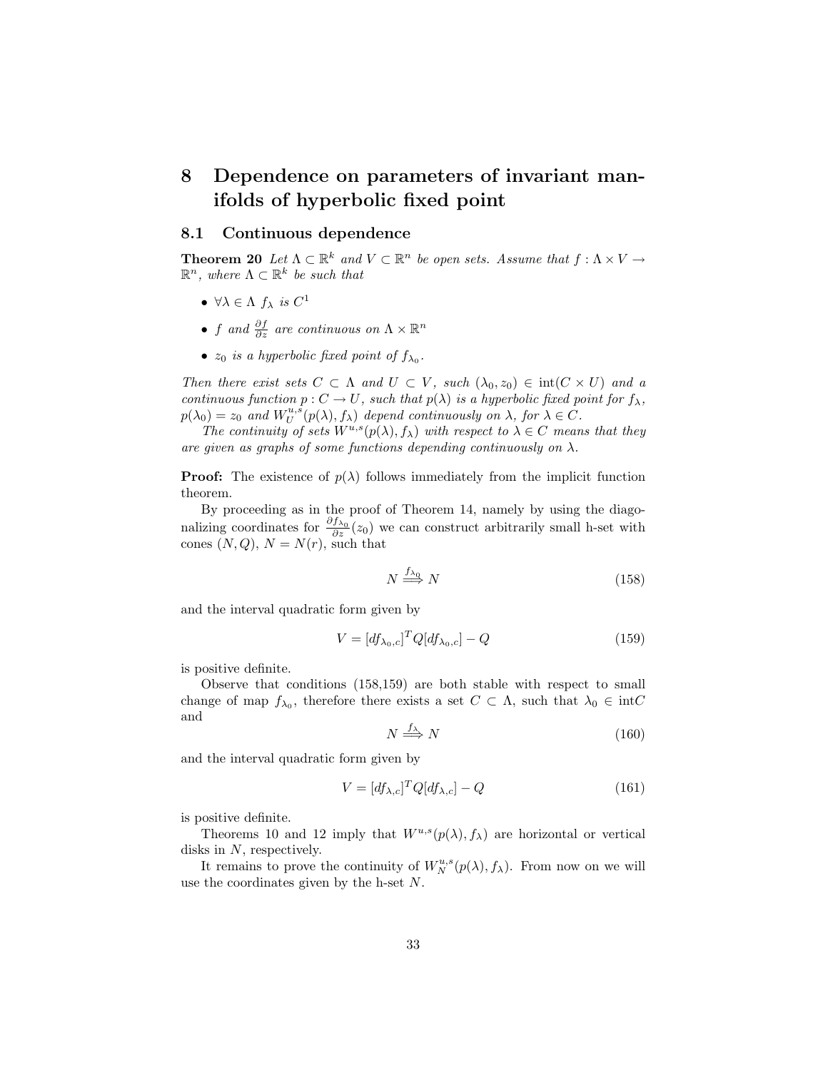# 8 Dependence on parameters of invariant manifolds of hyperbolic fixed point

## 8.1 Continuous dependence

**Theorem 20** *Let $\Lambda \subset \mathbb{R}^k$ and $V \subset \mathbb{R}^n$ be open sets. Assume that $f : \Lambda \times V \to \mathbb{R}^n$, where $\Lambda \subset \mathbb{R}^k$ be such that*

- *$\forall \lambda \in \Lambda$ $f_\lambda$ is $C^1$*
- *$f$ and $\frac{\partial f}{\partial z}$ are continuous on $\Lambda \times \mathbb{R}^n$*
- *$z_0$ is a hyperbolic fixed point of $f_{\lambda_0}$.*

*Then there exist sets $C \subset \Lambda$ and $U \subset V$, such $(\lambda_0, z_0) \in \operatorname{int}(C \times U)$ and a continuous function $p : C \to U$, such that $p(\lambda)$ is a hyperbolic fixed point for $f_\lambda$, $p(\lambda_0) = z_0$ and $W^{u,s}_U(p(\lambda), f_\lambda)$ depend continuously on $\lambda$, for $\lambda \in C$.*

*The continuity of sets $W^{u,s}(p(\lambda), f_\lambda)$ with respect to $\lambda \in C$ means that they are given as graphs of some functions depending continuously on $\lambda$.*

**Proof:** The existence of $p(\lambda)$ follows immediately from the implicit function theorem.

By proceeding as in the proof of Theorem 14, namely by using the diagonalizing coordinates for $\frac{\partial f_{\lambda_0}}{\partial z}(z_0)$ we can construct arbitrarily small h-set with cones $(N, Q)$, $N = N(r)$, such that

$$N \overset{f_{\lambda_0}}{\Longrightarrow} N \tag{158}$$

and the interval quadratic form given by

$$V = [df_{\lambda_0,c}]^T Q [df_{\lambda_0,c}] - Q \tag{159}$$

is positive definite.

Observe that conditions (158,159) are both stable with respect to small change of map $f_{\lambda_0}$, therefore there exists a set $C \subset \Lambda$, such that $\lambda_0 \in \operatorname{int} C$ and

$$N \overset{f_{\lambda}}{\Longrightarrow} N \tag{160}$$

and the interval quadratic form given by

$$V = [df_{\lambda,c}]^T Q [df_{\lambda,c}] - Q \tag{161}$$

is positive definite.

Theorems 10 and 12 imply that $W^{u,s}(p(\lambda), f_\lambda)$ are horizontal or vertical disks in $N$, respectively.

It remains to prove the continuity of $W^{u,s}_N(p(\lambda), f_\lambda)$. From now on we will use the coordinates given by the h-set $N$.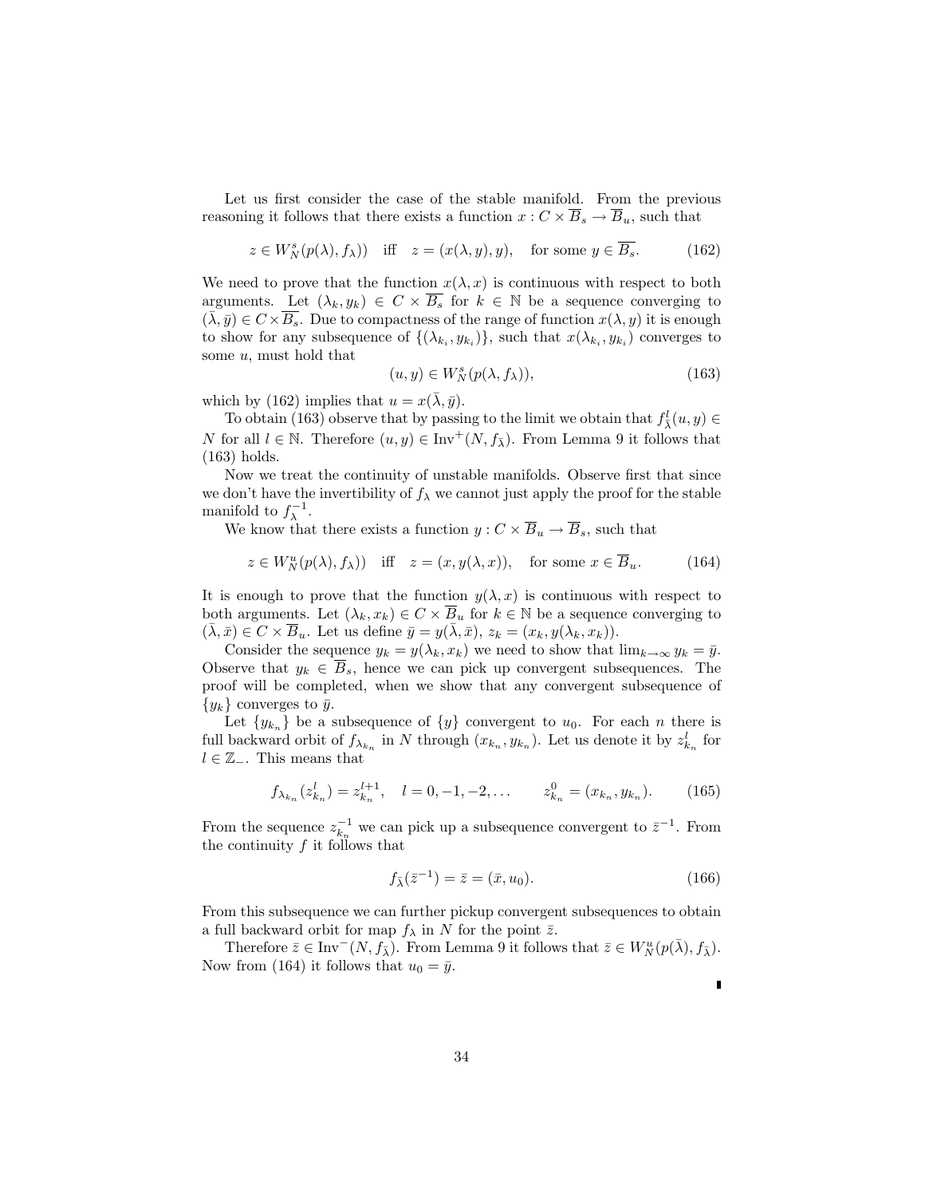Let us first consider the case of the stable manifold. From the previous reasoning it follows that there exists a function $x : C \times \overline{B}_s \to \overline{B}_u$, such that

$$z \in W^s_N(p(\lambda), f_\lambda)) \quad \text{iff} \quad z = (x(\lambda, y), y), \quad \text{for some } y \in \overline{B_s}. \tag{162}$$

We need to prove that the function $x(\lambda, x)$ is continuous with respect to both arguments. Let $(\lambda_k, y_k) \in C \times \overline{B_s}$ for $k \in \mathbb{N}$ be a sequence converging to $(\bar{\lambda}, \bar{y}) \in C \times \overline{B_s}$. Due to compactness of the range of function $x(\lambda, y)$ it is enough to show for any subsequence of $\{(\lambda_{k_i}, y_{k_i})\}$, such that $x(\lambda_{k_i}, y_{k_i})$ converges to some $u$, must hold that

$$(u, y) \in W^s_N(p(\lambda, f_\lambda)), \tag{163}$$

which by (162) implies that $u = x(\bar{\lambda}, \bar{y})$.

To obtain (163) observe that by passing to the limit we obtain that $f^l_{\bar{\lambda}}(u, y) \in N$ for all $l \in \mathbb{N}$. Therefore $(u, y) \in \text{Inv}^+(N, f_{\bar{\lambda}})$. From Lemma 9 it follows that (163) holds.

Now we treat the continuity of unstable manifolds. Observe first that since we don't have the invertibility of $f_\lambda$ we cannot just apply the proof for the stable manifold to $f^{-1}_\lambda$.

We know that there exists a function $y : C \times \overline{B}_u \to \overline{B}_s$, such that

$$z \in W^u_N(p(\lambda), f_\lambda)) \quad \text{iff} \quad z = (x, y(\lambda, x)), \quad \text{for some } x \in \overline{B}_u. \tag{164}$$

It is enough to prove that the function $y(\lambda, x)$ is continuous with respect to both arguments. Let $(\lambda_k, x_k) \in C \times \overline{B}_u$ for $k \in \mathbb{N}$ be a sequence converging to $(\bar{\lambda}, \bar{x}) \in C \times \overline{B}_u$. Let us define $\bar{y} = y(\bar{\lambda}, \bar{x})$, $z_k = (x_k, y(\lambda_k, x_k))$.

Consider the sequence $y_k = y(\lambda_k, x_k)$ we need to show that $\lim_{k\to\infty} y_k = \bar{y}$. Observe that $y_k \in \overline{B}_s$, hence we can pick up convergent subsequences. The proof will be completed, when we show that any convergent subsequence of $\{y_k\}$ converges to $\bar{y}$.

Let $\{y_{k_n}\}$ be a subsequence of $\{y\}$ convergent to $u_0$. For each $n$ there is full backward orbit of $f_{\lambda_{k_n}}$ in $N$ through $(x_{k_n}, y_{k_n})$. Let us denote it by $z^l_{k_n}$ for $l \in \mathbb{Z}_-$. This means that

$$f_{\lambda_{k_n}}(z^l_{k_n}) = z^{l+1}_{k_n}, \quad l = 0, -1, -2, \ldots \qquad z^0_{k_n} = (x_{k_n}, y_{k_n}). \tag{165}$$

From the sequence $z^{-1}_{k_n}$ we can pick up a subsequence convergent to $\bar{z}^{-1}$. From the continuity $f$ it follows that

$$f_{\bar{\lambda}}(\bar{z}^{-1}) = \bar{z} = (\bar{x}, u_0). \tag{166}$$

From this subsequence we can further pickup convergent subsequences to obtain a full backward orbit for map $f_\lambda$ in $N$ for the point $\bar{z}$.

Therefore $\bar{z} \in \text{Inv}^-(N, f_{\bar{\lambda}})$. From Lemma 9 it follows that $\bar{z} \in W^u_N(p(\bar{\lambda}), f_{\bar{\lambda}})$. Now from (164) it follows that $u_0 = \bar{y}$.

∎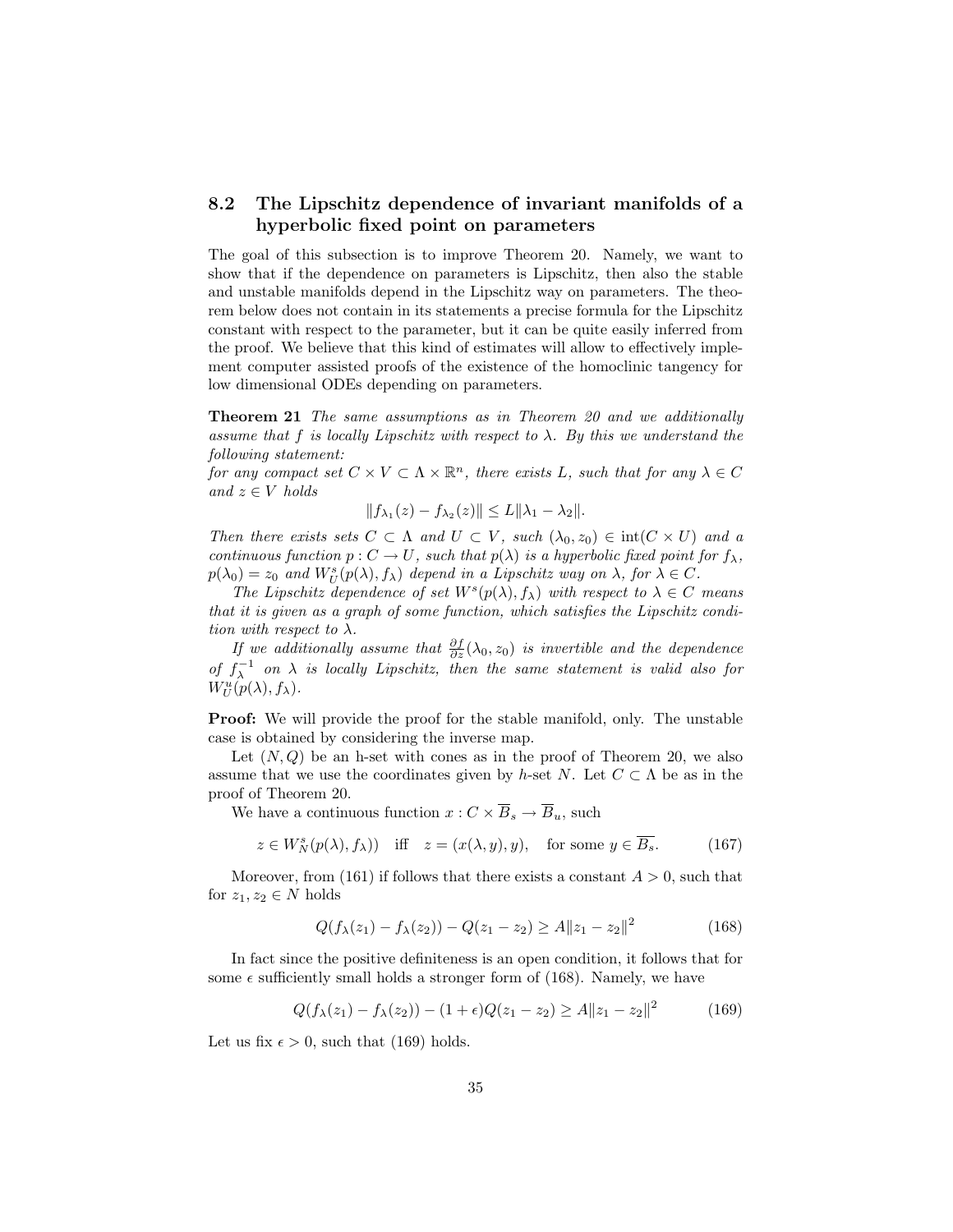## 8.2 The Lipschitz dependence of invariant manifolds of a hyperbolic fixed point on parameters

The goal of this subsection is to improve Theorem 20. Namely, we want to show that if the dependence on parameters is Lipschitz, then also the stable and unstable manifolds depend in the Lipschitz way on parameters. The theorem below does not contain in its statements a precise formula for the Lipschitz constant with respect to the parameter, but it can be quite easily inferred from the proof. We believe that this kind of estimates will allow to effectively implement computer assisted proofs of the existence of the homoclinic tangency for low dimensional ODEs depending on parameters.

**Theorem 21** *The same assumptions as in Theorem 20 and we additionally assume that $f$ is locally Lipschitz with respect to $\lambda$. By this we understand the following statement:*
*for any compact set $C \times V \subset \Lambda \times \mathbb{R}^n$, there exists $L$, such that for any $\lambda \in C$ and $z \in V$ holds*

$$\|f_{\lambda_1}(z) - f_{\lambda_2}(z)\| \leq L\|\lambda_1 - \lambda_2\|.$$

*Then there exists sets $C \subset \Lambda$ and $U \subset V$, such $(\lambda_0, z_0) \in \operatorname{int}(C \times U)$ and a continuous function $p : C \to U$, such that $p(\lambda)$ is a hyperbolic fixed point for $f_\lambda$, $p(\lambda_0) = z_0$ and $W^s_U(p(\lambda), f_\lambda)$ depend in a Lipschitz way on $\lambda$, for $\lambda \in C$.*

*The Lipschitz dependence of set $W^s(p(\lambda), f_\lambda)$ with respect to $\lambda \in C$ means that it is given as a graph of some function, which satisfies the Lipschitz condition with respect to $\lambda$.*

*If we additionally assume that $\frac{\partial f}{\partial z}(\lambda_0, z_0)$ is invertible and the dependence of $f^{-1}_\lambda$ on $\lambda$ is locally Lipschitz, then the same statement is valid also for $W^u_U(p(\lambda), f_\lambda)$.*

**Proof:** We will provide the proof for the stable manifold, only. The unstable case is obtained by considering the inverse map.

Let $(N, Q)$ be an h-set with cones as in the proof of Theorem 20, we also assume that we use the coordinates given by $h$-set $N$. Let $C \subset \Lambda$ be as in the proof of Theorem 20.

We have a continuous function $x : C \times \overline{B}_s \to \overline{B}_u$, such

$$z \in W^s_N(p(\lambda), f_\lambda)) \quad \text{iff} \quad z = (x(\lambda, y), y), \quad \text{for some } y \in \overline{B_s}. \tag{167}$$

Moreover, from (161) if follows that there exists a constant $A > 0$, such that for $z_1, z_2 \in N$ holds

$$Q(f_\lambda(z_1) - f_\lambda(z_2)) - Q(z_1 - z_2) \geq A\|z_1 - z_2\|^2 \tag{168}$$

In fact since the positive definiteness is an open condition, it follows that for some $\epsilon$ sufficiently small holds a stronger form of (168). Namely, we have

$$Q(f_\lambda(z_1) - f_\lambda(z_2)) - (1 + \epsilon)Q(z_1 - z_2) \geq A\|z_1 - z_2\|^2 \tag{169}$$

Let us fix $\epsilon > 0$, such that (169) holds.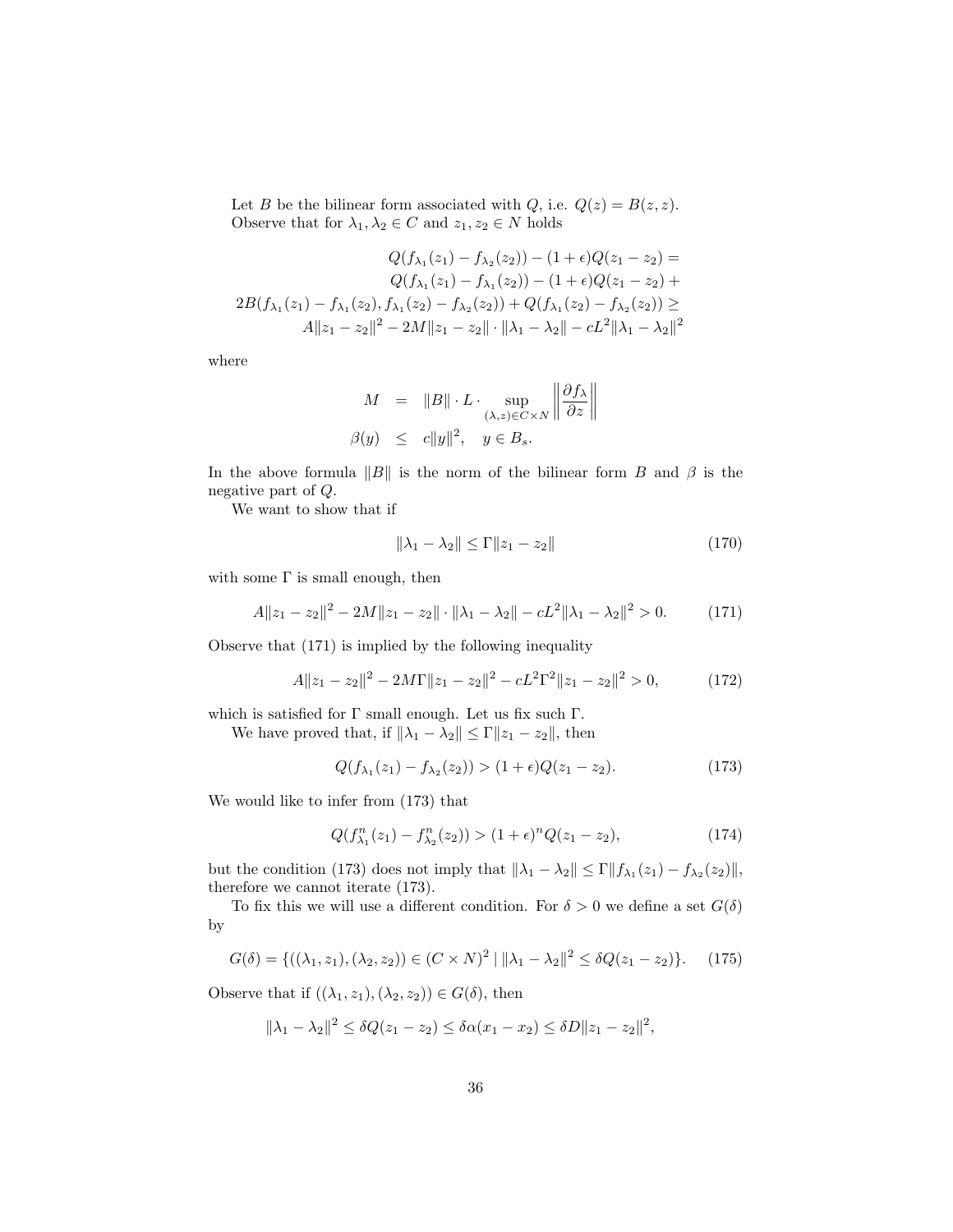Let $B$ be the bilinear form associated with $Q$, i.e. $Q(z) = B(z,z)$. Observe that for $\lambda_1, \lambda_2 \in C$ and $z_1, z_2 \in N$ holds

$$
\begin{aligned}
Q(f_{\lambda_1}(z_1) - f_{\lambda_2}(z_2)) - (1+\epsilon)Q(z_1 - z_2) = \\
Q(f_{\lambda_1}(z_1) - f_{\lambda_1}(z_2)) - (1+\epsilon)Q(z_1 - z_2) + \\
2B(f_{\lambda_1}(z_1) - f_{\lambda_1}(z_2), f_{\lambda_1}(z_2) - f_{\lambda_2}(z_2)) + Q(f_{\lambda_1}(z_2) - f_{\lambda_2}(z_2)) \geq \\
A\|z_1 - z_2\|^2 - 2M\|z_1 - z_2\| \cdot \|\lambda_1 - \lambda_2\| - cL^2\|\lambda_1 - \lambda_2\|^2
\end{aligned}
$$

where

$$
\begin{aligned}
M &= \|B\| \cdot L \cdot \sup_{(\lambda,z)\in C\times N} \left\| \frac{\partial f_\lambda}{\partial z} \right\| \\
\beta(y) &\leq c\|y\|^2, \quad y \in B_s.
\end{aligned}
$$

In the above formula $\|B\|$ is the norm of the bilinear form $B$ and $\beta$ is the negative part of $Q$.

We want to show that if

$$
\|\lambda_1 - \lambda_2\| \leq \Gamma\|z_1 - z_2\| \tag{170}
$$

with some $\Gamma$ is small enough, then

$$
A\|z_1 - z_2\|^2 - 2M\|z_1 - z_2\| \cdot \|\lambda_1 - \lambda_2\| - cL^2\|\lambda_1 - \lambda_2\|^2 > 0. \tag{171}
$$

Observe that (171) is implied by the following inequality

$$
A\|z_1 - z_2\|^2 - 2M\Gamma\|z_1 - z_2\|^2 - cL^2\Gamma^2\|z_1 - z_2\|^2 > 0, \tag{172}
$$

which is satisfied for $\Gamma$ small enough. Let us fix such $\Gamma$.

We have proved that, if $\|\lambda_1 - \lambda_2\| \leq \Gamma\|z_1 - z_2\|$, then

$$
Q(f_{\lambda_1}(z_1) - f_{\lambda_2}(z_2)) > (1+\epsilon)Q(z_1 - z_2). \tag{173}
$$

We would like to infer from (173) that

$$
Q(f^n_{\lambda_1}(z_1) - f^n_{\lambda_2}(z_2)) > (1+\epsilon)^n Q(z_1 - z_2), \tag{174}
$$

but the condition (173) does not imply that $\|\lambda_1 - \lambda_2\| \leq \Gamma\|f_{\lambda_1}(z_1) - f_{\lambda_2}(z_2)\|$, therefore we cannot iterate (173).

To fix this we will use a different condition. For $\delta > 0$ we define a set $G(\delta)$ by

$$
G(\delta) = \{((\lambda_1, z_1), (\lambda_2, z_2)) \in (C \times N)^2 \mid \|\lambda_1 - \lambda_2\|^2 \leq \delta Q(z_1 - z_2)\}. \tag{175}
$$

Observe that if $((\lambda_1, z_1), (\lambda_2, z_2)) \in G(\delta)$, then

$$
\|\lambda_1 - \lambda_2\|^2 \leq \delta Q(z_1 - z_2) \leq \delta\alpha(x_1 - x_2) \leq \delta D\|z_1 - z_2\|^2,
$$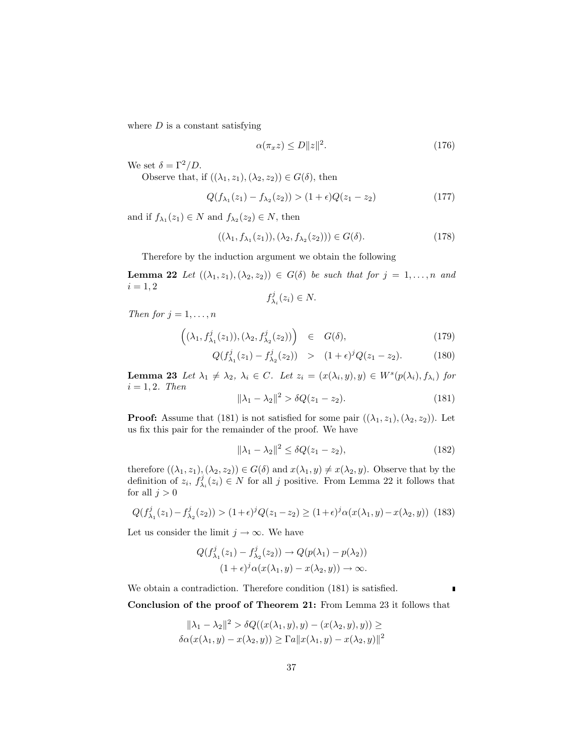where $D$ is a constant satisfying

$$\alpha(\pi_x z) \leq D\|z\|^2. \tag{176}$$

We set $\delta = \Gamma^2/D$.

Observe that, if $((\lambda_1, z_1), (\lambda_2, z_2)) \in G(\delta)$, then

$$Q(f_{\lambda_1}(z_1) - f_{\lambda_2}(z_2)) > (1+\epsilon)Q(z_1 - z_2) \tag{177}$$

and if $f_{\lambda_1}(z_1) \in N$ and $f_{\lambda_2}(z_2) \in N$, then

$$((\lambda_1, f_{\lambda_1}(z_1)), (\lambda_2, f_{\lambda_2}(z_2))) \in G(\delta). \tag{178}$$

Therefore by the induction argument we obtain the following

**Lemma 22** *Let $((\lambda_1, z_1), (\lambda_2, z_2)) \in G(\delta)$ be such that for $j = 1, \ldots, n$ and $i = 1, 2$*

$$f^j_{\lambda_i}(z_i) \in N.$$

*Then for $j = 1, \ldots, n$*

$$\Big((\lambda_1, f^j_{\lambda_1}(z_1)), (\lambda_2, f^j_{\lambda_2}(z_2))\Big) \in G(\delta), \tag{179}$$

$$Q(f^j_{\lambda_1}(z_1) - f^j_{\lambda_2}(z_2)) > (1+\epsilon)^j Q(z_1 - z_2). \tag{180}$$

**Lemma 23** *Let $\lambda_1 \neq \lambda_2$, $\lambda_i \in C$. Let $z_i = (x(\lambda_i, y), y) \in W^s(p(\lambda_i), f_{\lambda_i})$ for $i = 1, 2$. Then*

$$\|\lambda_1 - \lambda_2\|^2 > \delta Q(z_1 - z_2). \tag{181}$$

**Proof:** Assume that (181) is not satisfied for some pair $((\lambda_1, z_1), (\lambda_2, z_2))$. Let us fix this pair for the remainder of the proof. We have

$$\|\lambda_1 - \lambda_2\|^2 \leq \delta Q(z_1 - z_2), \tag{182}$$

therefore $((\lambda_1, z_1), (\lambda_2, z_2)) \in G(\delta)$ and $x(\lambda_1, y) \neq x(\lambda_2, y)$. Observe that by the definition of $z_i$, $f^j_{\lambda_i}(z_i) \in N$ for all $j$ positive. From Lemma 22 it follows that for all $j > 0$

$$Q(f^j_{\lambda_1}(z_1) - f^j_{\lambda_2}(z_2)) > (1+\epsilon)^j Q(z_1 - z_2) \geq (1+\epsilon)^j \alpha(x(\lambda_1, y) - x(\lambda_2, y)) \tag{183}$$

Let us consider the limit $j \to \infty$. We have

$$Q(f^j_{\lambda_1}(z_1) - f^j_{\lambda_2}(z_2)) \to Q(p(\lambda_1) - p(\lambda_2))$$
$$(1+\epsilon)^j \alpha(x(\lambda_1, y) - x(\lambda_2, y)) \to \infty.$$

We obtain a contradiction. Therefore condition (181) is satisfied. ∎

**Conclusion of the proof of Theorem 21:** From Lemma 23 it follows that

$$\|\lambda_1 - \lambda_2\|^2 > \delta Q((x(\lambda_1, y), y) - (x(\lambda_2, y), y)) \geq$$
$$\delta\alpha(x(\lambda_1, y) - x(\lambda_2, y)) \geq \Gamma a \|x(\lambda_1, y) - x(\lambda_2, y)\|^2$$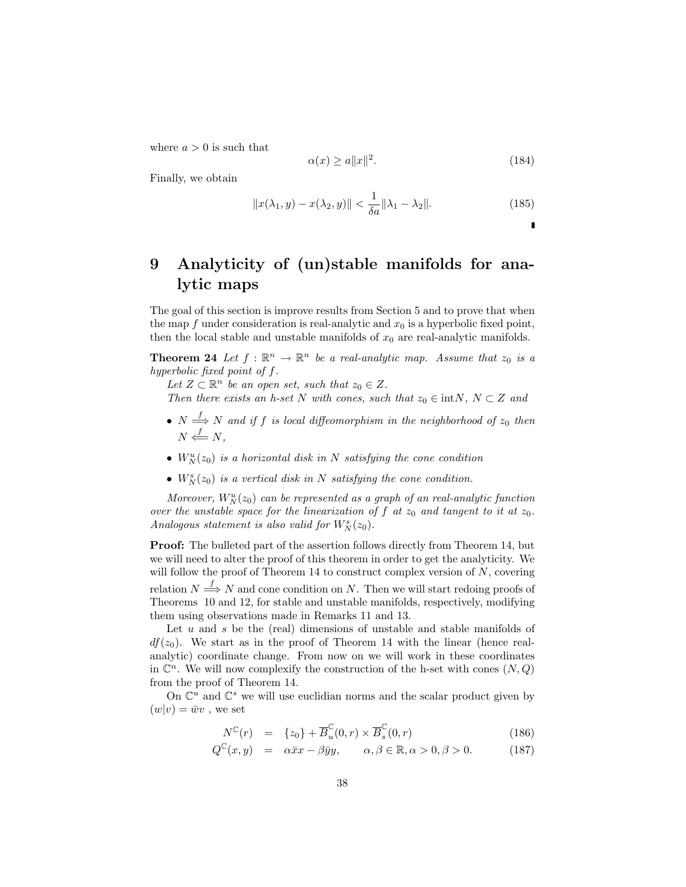where $a > 0$ is such that

$$\alpha(x) \geq a\|x\|^2. \tag{184}$$

Finally, we obtain

$$\|x(\lambda_1, y) - x(\lambda_2, y)\| < \frac{1}{\delta a}\|\lambda_1 - \lambda_2\|. \tag{185}$$

▮

# 9 Analyticity of (un)stable manifolds for analytic maps

The goal of this section is improve results from Section 5 and to prove that when the map $f$ under consideration is real-analytic and $x_0$ is a hyperbolic fixed point, then the local stable and unstable manifolds of $x_0$ are real-analytic manifolds.

**Theorem 24** *Let $f : \mathbb{R}^n \to \mathbb{R}^n$ be a real-analytic map. Assume that $z_0$ is a hyperbolic fixed point of $f$.*

*Let $Z \subset \mathbb{R}^n$ be an open set, such that $z_0 \in Z$.*

*Then there exists an h-set $N$ with cones, such that $z_0 \in \text{int}N$, $N \subset Z$ and*

- *$N \overset{f}{\Longrightarrow} N$ and if $f$ is local diffeomorphism in the neighborhood of $z_0$ then $N \overset{f}{\Longleftarrow} N$,*
- *$W^u_N(z_0)$ is a horizontal disk in $N$ satisfying the cone condition*
- *$W^s_N(z_0)$ is a vertical disk in $N$ satisfying the cone condition.*

*Moreover, $W^u_N(z_0)$ can be represented as a graph of an real-analytic function over the unstable space for the linearization of $f$ at $z_0$ and tangent to it at $z_0$. Analogous statement is also valid for $W^s_N(z_0)$.*

**Proof:** The bulleted part of the assertion follows directly from Theorem 14, but we will need to alter the proof of this theorem in order to get the analyticity. We will follow the proof of Theorem 14 to construct complex version of $N$, covering relation $N \overset{f}{\Longrightarrow} N$ and cone condition on $N$. Then we will start redoing proofs of Theorems 10 and 12, for stable and unstable manifolds, respectively, modifying them using observations made in Remarks 11 and 13.

Let $u$ and $s$ be the (real) dimensions of unstable and stable manifolds of $df(z_0)$. We start as in the proof of Theorem 14 with the linear (hence real-analytic) coordinate change. From now on we will work in these coordinates in $\mathbb{C}^n$. We will now complexify the construction of the h-set with cones $(N, Q)$ from the proof of Theorem 14.

On $\mathbb{C}^u$ and $\mathbb{C}^s$ we will use euclidian norms and the scalar product given by $(w|v) = \bar{w}v$ , we set

$$N^{\mathbb{C}}(r) = \{z_0\} + \overline{B}^{\mathbb{C}}_u(0, r) \times \overline{B}^{\mathbb{C}}_s(0, r) \tag{186}$$

$$Q^{\mathbb{C}}(x, y) = \alpha\bar{x}x - \beta\bar{y}y, \qquad \alpha, \beta \in \mathbb{R}, \alpha > 0, \beta > 0. \tag{187}$$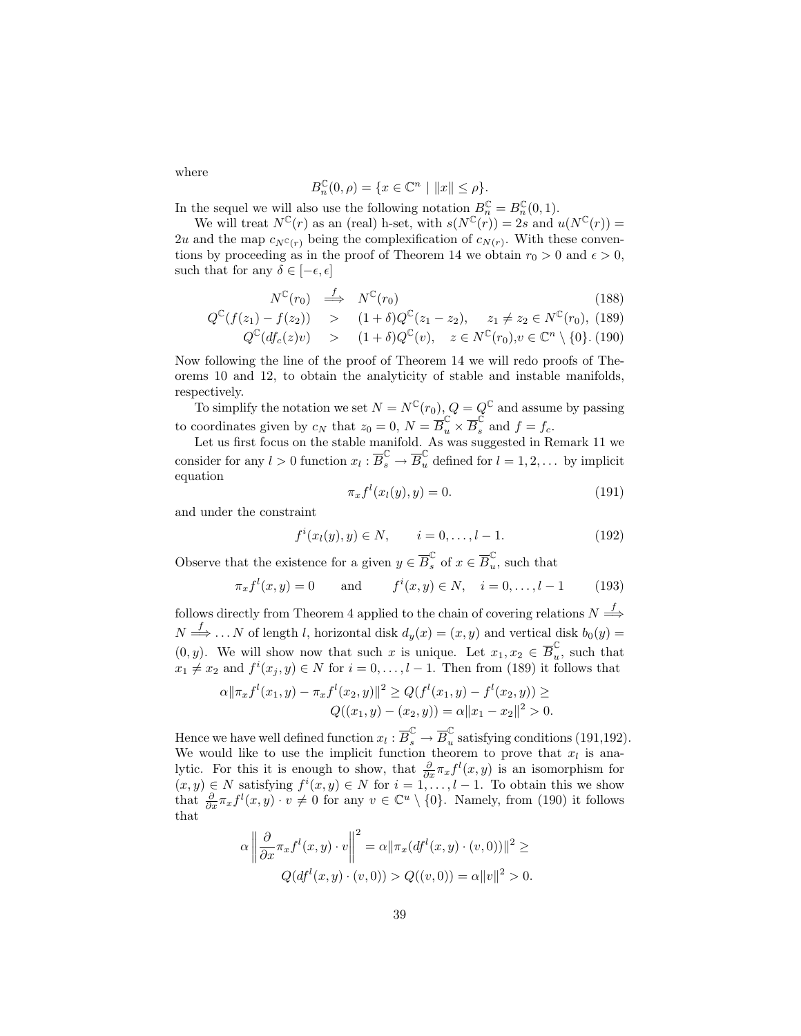where

$$B_n^{\mathbb{C}}(0,\rho) = \{x \in \mathbb{C}^n \mid \|x\| \leq \rho\}.$$

In the sequel we will also use the following notation $B_n^{\mathbb{C}} = B_n^{\mathbb{C}}(0,1)$.

We will treat $N^{\mathbb{C}}(r)$ as an (real) h-set, with $s(N^{\mathbb{C}}(r)) = 2s$ and $u(N^{\mathbb{C}}(r)) = 2u$ and the map $c_{N^{\mathbb{C}}(r)}$ being the complexification of $c_{N(r)}$. With these conventions by proceeding as in the proof of Theorem 14 we obtain $r_0 > 0$ and $\epsilon > 0$, such that for any $\delta \in [-\epsilon, \epsilon]$

$$N^{\mathbb{C}}(r_0) \overset{f}{\Longrightarrow} N^{\mathbb{C}}(r_0) \tag{188}$$

$$Q^{\mathbb{C}}(f(z_1) - f(z_2)) > (1+\delta)Q^{\mathbb{C}}(z_1 - z_2), \quad z_1 \neq z_2 \in N^{\mathbb{C}}(r_0), \tag{189}$$

$$Q^{\mathbb{C}}(df_c(z)v) > (1+\delta)Q^{\mathbb{C}}(v), \quad z \in N^{\mathbb{C}}(r_0), v \in \mathbb{C}^n \setminus \{0\}. \tag{190}$$

Now following the line of the proof of Theorem 14 we will redo proofs of Theorems 10 and 12, to obtain the analyticity of stable and instable manifolds, respectively.

To simplify the notation we set $N = N^{\mathbb{C}}(r_0)$, $Q = Q^{\mathbb{C}}$ and assume by passing to coordinates given by $c_N$ that $z_0 = 0$, $N = \overline{B}_u^{\mathbb{C}} \times \overline{B}_s^{\mathbb{C}}$ and $f = f_c$.

Let us first focus on the stable manifold. As was suggested in Remark 11 we consider for any $l > 0$ function $x_l : \overline{B}_s^{\mathbb{C}} \to \overline{B}_u^{\mathbb{C}}$ defined for $l = 1, 2, \ldots$ by implicit equation

$$\pi_x f^l(x_l(y), y) = 0. \tag{191}$$

and under the constraint

$$f^i(x_l(y), y) \in N, \qquad i = 0, \ldots, l-1. \tag{192}$$

Observe that the existence for a given $y \in \overline{B}_s^{\mathbb{C}}$ of $x \in \overline{B}_u^{\mathbb{C}}$, such that

$$\pi_x f^l(x, y) = 0 \qquad \text{and} \qquad f^i(x, y) \in N, \quad i = 0, \ldots, l-1 \tag{193}$$

follows directly from Theorem 4 applied to the chain of covering relations $N \overset{f}{\Longrightarrow} N \overset{f}{\Longrightarrow} \ldots N$ of length $l$, horizontal disk $d_y(x) = (x, y)$ and vertical disk $b_0(y) = (0, y)$. We will show now that such $x$ is unique. Let $x_1, x_2 \in \overline{B}_u^{\mathbb{C}}$, such that $x_1 \neq x_2$ and $f^i(x_j, y) \in N$ for $i = 0, \ldots, l-1$. Then from (189) it follows that

$$\alpha \|\pi_x f^l(x_1, y) - \pi_x f^l(x_2, y)\|^2 \geq Q(f^l(x_1, y) - f^l(x_2, y)) \geq$$
$$Q((x_1, y) - (x_2, y)) = \alpha \|x_1 - x_2\|^2 > 0.$$

Hence we have well defined function $x_l : \overline{B}_s^{\mathbb{C}} \to \overline{B}_u^{\mathbb{C}}$ satisfying conditions (191,192). We would like to use the implicit function theorem to prove that $x_l$ is analytic. For this it is enough to show, that $\frac{\partial}{\partial x}\pi_x f^l(x, y)$ is an isomorphism for $(x, y) \in N$ satisfying $f^i(x, y) \in N$ for $i = 1, \ldots, l-1$. To obtain this we show that $\frac{\partial}{\partial x}\pi_x f^l(x, y) \cdot v \neq 0$ for any $v \in \mathbb{C}^u \setminus \{0\}$. Namely, from (190) it follows that

$$\alpha \left\| \frac{\partial}{\partial x}\pi_x f^l(x, y) \cdot v \right\|^2 = \alpha \|\pi_x (df^l(x, y) \cdot (v, 0))\|^2 \geq$$
$$Q(df^l(x, y) \cdot (v, 0)) > Q((v, 0)) = \alpha \|v\|^2 > 0.$$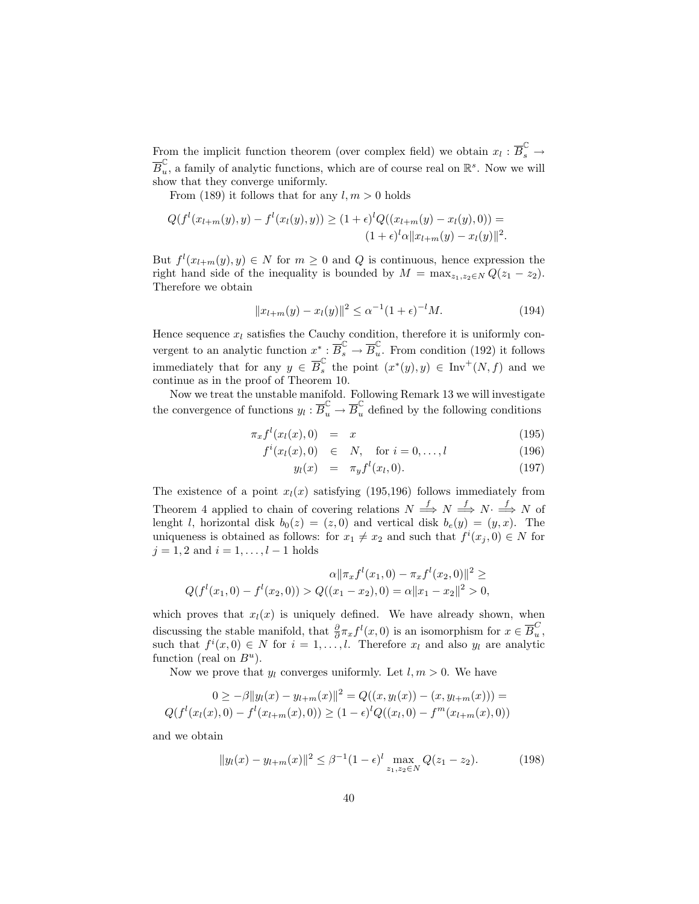From the implicit function theorem (over complex field) we obtain $x_l : \overline{B}_s^{\mathbb{C}} \to \overline{B}_u^{\mathbb{C}}$, a family of analytic functions, which are of course real on $\mathbb{R}^s$. Now we will show that they converge uniformly.

From (189) it follows that for any $l, m > 0$ holds

$$
\begin{aligned}
Q(f^l(x_{l+m}(y), y) - f^l(x_l(y), y)) \geq (1+\epsilon)^l Q((x_{l+m}(y) - x_l(y), 0)) = \\
(1+\epsilon)^l \alpha \|x_{l+m}(y) - x_l(y)\|^2.
\end{aligned}
$$

But $f^l(x_{l+m}(y), y) \in N$ for $m \geq 0$ and $Q$ is continuous, hence expression the right hand side of the inequality is bounded by $M = \max_{z_1, z_2 \in N} Q(z_1 - z_2)$. Therefore we obtain

$$
\|x_{l+m}(y) - x_l(y)\|^2 \leq \alpha^{-1}(1+\epsilon)^{-l} M. \tag{194}
$$

Hence sequence $x_l$ satisfies the Cauchy condition, therefore it is uniformly convergent to an analytic function $x^* : \overline{B}_s^{\mathbb{C}} \to \overline{B}_u^{\mathbb{C}}$. From condition (192) it follows immediately that for any $y \in \overline{B}_s^{\mathbb{C}}$ the point $(x^*(y), y) \in \text{Inv}^+(N, f)$ and we continue as in the proof of Theorem 10.

Now we treat the unstable manifold. Following Remark 13 we will investigate the convergence of functions $y_l : \overline{B}_u^{\mathbb{C}} \to \overline{B}_u^{\mathbb{C}}$ defined by the following conditions

$$
\begin{aligned}
\pi_x f^l(x_l(x), 0) &= x & (195)\\
f^i(x_l(x), 0) &\in N, \quad \text{for } i = 0, \dots, l & (196)\\
y_l(x) &= \pi_y f^l(x_l, 0). & (197)
\end{aligned}
$$

The existence of a point $x_l(x)$ satisfying (195,196) follows immediately from Theorem 4 applied to chain of covering relations $N \stackrel{f}{\Longrightarrow} N \stackrel{f}{\Longrightarrow} N \cdot \stackrel{f}{\Longrightarrow} N$ of lenght $l$, horizontal disk $b_0(z) = (z, 0)$ and vertical disk $b_e(y) = (y, x)$. The uniqueness is obtained as follows: for $x_1 \neq x_2$ and such that $f^i(x_j, 0) \in N$ for $j = 1, 2$ and $i = 1, \dots, l-1$ holds

$$
\begin{aligned}
\alpha \|\pi_x f^l(x_1, 0) - \pi_x f^l(x_2, 0)\|^2 \geq \\
Q(f^l(x_1, 0) - f^l(x_2, 0)) > Q((x_1 - x_2), 0) = \alpha \|x_1 - x_2\|^2 > 0,
\end{aligned}
$$

which proves that $x_l(x)$ is uniquely defined. We have already shown, when discussing the stable manifold, that $\frac{\partial}{\partial} \pi_x f^l(x, 0)$ is an isomorphism for $x \in \overline{B}_u^C$, such that $f^i(x, 0) \in N$ for $i = 1, \dots, l$. Therefore $x_l$ and also $y_l$ are analytic function (real on $B^u$).

Now we prove that $y_l$ converges uniformly. Let $l, m > 0$. We have

$$
\begin{aligned}
0 \geq -\beta \|y_l(x) - y_{l+m}(x)\|^2 = Q((x, y_l(x)) - (x, y_{l+m}(x))) = \\
Q(f^l(x_l(x), 0) - f^l(x_{l+m}(x), 0)) \geq (1-\epsilon)^l Q((x_l, 0) - f^m(x_{l+m}(x), 0))
\end{aligned}
$$

and we obtain

$$
\|y_l(x) - y_{l+m}(x)\|^2 \leq \beta^{-1}(1-\epsilon)^l \max_{z_1, z_2 \in N} Q(z_1 - z_2). \tag{198}
$$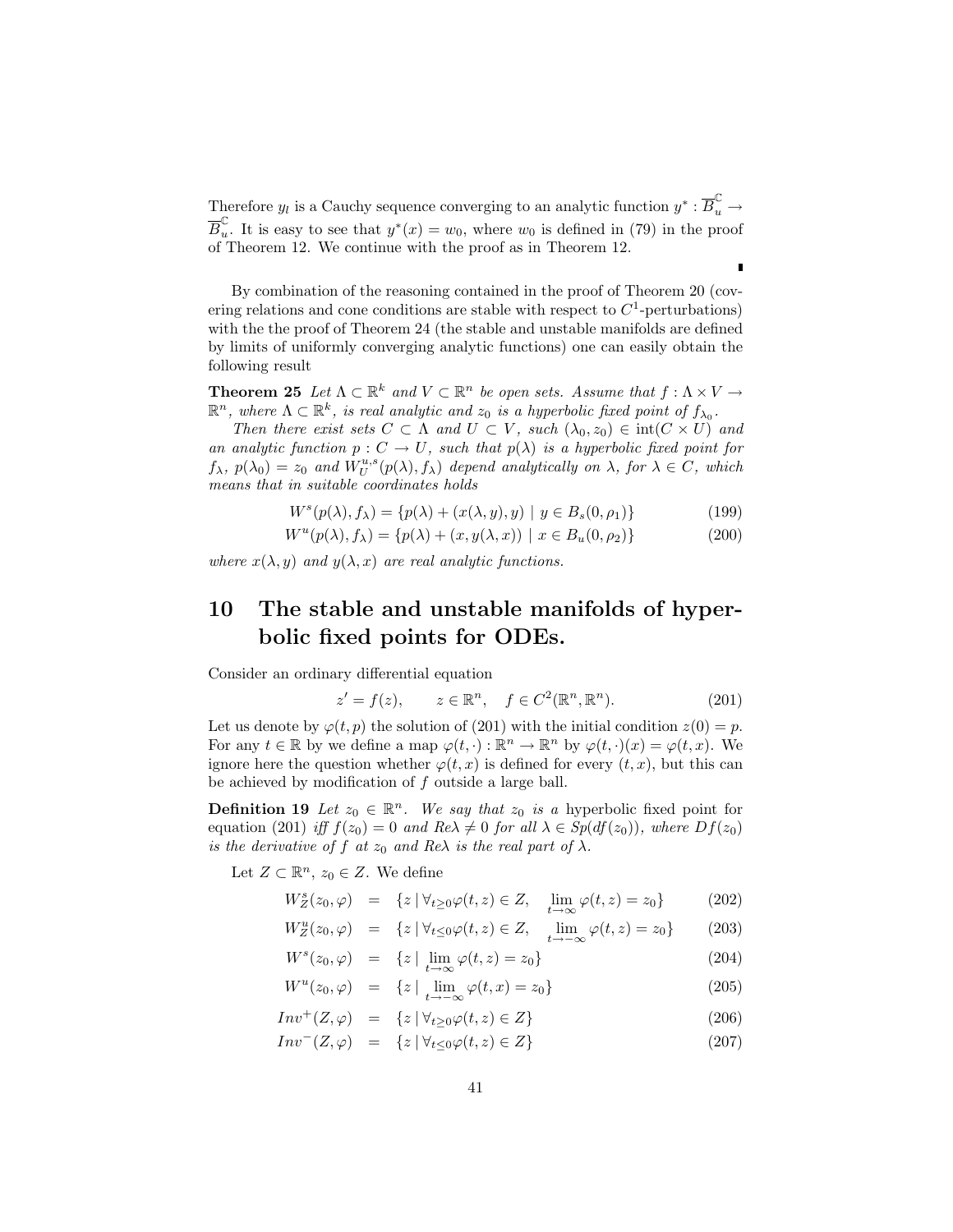Therefore $y_l$ is a Cauchy sequence converging to an analytic function $y^* : \overline{B}_u^{\mathbb{C}} \to \overline{B}_u^{\mathbb{C}}$. It is easy to see that $y^*(x) = w_0$, where $w_0$ is defined in (79) in the proof of Theorem 12. We continue with the proof as in Theorem 12.

∎

By combination of the reasoning contained in the proof of Theorem 20 (covering relations and cone conditions are stable with respect to $C^1$-perturbations) with the the proof of Theorem 24 (the stable and unstable manifolds are defined by limits of uniformly converging analytic functions) one can easily obtain the following result

**Theorem 25** *Let $\Lambda \subset \mathbb{R}^k$ and $V \subset \mathbb{R}^n$ be open sets. Assume that $f : \Lambda \times V \to \mathbb{R}^n$, where $\Lambda \subset \mathbb{R}^k$, is real analytic and $z_0$ is a hyperbolic fixed point of $f_{\lambda_0}$.*

*Then there exist sets $C \subset \Lambda$ and $U \subset V$, such $(\lambda_0, z_0) \in \operatorname{int}(C \times U)$ and an analytic function $p : C \to U$, such that $p(\lambda)$ is a hyperbolic fixed point for $f_\lambda$, $p(\lambda_0) = z_0$ and $W_U^{u,s}(p(\lambda), f_\lambda)$ depend analytically on $\lambda$, for $\lambda \in C$, which means that in suitable coordinates holds*

$$W^s(p(\lambda), f_\lambda) = \{p(\lambda) + (x(\lambda, y), y) \mid y \in B_s(0, \rho_1)\} \tag{199}$$

$$W^u(p(\lambda), f_\lambda) = \{p(\lambda) + (x, y(\lambda, x)) \mid x \in B_u(0, \rho_2)\} \tag{200}$$

*where $x(\lambda, y)$ and $y(\lambda, x)$ are real analytic functions.*

# 10 The stable and unstable manifolds of hyperbolic fixed points for ODEs.

Consider an ordinary differential equation

$$z' = f(z), \qquad z \in \mathbb{R}^n, \quad f \in C^2(\mathbb{R}^n, \mathbb{R}^n). \tag{201}$$

Let us denote by $\varphi(t, p)$ the solution of (201) with the initial condition $z(0) = p$. For any $t \in \mathbb{R}$ by we define a map $\varphi(t, \cdot) : \mathbb{R}^n \to \mathbb{R}^n$ by $\varphi(t, \cdot)(x) = \varphi(t, x)$. We ignore here the question whether $\varphi(t, x)$ is defined for every $(t, x)$, but this can be achieved by modification of $f$ outside a large ball.

**Definition 19** *Let $z_0 \in \mathbb{R}^n$. We say that $z_0$ is a* hyperbolic fixed point for equation (201) *iff $f(z_0) = 0$ and $Re\lambda \neq 0$ for all $\lambda \in Sp(df(z_0))$, where $Df(z_0)$ is the derivative of $f$ at $z_0$ and $Re\lambda$ is the real part of $\lambda$.*

Let $Z \subset \mathbb{R}^n$, $z_0 \in Z$. We define

$$W_Z^s(z_0, \varphi) = \{z \mid \forall_{t \geq 0} \varphi(t, z) \in Z, \quad \lim_{t \to \infty} \varphi(t, z) = z_0\} \tag{202}$$

$$W_Z^u(z_0, \varphi) = \{z \mid \forall_{t \leq 0} \varphi(t, z) \in Z, \quad \lim_{t \to -\infty} \varphi(t, z) = z_0\} \tag{203}$$

$$W^s(z_0, \varphi) = \{z \mid \lim_{t \to \infty} \varphi(t, z) = z_0\} \tag{204}$$

$$W^u(z_0, \varphi) = \{z \mid \lim_{t \to -\infty} \varphi(t, x) = z_0\} \tag{205}$$

$$Inv^+(Z, \varphi) = \{z \mid \forall_{t \geq 0} \varphi(t, z) \in Z\} \tag{206}$$

$$Inv^-(Z, \varphi) = \{z \mid \forall_{t \leq 0} \varphi(t, z) \in Z\} \tag{207}$$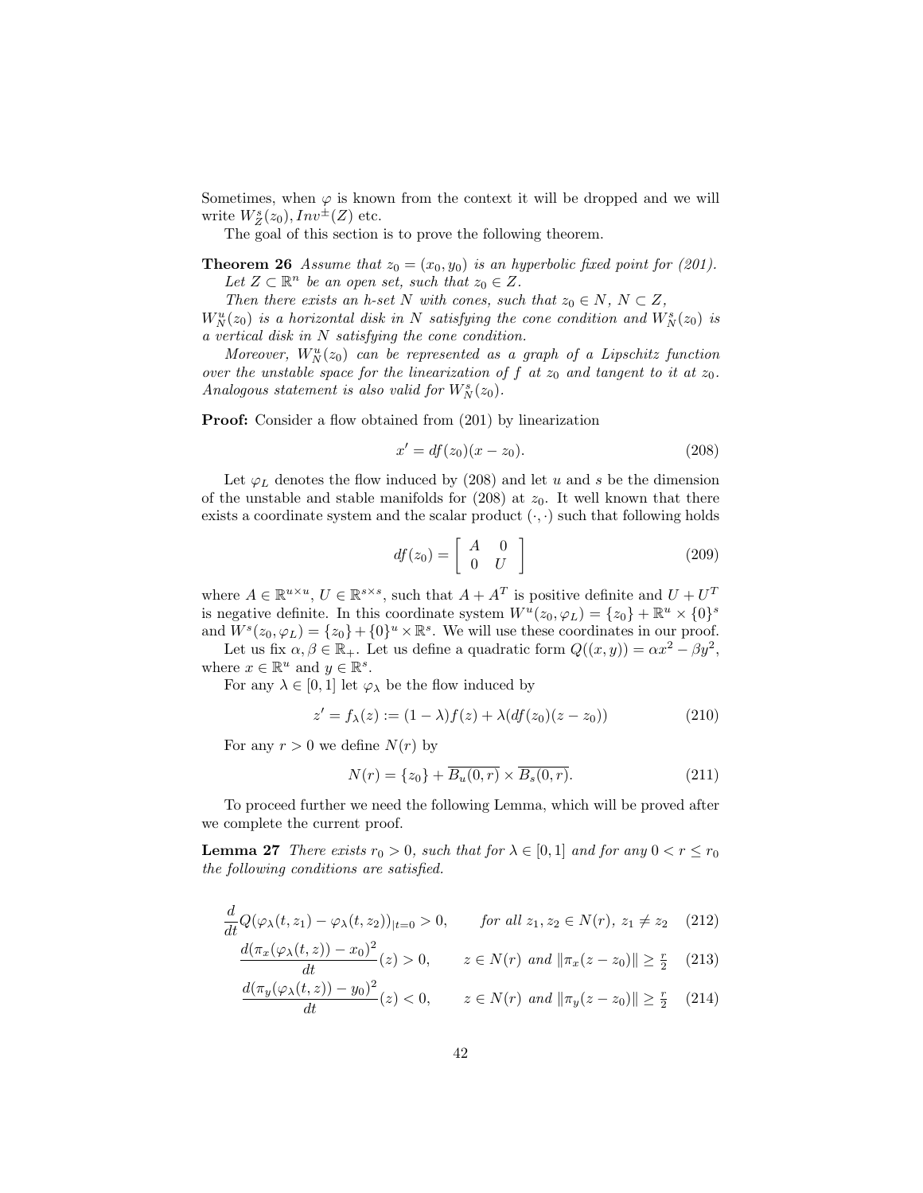Sometimes, when $\varphi$ is known from the context it will be dropped and we will write $W^s_Z(z_0), Inv^{\pm}(Z)$ etc.

The goal of this section is to prove the following theorem.

**Theorem 26** *Assume that $z_0 = (x_0, y_0)$ is an hyperbolic fixed point for (201). Let $Z \subset \mathbb{R}^n$ be an open set, such that $z_0 \in Z$.*

*Then there exists an h-set $N$ with cones, such that $z_0 \in N$, $N \subset Z$, $W^u_N(z_0)$ is a horizontal disk in $N$ satisfying the cone condition and $W^s_N(z_0)$ is a vertical disk in $N$ satisfying the cone condition.*

*Moreover, $W^u_N(z_0)$ can be represented as a graph of a Lipschitz function over the unstable space for the linearization of $f$ at $z_0$ and tangent to it at $z_0$. Analogous statement is also valid for $W^s_N(z_0)$.*

**Proof:** Consider a flow obtained from (201) by linearization

$$x' = df(z_0)(x - z_0). \tag{208}$$

Let $\varphi_L$ denotes the flow induced by (208) and let $u$ and $s$ be the dimension of the unstable and stable manifolds for (208) at $z_0$. It well known that there exists a coordinate system and the scalar product $(\cdot,\cdot)$ such that following holds

$$df(z_0) = \begin{bmatrix} A & 0 \\ 0 & U \end{bmatrix} \tag{209}$$

where $A \in \mathbb{R}^{u\times u}$, $U \in \mathbb{R}^{s\times s}$, such that $A + A^T$ is positive definite and $U + U^T$ is negative definite. In this coordinate system $W^u(z_0, \varphi_L) = \{z_0\} + \mathbb{R}^u \times \{0\}^s$ and $W^s(z_0, \varphi_L) = \{z_0\} + \{0\}^u \times \mathbb{R}^s$. We will use these coordinates in our proof.

Let us fix $\alpha, \beta \in \mathbb{R}_+$. Let us define a quadratic form $Q((x, y)) = \alpha x^2 - \beta y^2$, where $x \in \mathbb{R}^u$ and $y \in \mathbb{R}^s$.

For any $\lambda \in [0, 1]$ let $\varphi_\lambda$ be the flow induced by

$$z' = f_\lambda(z) := (1 - \lambda)f(z) + \lambda(df(z_0)(z - z_0)) \tag{210}$$

For any $r > 0$ we define $N(r)$ by

$$N(r) = \{z_0\} + \overline{B_u(0, r)} \times \overline{B_s(0, r)}. \tag{211}$$

To proceed further we need the following Lemma, which will be proved after we complete the current proof.

**Lemma 27** *There exists $r_0 > 0$, such that for $\lambda \in [0, 1]$ and for any $0 < r \leq r_0$ the following conditions are satisfied.*

$$\frac{d}{dt}Q(\varphi_\lambda(t, z_1) - \varphi_\lambda(t, z_2))_{|t=0} > 0, \qquad \text{for all } z_1, z_2 \in N(r),\ z_1 \neq z_2 \tag{212}$$

$$\frac{d(\pi_x(\varphi_\lambda(t, z)) - x_0)^2}{dt}(z) > 0, \qquad z \in N(r) \text{ and } \|\pi_x(z - z_0)\| \geq \tfrac{r}{2} \tag{213}$$

$$\frac{d(\pi_y(\varphi_\lambda(t, z)) - y_0)^2}{dt}(z) < 0, \qquad z \in N(r) \text{ and } \|\pi_y(z - z_0)\| \geq \tfrac{r}{2} \tag{214}$$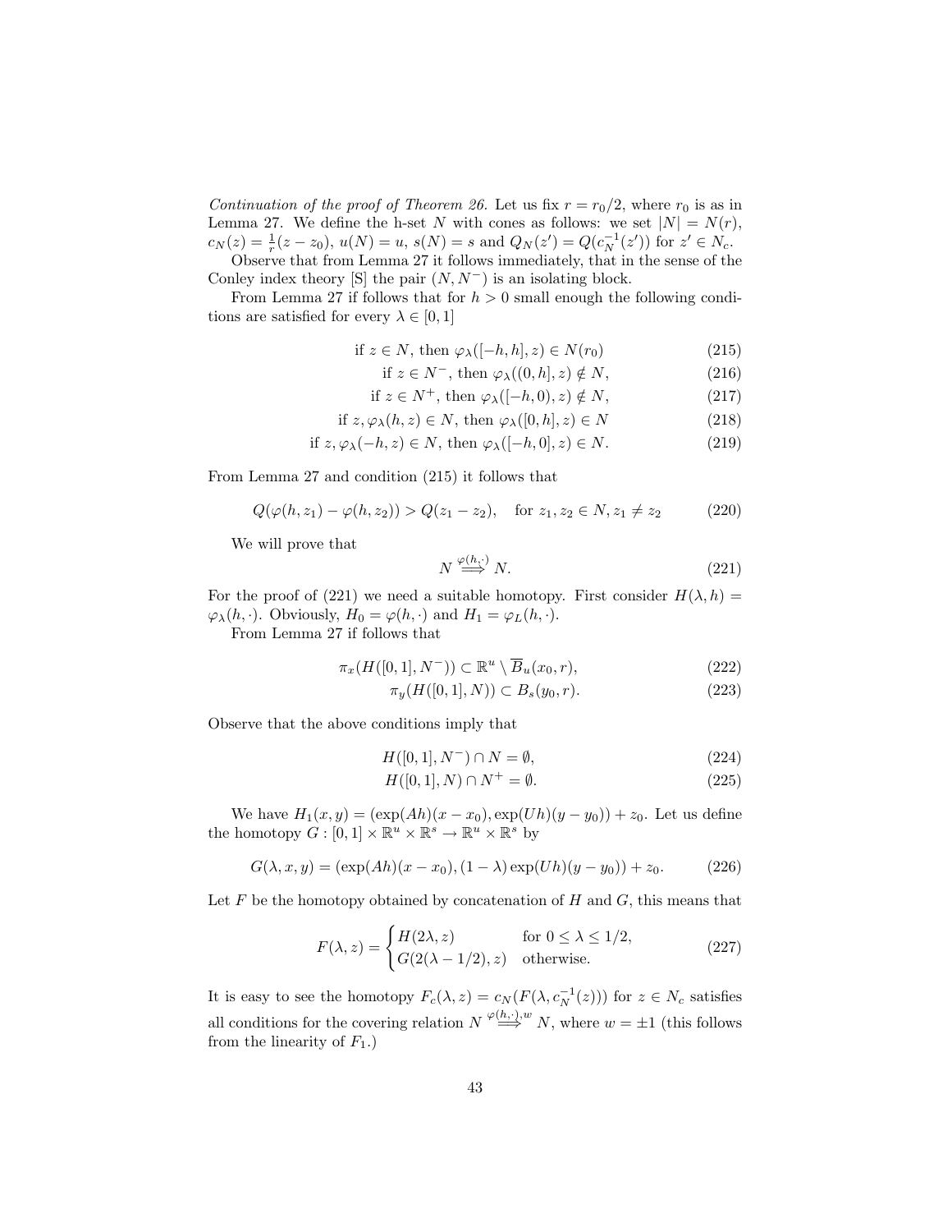*Continuation of the proof of Theorem 26.* Let us fix $r = r_0/2$, where $r_0$ is as in Lemma 27. We define the h-set $N$ with cones as follows: we set $|N| = N(r)$, $c_N(z) = \frac{1}{r}(z - z_0)$, $u(N) = u$, $s(N) = s$ and $Q_N(z') = Q(c_N^{-1}(z'))$ for $z' \in N_c$.

Observe that from Lemma 27 it follows immediately, that in the sense of the Conley index theory [S] the pair $(N, N^-)$ is an isolating block.

From Lemma 27 if follows that for $h > 0$ small enough the following conditions are satisfied for every $\lambda \in [0, 1]$

$$\text{if } z \in N, \text{ then } \varphi_\lambda([-h, h], z) \in N(r_0) \tag{215}$$

$$\text{if } z \in N^-, \text{ then } \varphi_\lambda((0, h], z) \notin N, \tag{216}$$

$$\text{if } z \in N^+, \text{ then } \varphi_\lambda([-h, 0), z) \notin N, \tag{217}$$

$$\text{if } z, \varphi_\lambda(h, z) \in N, \text{ then } \varphi_\lambda([0, h], z) \in N \tag{218}$$

$$\text{if } z, \varphi_\lambda(-h, z) \in N, \text{ then } \varphi_\lambda([-h, 0], z) \in N. \tag{219}$$

From Lemma 27 and condition (215) it follows that

$$Q(\varphi(h, z_1) - \varphi(h, z_2)) > Q(z_1 - z_2), \quad \text{for } z_1, z_2 \in N, z_1 \neq z_2 \tag{220}$$

We will prove that

$$N \overset{\varphi(h,\cdot)}{\Longrightarrow} N. \tag{221}$$

For the proof of (221) we need a suitable homotopy. First consider $H(\lambda, h) = \varphi_\lambda(h, \cdot)$. Obviously, $H_0 = \varphi(h, \cdot)$ and $H_1 = \varphi_L(h, \cdot)$.

From Lemma 27 if follows that

$$\pi_x(H([0, 1], N^-)) \subset \mathbb{R}^u \setminus \overline{B}_u(x_0, r), \tag{222}$$

$$\pi_y(H([0, 1], N)) \subset B_s(y_0, r). \tag{223}$$

Observe that the above conditions imply that

$$H([0, 1], N^-) \cap N = \emptyset, \tag{224}$$

$$H([0, 1], N) \cap N^+ = \emptyset. \tag{225}$$

We have $H_1(x, y) = (\exp(Ah)(x - x_0), \exp(Uh)(y - y_0)) + z_0$. Let us define the homotopy $G : [0, 1] \times \mathbb{R}^u \times \mathbb{R}^s \to \mathbb{R}^u \times \mathbb{R}^s$ by

$$G(\lambda, x, y) = (\exp(Ah)(x - x_0), (1 - \lambda) \exp(Uh)(y - y_0)) + z_0. \tag{226}$$

Let $F$ be the homotopy obtained by concatenation of $H$ and $G$, this means that

$$F(\lambda, z) = \begin{cases} H(2\lambda, z) & \text{for } 0 \leq \lambda \leq 1/2, \\ G(2(\lambda - 1/2), z) & \text{otherwise.} \end{cases} \tag{227}$$

It is easy to see the homotopy $F_c(\lambda, z) = c_N(F(\lambda, c_N^{-1}(z)))$ for $z \in N_c$ satisfies all conditions for the covering relation $N \overset{\varphi(h,\cdot),w}{\Longrightarrow} N$, where $w = \pm 1$ (this follows from the linearity of $F_1$.)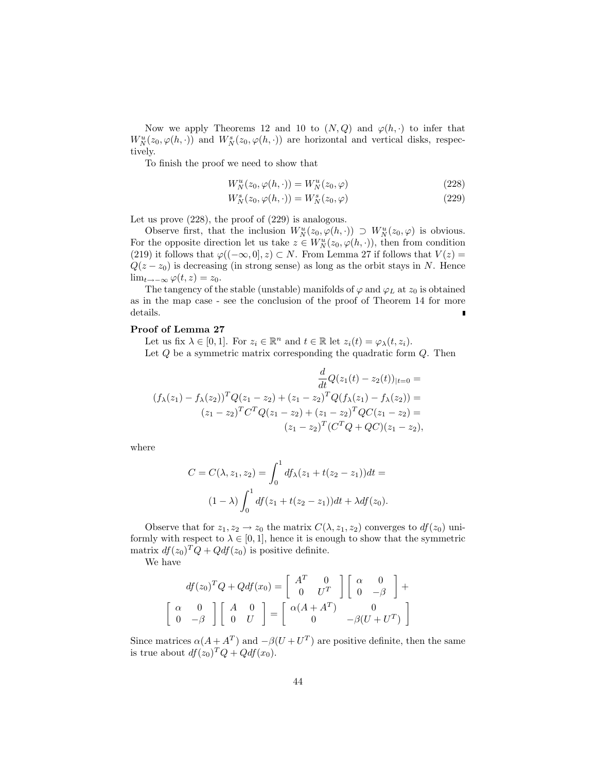Now we apply Theorems 12 and 10 to $(N, Q)$ and $\varphi(h, \cdot)$ to infer that $W^u_N(z_0, \varphi(h, \cdot))$ and $W^s_N(z_0, \varphi(h, \cdot))$ are horizontal and vertical disks, respectively.

To finish the proof we need to show that

$$W^u_N(z_0, \varphi(h, \cdot)) = W^u_N(z_0, \varphi) \tag{228}$$

$$W^s_N(z_0, \varphi(h, \cdot)) = W^s_N(z_0, \varphi) \tag{229}$$

Let us prove (228), the proof of (229) is analogous.

Observe first, that the inclusion $W^u_N(z_0, \varphi(h, \cdot)) \supset W^u_N(z_0, \varphi)$ is obvious. For the opposite direction let us take $z \in W^u_N(z_0, \varphi(h, \cdot))$, then from condition (219) it follows that $\varphi((-\infty, 0], z) \subset N$. From Lemma 27 if follows that $V(z) = Q(z - z_0)$ is decreasing (in strong sense) as long as the orbit stays in $N$. Hence $\lim_{t \to -\infty} \varphi(t, z) = z_0$.

The tangency of the stable (unstable) manifolds of $\varphi$ and $\varphi_L$ at $z_0$ is obtained as in the map case - see the conclusion of the proof of Theorem 14 for more details. ∎

**Proof of Lemma 27**

Let us fix $\lambda \in [0, 1]$. For $z_i \in \mathbb{R}^n$ and $t \in \mathbb{R}$ let $z_i(t) = \varphi_\lambda(t, z_i)$.

Let $Q$ be a symmetric matrix corresponding the quadratic form $Q$. Then

$$\begin{aligned}
&\frac{d}{dt} Q(z_1(t) - z_2(t))_{|t=0} = \\
&(f_\lambda(z_1) - f_\lambda(z_2))^T Q(z_1 - z_2) + (z_1 - z_2)^T Q(f_\lambda(z_1) - f_\lambda(z_2)) = \\
&(z_1 - z_2)^T C^T Q(z_1 - z_2) + (z_1 - z_2)^T Q C(z_1 - z_2) = \\
&(z_1 - z_2)^T (C^T Q + QC)(z_1 - z_2),
\end{aligned}$$

where

$$\begin{aligned}
C = C(\lambda, z_1, z_2) &= \int_0^1 df_\lambda(z_1 + t(z_2 - z_1)) dt = \\
&(1 - \lambda) \int_0^1 df(z_1 + t(z_2 - z_1)) dt + \lambda df(z_0).
\end{aligned}$$

Observe that for $z_1, z_2 \to z_0$ the matrix $C(\lambda, z_1, z_2)$ converges to $df(z_0)$ uniformly with respect to $\lambda \in [0, 1]$, hence it is enough to show that the symmetric matrix $df(z_0)^T Q + Q df(z_0)$ is positive definite.

We have

$$\begin{aligned}
df(z_0)^T Q + Q df(x_0) &= \begin{bmatrix} A^T & 0 \\ 0 & U^T \end{bmatrix} \begin{bmatrix} \alpha & 0 \\ 0 & -\beta \end{bmatrix} + \\
\begin{bmatrix} \alpha & 0 \\ 0 & -\beta \end{bmatrix} \begin{bmatrix} A & 0 \\ 0 & U \end{bmatrix} &= \begin{bmatrix} \alpha(A + A^T) & 0 \\ 0 & -\beta(U + U^T) \end{bmatrix}
\end{aligned}$$

Since matrices $\alpha(A + A^T)$ and $-\beta(U + U^T)$ are positive definite, then the same is true about $df(z_0)^T Q + Q df(x_0)$.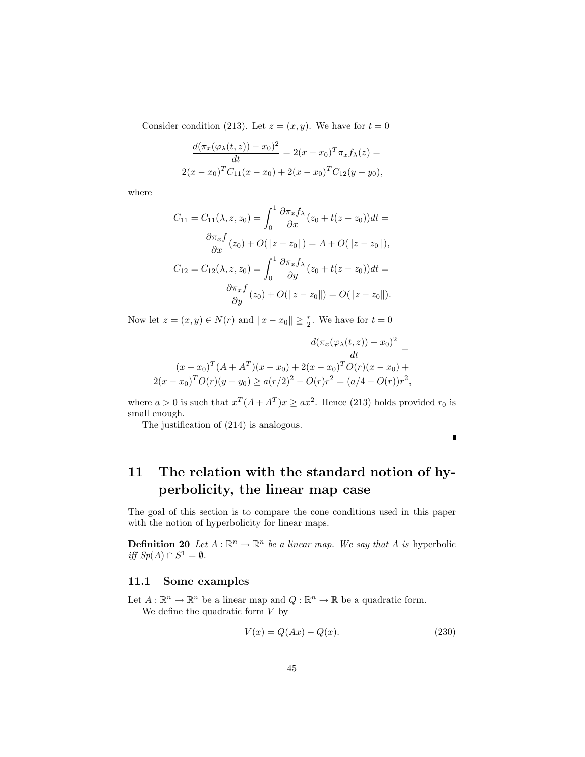Consider condition (213). Let $z = (x, y)$. We have for $t = 0$

$$\frac{d(\pi_x(\varphi_\lambda(t, z)) - x_0)^2}{dt} = 2(x - x_0)^T \pi_x f_\lambda(z) =$$
$$2(x - x_0)^T C_{11}(x - x_0) + 2(x - x_0)^T C_{12}(y - y_0),$$

where

$$C_{11} = C_{11}(\lambda, z, z_0) = \int_0^1 \frac{\partial \pi_x f_\lambda}{\partial x}(z_0 + t(z - z_0))dt =$$
$$\frac{\partial \pi_x f}{\partial x}(z_0) + O(\|z - z_0\|) = A + O(\|z - z_0\|),$$
$$C_{12} = C_{12}(\lambda, z, z_0) = \int_0^1 \frac{\partial \pi_x f_\lambda}{\partial y}(z_0 + t(z - z_0))dt =$$
$$\frac{\partial \pi_x f}{\partial y}(z_0) + O(\|z - z_0\|) = O(\|z - z_0\|).$$

Now let $z = (x, y) \in N(r)$ and $\|x - x_0\| \geq \frac{r}{2}$. We have for $t = 0$

$$\frac{d(\pi_x(\varphi_\lambda(t, z)) - x_0)^2}{dt} =$$
$$(x - x_0)^T (A + A^T)(x - x_0) + 2(x - x_0)^T O(r)(x - x_0) +$$
$$2(x - x_0)^T O(r)(y - y_0) \geq a(r/2)^2 - O(r)r^2 = (a/4 - O(r))r^2,$$

where $a > 0$ is such that $x^T(A + A^T)x \geq ax^2$. Hence (213) holds provided $r_0$ is small enough.

The justification of (214) is analogous.

∎

# 11 The relation with the standard notion of hyperbolicity, the linear map case

The goal of this section is to compare the cone conditions used in this paper with the notion of hyperbolicity for linear maps.

**Definition 20** *Let $A : \mathbb{R}^n \to \mathbb{R}^n$ be a linear map. We say that $A$ is* hyperbolic *iff $Sp(A) \cap S^1 = \emptyset$.*

## 11.1 Some examples

Let $A : \mathbb{R}^n \to \mathbb{R}^n$ be a linear map and $Q : \mathbb{R}^n \to \mathbb{R}$ be a quadratic form.

We define the quadratic form $V$ by

$$V(x) = Q(Ax) - Q(x). \tag{230}$$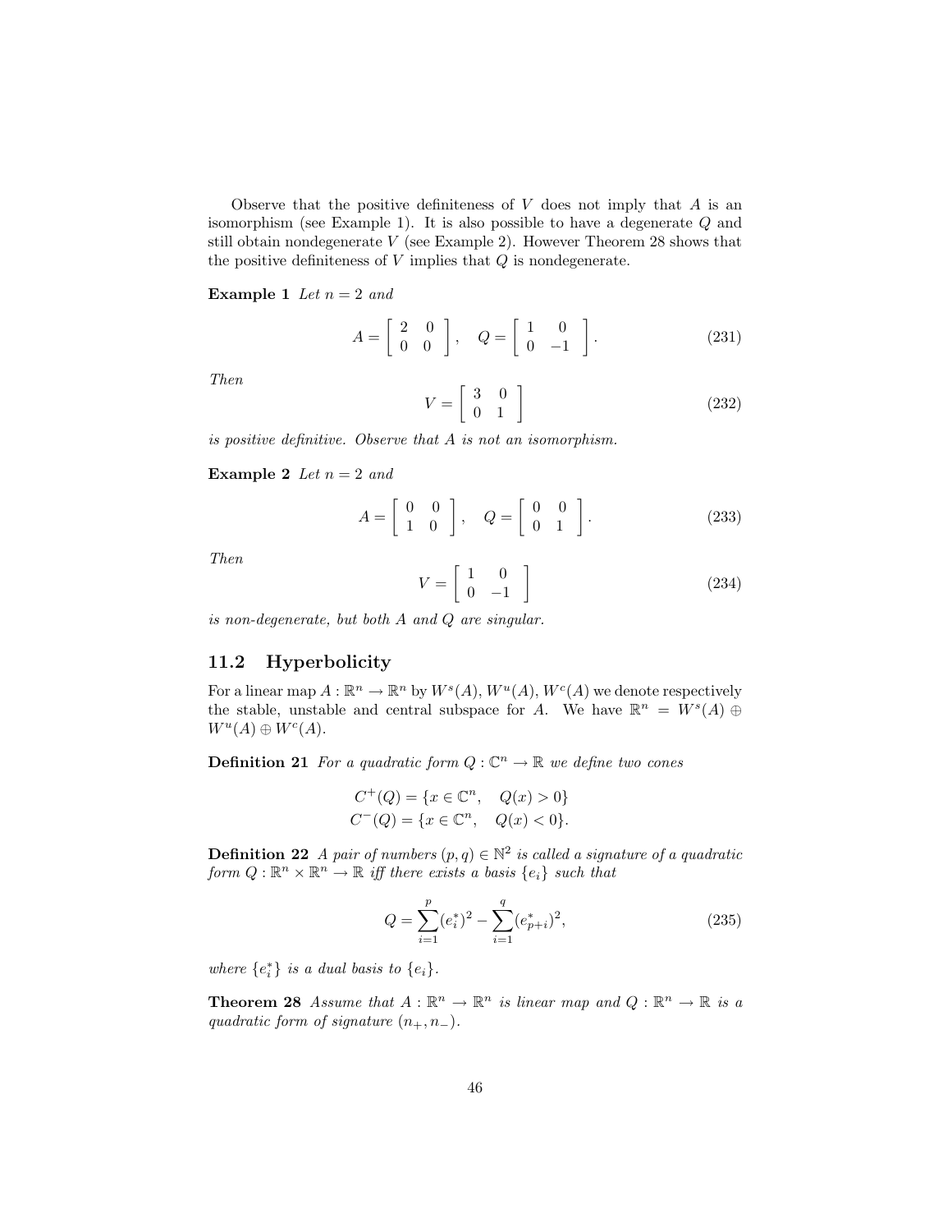Observe that the positive definiteness of $V$ does not imply that $A$ is an isomorphism (see Example 1). It is also possible to have a degenerate $Q$ and still obtain nondegenerate $V$ (see Example 2). However Theorem 28 shows that the positive definiteness of $V$ implies that $Q$ is nondegenerate.

**Example 1** *Let $n = 2$ and*

$$A = \begin{bmatrix} 2 & 0 \\ 0 & 0 \end{bmatrix}, \quad Q = \begin{bmatrix} 1 & 0 \\ 0 & -1 \end{bmatrix}. \tag{231}$$

*Then*

$$V = \begin{bmatrix} 3 & 0 \\ 0 & 1 \end{bmatrix} \tag{232}$$

*is positive definitive. Observe that $A$ is not an isomorphism.*

**Example 2** *Let $n = 2$ and*

$$A = \begin{bmatrix} 0 & 0 \\ 1 & 0 \end{bmatrix}, \quad Q = \begin{bmatrix} 0 & 0 \\ 0 & 1 \end{bmatrix}. \tag{233}$$

*Then*

$$V = \begin{bmatrix} 1 & 0 \\ 0 & -1 \end{bmatrix} \tag{234}$$

*is non-degenerate, but both $A$ and $Q$ are singular.*

## 11.2 Hyperbolicity

For a linear map $A : \mathbb{R}^n \to \mathbb{R}^n$ by $W^s(A), W^u(A), W^c(A)$ we denote respectively the stable, unstable and central subspace for $A$. We have $\mathbb{R}^n = W^s(A) \oplus W^u(A) \oplus W^c(A)$.

**Definition 21** *For a quadratic form $Q : \mathbb{C}^n \to \mathbb{R}$ we define two cones*

$$C^+(Q) = \{x \in \mathbb{C}^n, \quad Q(x) > 0\}$$
$$C^-(Q) = \{x \in \mathbb{C}^n, \quad Q(x) < 0\}.$$

**Definition 22** *A pair of numbers $(p, q) \in \mathbb{N}^2$ is called a signature of a quadratic form $Q : \mathbb{R}^n \times \mathbb{R}^n \to \mathbb{R}$ iff there exists a basis $\{e_i\}$ such that*

$$Q = \sum_{i=1}^{p} (e_i^*)^2 - \sum_{i=1}^{q} (e_{p+i}^*)^2, \tag{235}$$

*where $\{e_i^*\}$ is a dual basis to $\{e_i\}$.*

**Theorem 28** *Assume that $A : \mathbb{R}^n \to \mathbb{R}^n$ is linear map and $Q : \mathbb{R}^n \to \mathbb{R}$ is a quadratic form of signature $(n_+, n_-)$.*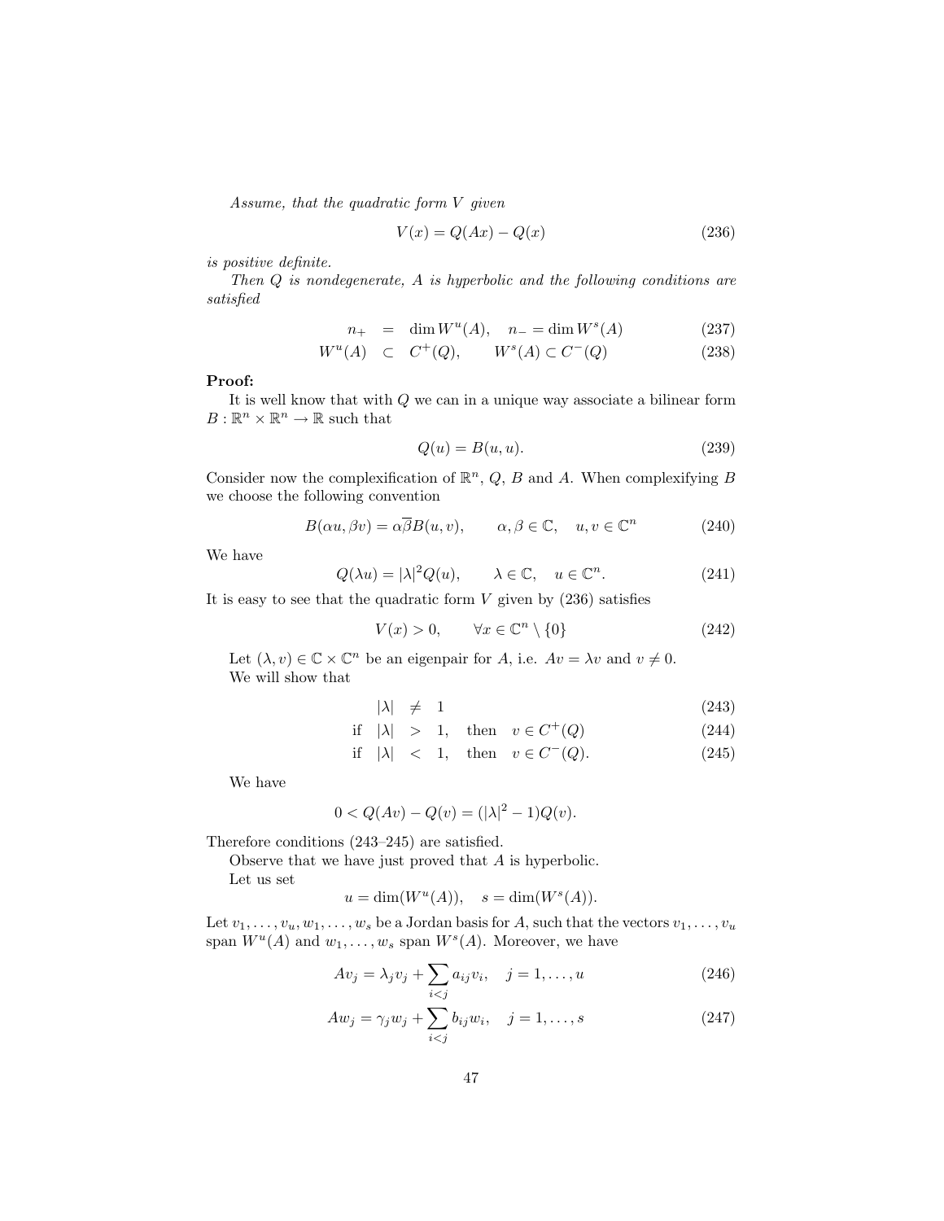*Assume, that the quadratic form $V$ given*

$$V(x) = Q(Ax) - Q(x) \tag{236}$$

*is positive definite.*

*Then $Q$ is nondegenerate, $A$ is hyperbolic and the following conditions are satisfied*

$$\begin{aligned} n_+ &= \dim W^u(A), \quad n_- = \dim W^s(A) \qquad (237) \\ W^u(A) &\subset C^+(Q), \qquad W^s(A) \subset C^-(Q) \qquad (238) \end{aligned}$$

**Proof:**

It is well know that with $Q$ we can in a unique way associate a bilinear form $B : \mathbb{R}^n \times \mathbb{R}^n \to \mathbb{R}$ such that

$$Q(u) = B(u, u). \tag{239}$$

Consider now the complexification of $\mathbb{R}^n$, $Q$, $B$ and $A$. When complexifying $B$ we choose the following convention

$$B(\alpha u, \beta v) = \alpha \overline{\beta} B(u, v), \qquad \alpha, \beta \in \mathbb{C}, \quad u, v \in \mathbb{C}^n \tag{240}$$

We have

$$Q(\lambda u) = |\lambda|^2 Q(u), \qquad \lambda \in \mathbb{C}, \quad u \in \mathbb{C}^n. \tag{241}$$

It is easy to see that the quadratic form $V$ given by (236) satisfies

$$V(x) > 0, \qquad \forall x \in \mathbb{C}^n \setminus \{0\} \tag{242}$$

Let $(\lambda, v) \in \mathbb{C} \times \mathbb{C}^n$ be an eigenpair for $A$, i.e. $Av = \lambda v$ and $v \neq 0$.

We will show that

$$\begin{aligned} & |\lambda| \neq 1 \qquad (243) \\ \text{if} \quad & |\lambda| > 1, \quad \text{then} \quad v \in C^+(Q) \qquad (244) \\ \text{if} \quad & |\lambda| < 1, \quad \text{then} \quad v \in C^-(Q). \qquad (245) \end{aligned}$$

We have

$$0 < Q(Av) - Q(v) = (|\lambda|^2 - 1) Q(v).$$

Therefore conditions (243–245) are satisfied.

Observe that we have just proved that $A$ is hyperbolic.

Let us set

$$u = \dim(W^u(A)), \quad s = \dim(W^s(A)).$$

Let $v_1, \dots, v_u, w_1, \dots, w_s$ be a Jordan basis for $A$, such that the vectors $v_1, \dots, v_u$ span $W^u(A)$ and $w_1, \dots, w_s$ span $W^s(A)$. Moreover, we have

$$Av_j = \lambda_j v_j + \sum_{i<j} a_{ij} v_i, \quad j = 1, \dots, u \tag{246}$$

$$Aw_j = \gamma_j w_j + \sum_{i<j} b_{ij} w_i, \quad j = 1, \dots, s \tag{247}$$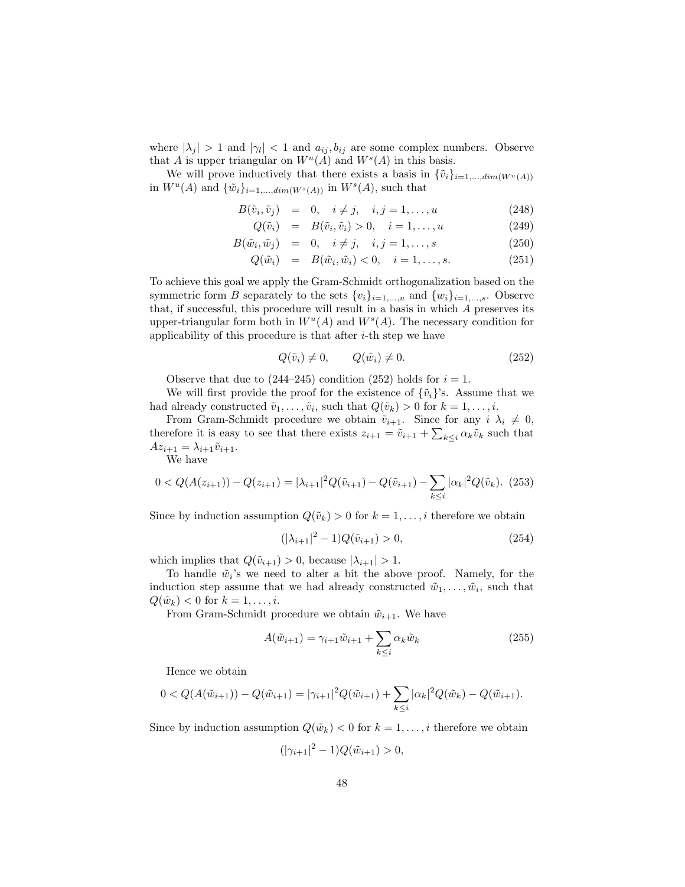where $|\lambda_j| > 1$ and $|\gamma_l| < 1$ and $a_{ij}, b_{ij}$ are some complex numbers. Observe that $A$ is upper triangular on $W^u(A)$ and $W^s(A)$ in this basis.

We will prove inductively that there exists a basis in $\{\tilde{v}_i\}_{i=1,\ldots,dim(W^u(A))}$ in $W^u(A)$ and $\{\tilde{w}_i\}_{i=1,\ldots,dim(W^s(A))}$ in $W^s(A)$, such that

$$
\begin{aligned}
B(\tilde{v}_i, \tilde{v}_j) &= 0, \quad i \neq j, \quad i,j = 1, \ldots, u & (248)\\
Q(\tilde{v}_i) &= B(\tilde{v}_i, \tilde{v}_i) > 0, \quad i = 1, \ldots, u & (249)\\
B(\tilde{w}_i, \tilde{w}_j) &= 0, \quad i \neq j, \quad i,j = 1, \ldots, s & (250)\\
Q(\tilde{w}_i) &= B(\tilde{w}_i, \tilde{w}_i) < 0, \quad i = 1, \ldots, s. & (251)
\end{aligned}
$$

To achieve this goal we apply the Gram-Schmidt orthogonalization based on the symmetric form $B$ separately to the sets $\{v_i\}_{i=1,\ldots,u}$ and $\{w_i\}_{i=1,\ldots,s}$. Observe that, if successful, this procedure will result in a basis in which $A$ preserves its upper-triangular form both in $W^u(A)$ and $W^s(A)$. The necessary condition for applicability of this procedure is that after $i$-th step we have

$$
Q(\tilde{v}_i) \neq 0, \qquad Q(\tilde{w}_i) \neq 0. \tag{252}
$$

Observe that due to (244–245) condition (252) holds for $i = 1$.

We will first provide the proof for the existence of $\{\tilde{v}_i\}$'s. Assume that we had already constructed $\tilde{v}_1, \ldots, \tilde{v}_i$, such that $Q(\tilde{v}_k) > 0$ for $k = 1, \ldots, i$.

From Gram-Schmidt procedure we obtain $\tilde{v}_{i+1}$. Since for any $i$ $\lambda_i \neq 0$, therefore it is easy to see that there exists $z_{i+1} = \tilde{v}_{i+1} + \sum_{k \leq i} \alpha_k \tilde{v}_k$ such that $A z_{i+1} = \lambda_{i+1} \tilde{v}_{i+1}$.

We have

$$
0 < Q(A(z_{i+1})) - Q(z_{i+1}) = |\lambda_{i+1}|^2 Q(\tilde{v}_{i+1}) - Q(\tilde{v}_{i+1}) - \sum_{k \leq i} |\alpha_k|^2 Q(\tilde{v}_k). \tag{253}
$$

Since by induction assumption $Q(\tilde{v}_k) > 0$ for $k = 1, \ldots, i$ therefore we obtain

$$
(|\lambda_{i+1}|^2 - 1) Q(\tilde{v}_{i+1}) > 0, \tag{254}
$$

which implies that $Q(\tilde{v}_{i+1}) > 0$, because $|\lambda_{i+1}| > 1$.

To handle $\tilde{w}_i$'s we need to alter a bit the above proof. Namely, for the induction step assume that we had already constructed $\tilde{w}_1, \ldots, \tilde{w}_i$, such that $Q(\tilde{w}_k) < 0$ for $k = 1, \ldots, i$.

From Gram-Schmidt procedure we obtain $\tilde{w}_{i+1}$. We have

$$
A(\tilde{w}_{i+1}) = \gamma_{i+1} \tilde{w}_{i+1} + \sum_{k \leq i} \alpha_k \tilde{w}_k \tag{255}
$$

Hence we obtain

$$
0 < Q(A(\tilde{w}_{i+1})) - Q(\tilde{w}_{i+1}) = |\gamma_{i+1}|^2 Q(\tilde{w}_{i+1}) + \sum_{k \leq i} |\alpha_k|^2 Q(\tilde{w}_k) - Q(\tilde{w}_{i+1}).
$$

Since by induction assumption $Q(\tilde{w}_k) < 0$ for $k = 1, \ldots, i$ therefore we obtain

$$
(|\gamma_{i+1}|^2 - 1) Q(\tilde{w}_{i+1}) > 0,
$$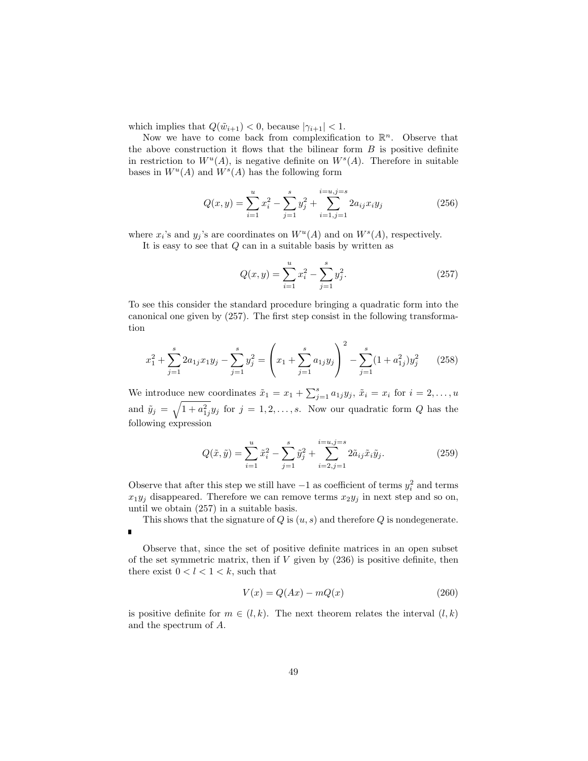which implies that $Q(\tilde{w}_{i+1}) < 0$, because $|\gamma_{i+1}| < 1$.

Now we have to come back from complexification to $\mathbb{R}^n$. Observe that the above construction it flows that the bilinear form $B$ is positive definite in restriction to $W^u(A)$, is negative definite on $W^s(A)$. Therefore in suitable bases in $W^u(A)$ and $W^s(A)$ has the following form

$$Q(x, y) = \sum_{i=1}^{u} x_i^2 - \sum_{j=1}^{s} y_j^2 + \sum_{i=1,j=1}^{i=u,j=s} 2a_{ij} x_i y_j \tag{256}$$

where $x_i$'s and $y_j$'s are coordinates on $W^u(A)$ and on $W^s(A)$, respectively.

It is easy to see that $Q$ can in a suitable basis by written as

$$Q(x, y) = \sum_{i=1}^{u} x_i^2 - \sum_{j=1}^{s} y_j^2. \tag{257}$$

To see this consider the standard procedure bringing a quadratic form into the canonical one given by (257). The first step consist in the following transformation

$$x_1^2 + \sum_{j=1}^{s} 2a_{1j} x_1 y_j - \sum_{j=1}^{s} y_j^2 = \left( x_1 + \sum_{j=1}^{s} a_{1j} y_j \right)^2 - \sum_{j=1}^{s} (1 + a_{1j}^2) y_j^2 \tag{258}$$

We introduce new coordinates $\tilde{x}_1 = x_1 + \sum_{j=1}^{s} a_{1j} y_j$, $\tilde{x}_i = x_i$ for $i = 2, \ldots, u$ and $\tilde{y}_j = \sqrt{1 + a_{1j}^2} y_j$ for $j = 1, 2, \ldots, s$. Now our quadratic form $Q$ has the following expression

$$Q(\tilde{x}, \tilde{y}) = \sum_{i=1}^{u} \tilde{x}_i^2 - \sum_{j=1}^{s} \tilde{y}_j^2 + \sum_{i=2,j=1}^{i=u,j=s} 2\tilde{a}_{ij} \tilde{x}_i \tilde{y}_j. \tag{259}$$

Observe that after this step we still have $-1$ as coefficient of terms $y_i^2$ and terms $x_1 y_j$ disappeared. Therefore we can remove terms $x_2 y_j$ in next step and so on, until we obtain (257) in a suitable basis.

This shows that the signature of $Q$ is $(u, s)$ and therefore $Q$ is nondegenerate. ∎

Observe that, since the set of positive definite matrices in an open subset of the set symmetric matrix, then if $V$ given by (236) is positive definite, then there exist $0 < l < 1 < k$, such that

$$V(x) = Q(Ax) - mQ(x) \tag{260}$$

is positive definite for $m \in (l, k)$. The next theorem relates the interval $(l, k)$ and the spectrum of $A$.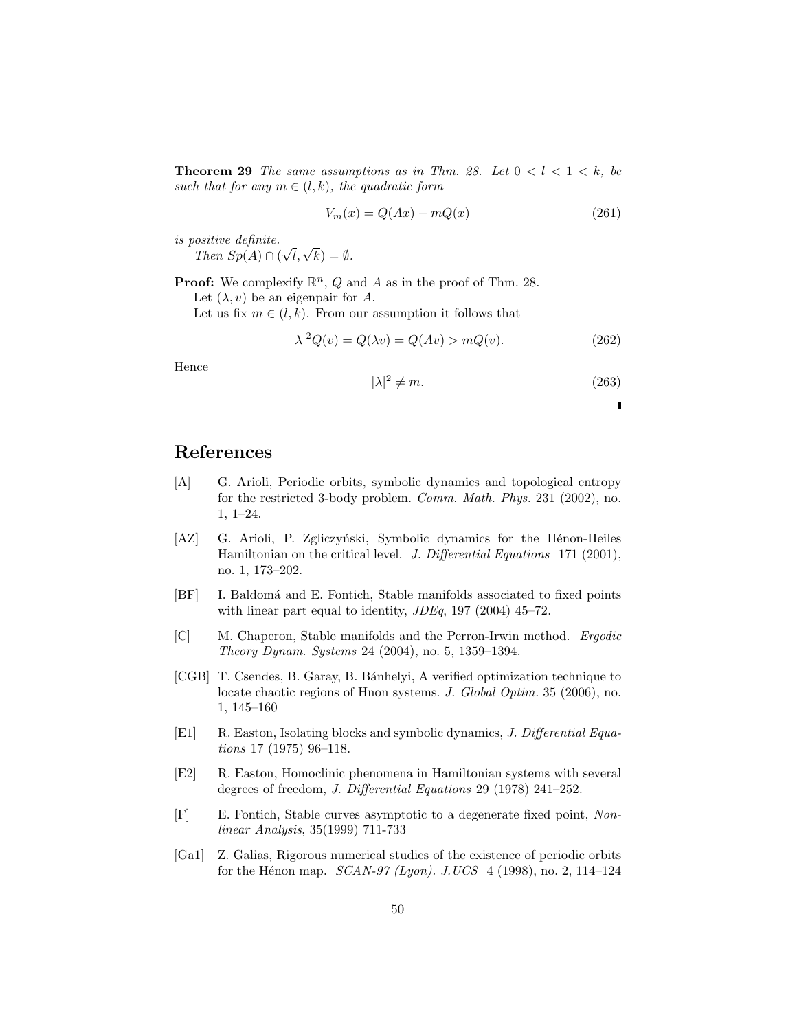**Theorem 29** *The same assumptions as in Thm. 28. Let $0 < l < 1 < k$, be such that for any $m \in (l, k)$, the quadratic form*

$$V_m(x) = Q(Ax) - mQ(x) \tag{261}$$

*is positive definite.*

*Then $Sp(A) \cap (\sqrt{l}, \sqrt{k}) = \emptyset$.*

**Proof:** We complexify $\mathbb{R}^n$, $Q$ and $A$ as in the proof of Thm. 28.

Let $(\lambda, v)$ be an eigenpair for $A$.

Let us fix $m \in (l, k)$. From our assumption it follows that

$$|\lambda|^2 Q(v) = Q(\lambda v) = Q(Av) > mQ(v). \tag{262}$$

Hence

$$|\lambda|^2 \neq m. \tag{263}$$

■

## References

[A] G. Arioli, Periodic orbits, symbolic dynamics and topological entropy for the restricted 3-body problem. *Comm. Math. Phys.* 231 (2002), no. 1, 1–24.

[AZ] G. Arioli, P. Zgliczyński, Symbolic dynamics for the Hénon-Heiles Hamiltonian on the critical level. *J. Differential Equations* 171 (2001), no. 1, 173–202.

[BF] I. Baldomá and E. Fontich, Stable manifolds associated to fixed points with linear part equal to identity, *JDEq*, 197 (2004) 45–72.

[C] M. Chaperon, Stable manifolds and the Perron-Irwin method. *Ergodic Theory Dynam. Systems* 24 (2004), no. 5, 1359–1394.

[CGB] T. Csendes, B. Garay, B. Bánhelyi, A verified optimization technique to locate chaotic regions of Hnon systems. *J. Global Optim.* 35 (2006), no. 1, 145–160

[E1] R. Easton, Isolating blocks and symbolic dynamics, *J. Differential Equations* 17 (1975) 96–118.

[E2] R. Easton, Homoclinic phenomena in Hamiltonian systems with several degrees of freedom, *J. Differential Equations* 29 (1978) 241–252.

[F] E. Fontich, Stable curves asymptotic to a degenerate fixed point, *Nonlinear Analysis*, 35(1999) 711-733

[Ga1] Z. Galias, Rigorous numerical studies of the existence of periodic orbits for the Hénon map. *SCAN-97 (Lyon). J.UCS* 4 (1998), no. 2, 114–124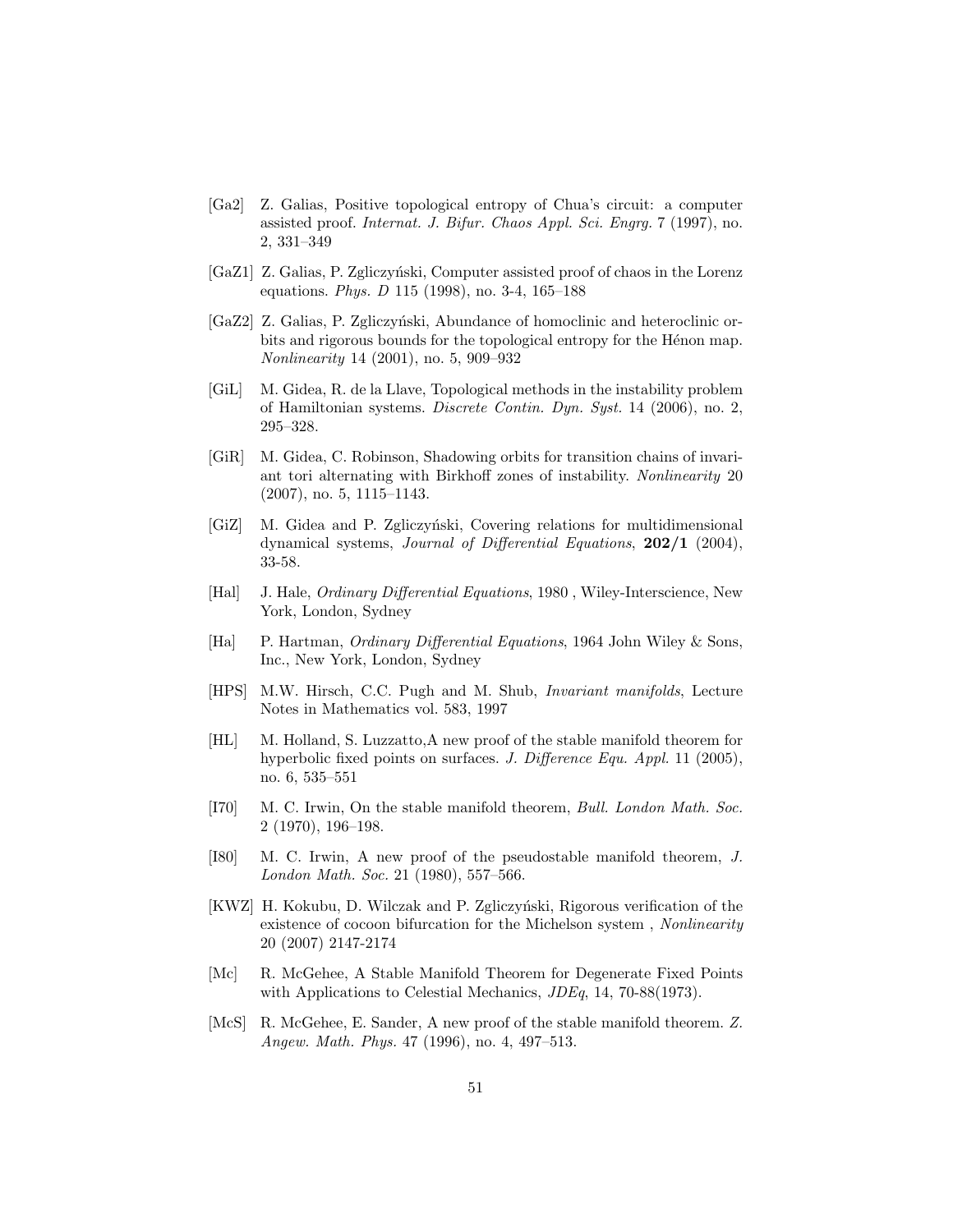[Ga2] Z. Galias, Positive topological entropy of Chua's circuit: a computer assisted proof. *Internat. J. Bifur. Chaos Appl. Sci. Engrg.* 7 (1997), no. 2, 331–349

[GaZ1] Z. Galias, P. Zgliczyński, Computer assisted proof of chaos in the Lorenz equations. *Phys. D* 115 (1998), no. 3-4, 165–188

[GaZ2] Z. Galias, P. Zgliczyński, Abundance of homoclinic and heteroclinic orbits and rigorous bounds for the topological entropy for the Hénon map. *Nonlinearity* 14 (2001), no. 5, 909–932

[GiL] M. Gidea, R. de la Llave, Topological methods in the instability problem of Hamiltonian systems. *Discrete Contin. Dyn. Syst.* 14 (2006), no. 2, 295–328.

[GiR] M. Gidea, C. Robinson, Shadowing orbits for transition chains of invariant tori alternating with Birkhoff zones of instability. *Nonlinearity* 20 (2007), no. 5, 1115–1143.

[GiZ] M. Gidea and P. Zgliczyński, Covering relations for multidimensional dynamical systems, *Journal of Differential Equations*, **202/1** (2004), 33-58.

[Hal] J. Hale, *Ordinary Differential Equations*, 1980 , Wiley-Interscience, New York, London, Sydney

[Ha] P. Hartman, *Ordinary Differential Equations*, 1964 John Wiley & Sons, Inc., New York, London, Sydney

[HPS] M.W. Hirsch, C.C. Pugh and M. Shub, *Invariant manifolds*, Lecture Notes in Mathematics vol. 583, 1997

[HL] M. Holland, S. Luzzatto,A new proof of the stable manifold theorem for hyperbolic fixed points on surfaces. *J. Difference Equ. Appl.* 11 (2005), no. 6, 535–551

[I70] M. C. Irwin, On the stable manifold theorem, *Bull. London Math. Soc.* 2 (1970), 196–198.

[I80] M. C. Irwin, A new proof of the pseudostable manifold theorem, *J. London Math. Soc.* 21 (1980), 557–566.

[KWZ] H. Kokubu, D. Wilczak and P. Zgliczyński, Rigorous verification of the existence of cocoon bifurcation for the Michelson system , *Nonlinearity* 20 (2007) 2147-2174

[Mc] R. McGehee, A Stable Manifold Theorem for Degenerate Fixed Points with Applications to Celestial Mechanics, *JDEq*, 14, 70-88(1973).

[McS] R. McGehee, E. Sander, A new proof of the stable manifold theorem. *Z. Angew. Math. Phys.* 47 (1996), no. 4, 497–513.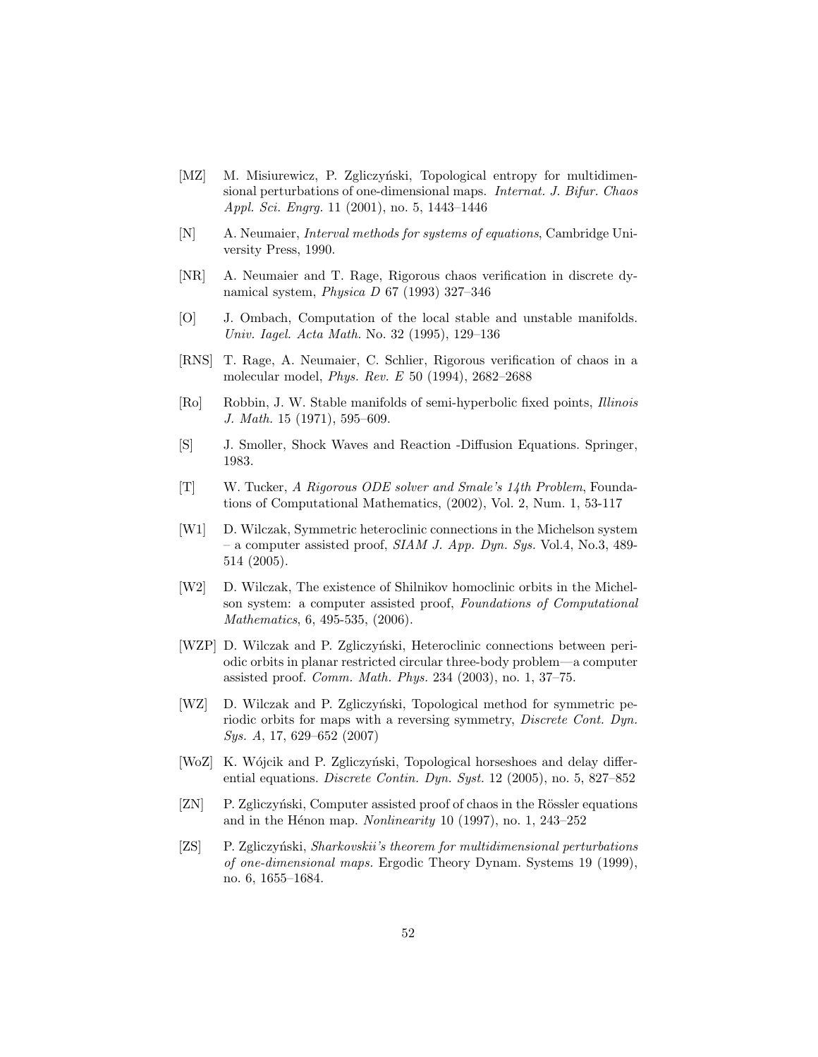[MZ] M. Misiurewicz, P. Zgliczyński, Topological entropy for multidimensional perturbations of one-dimensional maps. *Internat. J. Bifur. Chaos Appl. Sci. Engrg.* 11 (2001), no. 5, 1443–1446

[N] A. Neumaier, *Interval methods for systems of equations*, Cambridge University Press, 1990.

[NR] A. Neumaier and T. Rage, Rigorous chaos verification in discrete dynamical system, *Physica D* 67 (1993) 327–346

[O] J. Ombach, Computation of the local stable and unstable manifolds. *Univ. Iagel. Acta Math.* No. 32 (1995), 129–136

[RNS] T. Rage, A. Neumaier, C. Schlier, Rigorous verification of chaos in a molecular model, *Phys. Rev. E* 50 (1994), 2682–2688

[Ro] Robbin, J. W. Stable manifolds of semi-hyperbolic fixed points, *Illinois J. Math.* 15 (1971), 595–609.

[S] J. Smoller, Shock Waves and Reaction -Diffusion Equations. Springer, 1983.

[T] W. Tucker, *A Rigorous ODE solver and Smale's 14th Problem*, Foundations of Computational Mathematics, (2002), Vol. 2, Num. 1, 53-117

[W1] D. Wilczak, Symmetric heteroclinic connections in the Michelson system – a computer assisted proof, *SIAM J. App. Dyn. Sys.* Vol.4, No.3, 489-514 (2005).

[W2] D. Wilczak, The existence of Shilnikov homoclinic orbits in the Michelson system: a computer assisted proof, *Foundations of Computational Mathematics*, 6, 495-535, (2006).

[WZP] D. Wilczak and P. Zgliczyński, Heteroclinic connections between periodic orbits in planar restricted circular three-body problem—a computer assisted proof. *Comm. Math. Phys.* 234 (2003), no. 1, 37–75.

[WZ] D. Wilczak and P. Zgliczyński, Topological method for symmetric periodic orbits for maps with a reversing symmetry, *Discrete Cont. Dyn. Sys. A*, 17, 629–652 (2007)

[WoZ] K. Wójcik and P. Zgliczyński, Topological horseshoes and delay differential equations. *Discrete Contin. Dyn. Syst.* 12 (2005), no. 5, 827–852

[ZN] P. Zgliczyński, Computer assisted proof of chaos in the Rössler equations and in the Hénon map. *Nonlinearity* 10 (1997), no. 1, 243–252

[ZS] P. Zgliczyński, *Sharkovskii's theorem for multidimensional perturbations of one-dimensional maps.* Ergodic Theory Dynam. Systems 19 (1999), no. 6, 1655–1684.